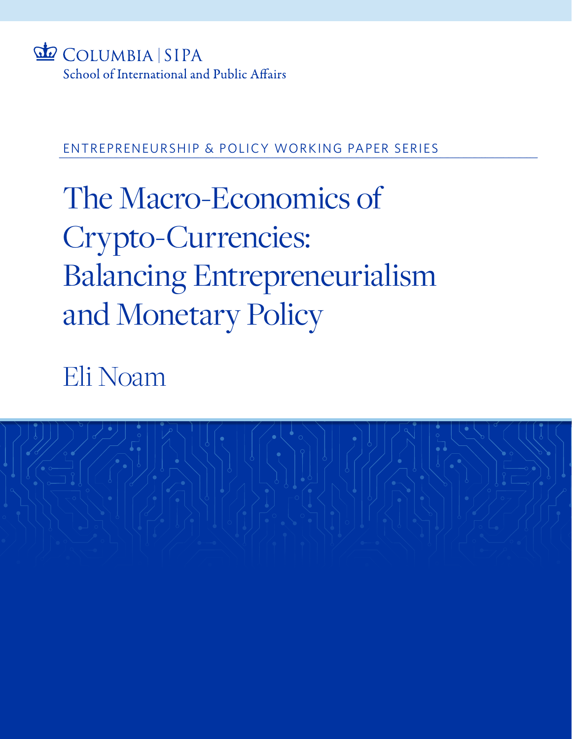COLUMBIA | SIPA
School of International and Public Affairs

ENTREPRENEURSHIP & POLICY WORKING PAPER SERIES

# The Macro-Economics of Crypto-Currencies: Balancing Entrepreneurialism and Monetary Policy

Eli Noam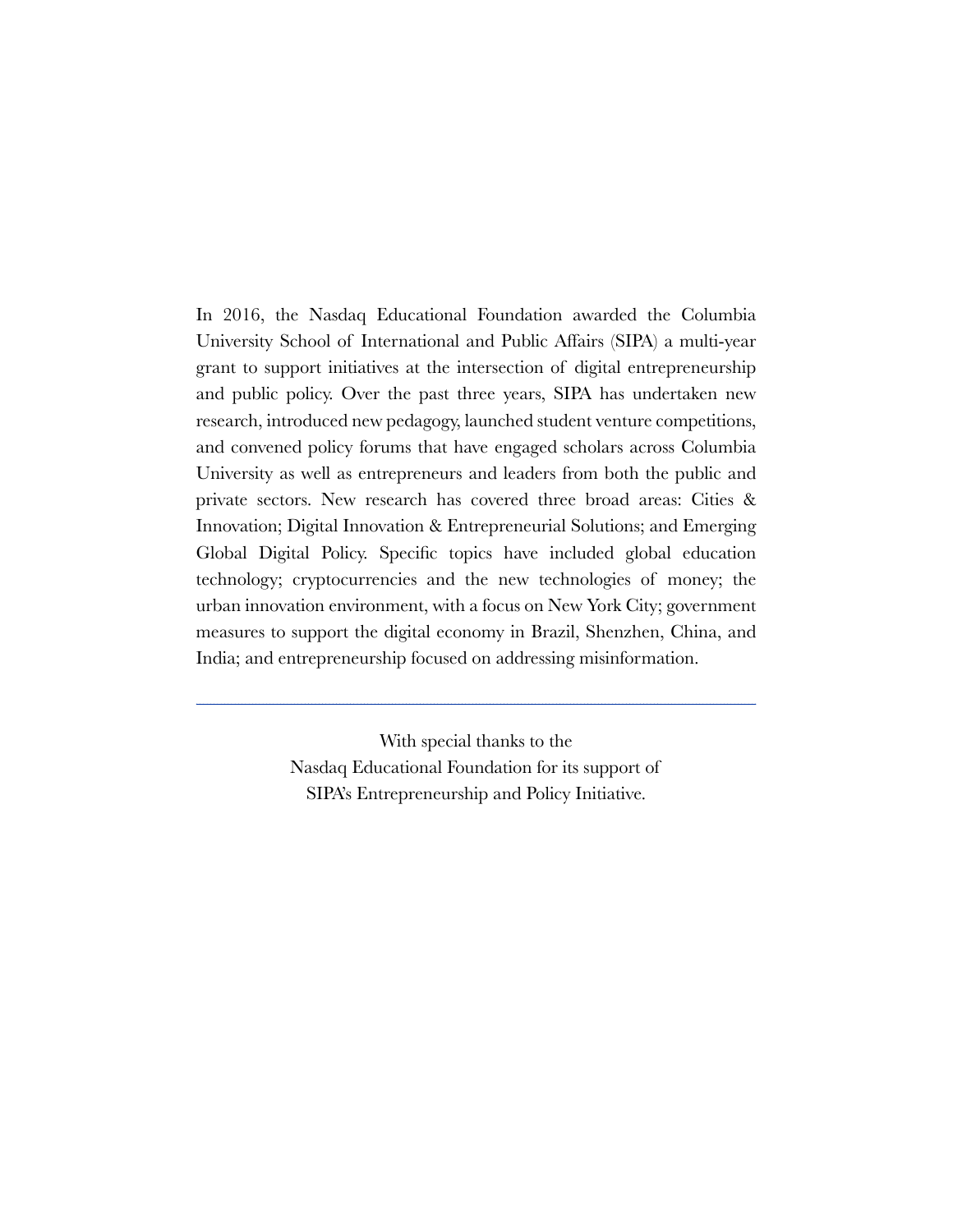In 2016, the Nasdaq Educational Foundation awarded the Columbia University School of International and Public Affairs (SIPA) a multi-year grant to support initiatives at the intersection of digital entrepreneurship and public policy. Over the past three years, SIPA has undertaken new research, introduced new pedagogy, launched student venture competitions, and convened policy forums that have engaged scholars across Columbia University as well as entrepreneurs and leaders from both the public and private sectors. New research has covered three broad areas: Cities & Innovation; Digital Innovation & Entrepreneurial Solutions; and Emerging Global Digital Policy. Specific topics have included global education technology; cryptocurrencies and the new technologies of money; the urban innovation environment, with a focus on New York City; government measures to support the digital economy in Brazil, Shenzhen, China, and India; and entrepreneurship focused on addressing misinformation.

---

With special thanks to the
Nasdaq Educational Foundation for its support of
SIPA's Entrepreneurship and Policy Initiative.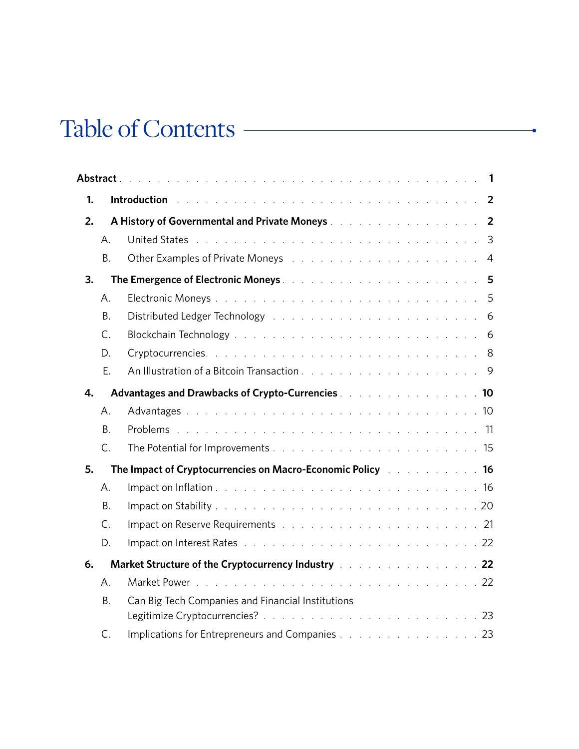# Table of Contents

**Abstract** . . . **1**

**1. Introduction** . . . **2**

**2. A History of Governmental and Private Moneys** . . . **2**

- A. United States . . . 3
- B. Other Examples of Private Moneys . . . 4

**3. The Emergence of Electronic Moneys** . . . **5**

- A. Electronic Moneys . . . 5
- B. Distributed Ledger Technology . . . 6
- C. Blockchain Technology . . . 6
- D. Cryptocurrencies . . . 8
- E. An Illustration of a Bitcoin Transaction . . . 9

**4. Advantages and Drawbacks of Crypto-Currencies** . . . **10**

- A. Advantages . . . 10
- B. Problems . . . 11
- C. The Potential for Improvements . . . 15

**5. The Impact of Cryptocurrencies on Macro-Economic Policy** . . . **16**

- A. Impact on Inflation . . . 16
- B. Impact on Stability . . . 20
- C. Impact on Reserve Requirements . . . 21
- D. Impact on Interest Rates . . . 22

**6. Market Structure of the Cryptocurrency Industry** . . . **22**

- A. Market Power . . . 22
- B. Can Big Tech Companies and Financial Institutions Legitimize Cryptocurrencies? . . . 23
- C. Implications for Entrepreneurs and Companies . . . 23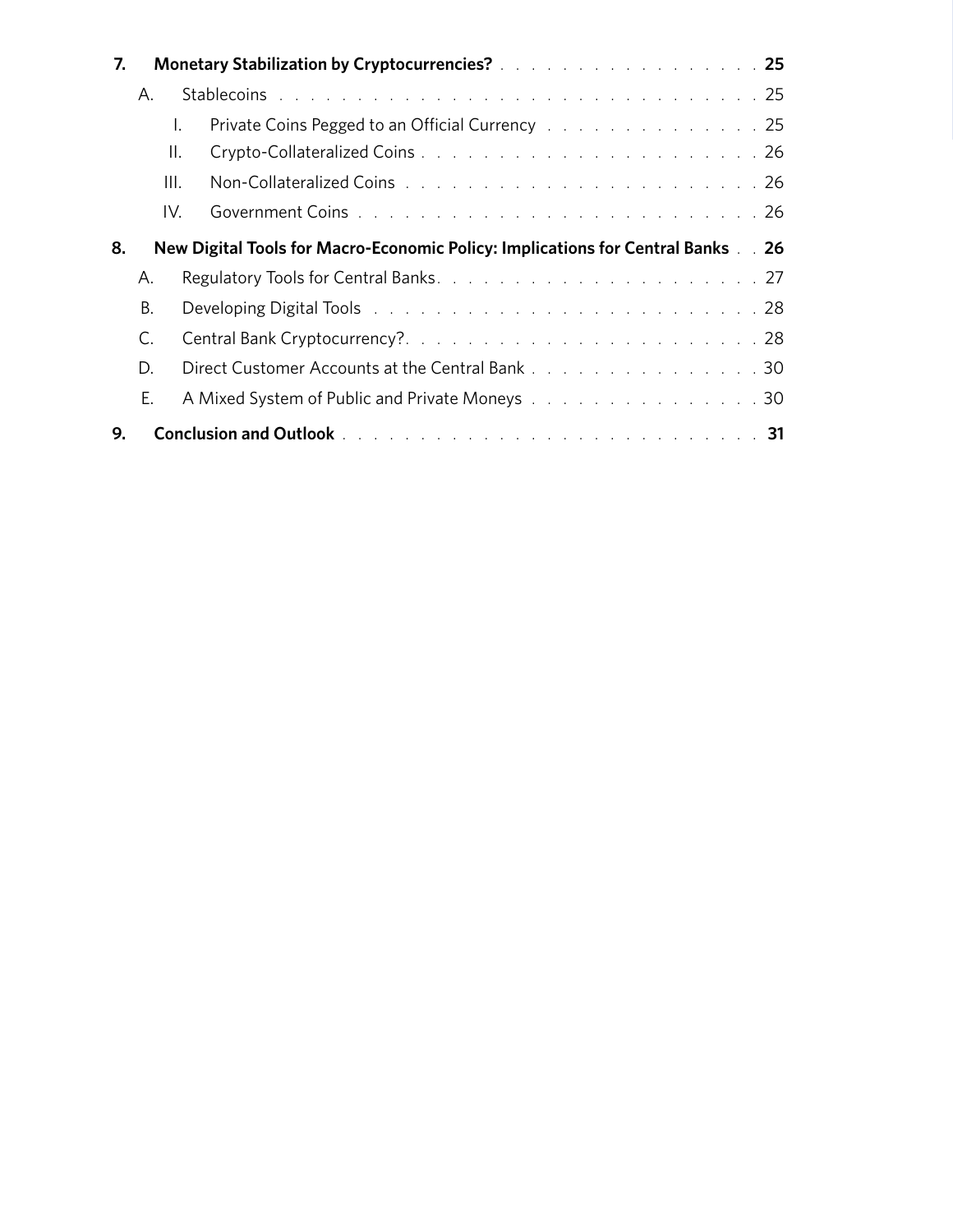**7. Monetary Stabilization by Cryptocurrencies? . . . . . . . . . . . . . . . . . . . 25**

- A. Stablecoins . . . . . . . . . . . . . . . . . . . . . . . . . . . . . . . . . . . 25
  - I. Private Coins Pegged to an Official Currency . . . . . . . . . . . . . . . 25
  - II. Crypto-Collateralized Coins . . . . . . . . . . . . . . . . . . . . . . . . 26
  - III. Non-Collateralized Coins . . . . . . . . . . . . . . . . . . . . . . . . 26
  - IV. Government Coins . . . . . . . . . . . . . . . . . . . . . . . . . . . . 26

**8. New Digital Tools for Macro-Economic Policy: Implications for Central Banks . . 26**

- A. Regulatory Tools for Central Banks. . . . . . . . . . . . . . . . . . . . . . 27
- B. Developing Digital Tools . . . . . . . . . . . . . . . . . . . . . . . . . . 28
- C. Central Bank Cryptocurrency?. . . . . . . . . . . . . . . . . . . . . . . . 28
- D. Direct Customer Accounts at the Central Bank . . . . . . . . . . . . . . . . 30
- E. A Mixed System of Public and Private Moneys . . . . . . . . . . . . . . . . 30

**9. Conclusion and Outlook . . . . . . . . . . . . . . . . . . . . . . . . . . . . 31**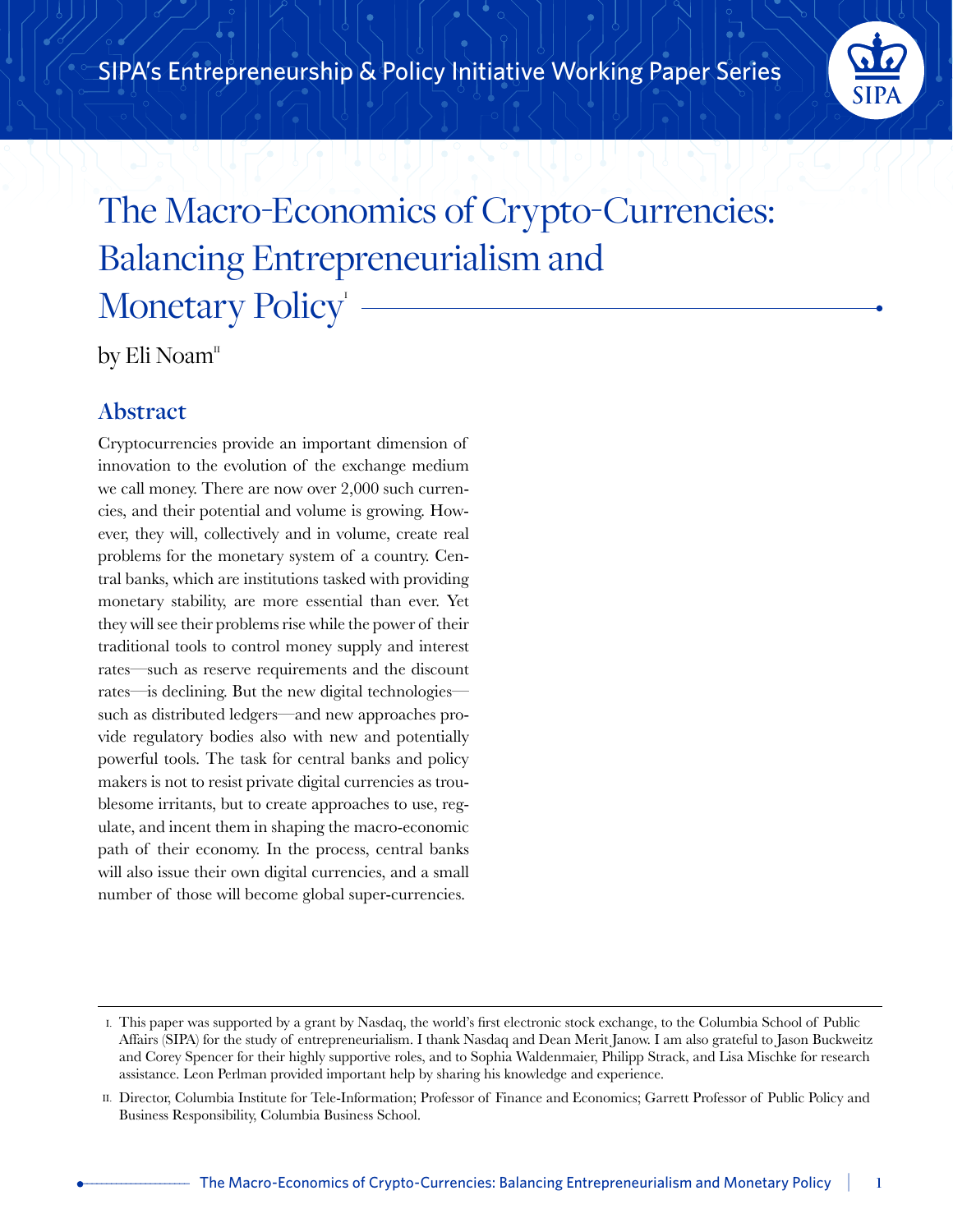SIPA's Entrepreneurship & Policy Initiative Working Paper Series

# The Macro-Economics of Crypto-Currencies: Balancing Entrepreneurialism and Monetary Policy[I]

by Eli Noam[II]

## Abstract

Cryptocurrencies provide an important dimension of innovation to the evolution of the exchange medium we call money. There are now over 2,000 such currencies, and their potential and volume is growing. However, they will, collectively and in volume, create real problems for the monetary system of a country. Central banks, which are institutions tasked with providing monetary stability, are more essential than ever. Yet they will see their problems rise while the power of their traditional tools to control money supply and interest rates—such as reserve requirements and the discount rates—is declining. But the new digital technologies—such as distributed ledgers—and new approaches provide regulatory bodies also with new and potentially powerful tools. The task for central banks and policy makers is not to resist private digital currencies as troublesome irritants, but to create approaches to use, regulate, and incent them in shaping the macro-economic path of their economy. In the process, central banks will also issue their own digital currencies, and a small number of those will become global super-currencies.

---

I. This paper was supported by a grant by Nasdaq, the world's first electronic stock exchange, to the Columbia School of Public Affairs (SIPA) for the study of entrepreneurialism. I thank Nasdaq and Dean Merit Janow. I am also grateful to Jason Buckweitz and Corey Spencer for their highly supportive roles, and to Sophia Waldenmaier, Philipp Strack, and Lisa Mischke for research assistance. Leon Perlman provided important help by sharing his knowledge and experience.

II. Director, Columbia Institute for Tele-Information; Professor of Finance and Economics; Garrett Professor of Public Policy and Business Responsibility, Columbia Business School.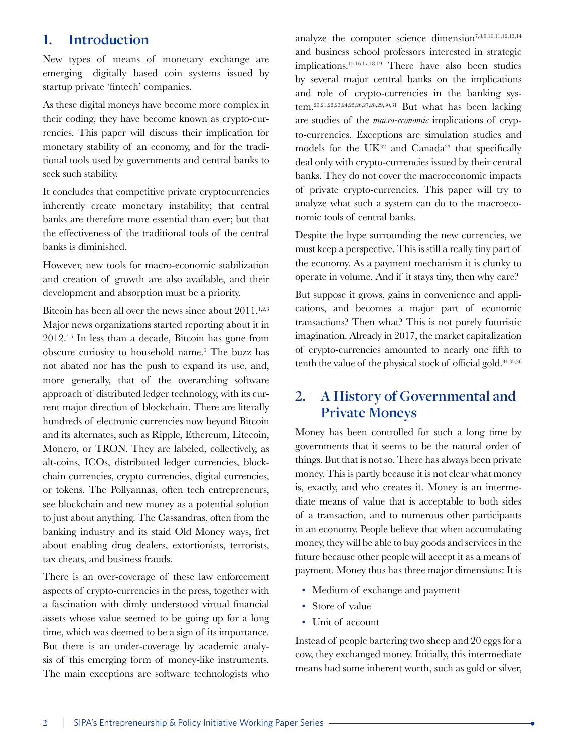## 1. Introduction

New types of means of monetary exchange are emerging—digitally based coin systems issued by startup private 'fintech' companies.

As these digital moneys have become more complex in their coding, they have become known as crypto-currencies. This paper will discuss their implication for monetary stability of an economy, and for the traditional tools used by governments and central banks to seek such stability.

It concludes that competitive private cryptocurrencies inherently create monetary instability; that central banks are therefore more essential than ever; but that the effectiveness of the traditional tools of the central banks is diminished.

However, new tools for macro-economic stabilization and creation of growth are also available, and their development and absorption must be a priority.

Bitcoin has been all over the news since about 2011.[1,2,3] Major news organizations started reporting about it in 2012.[4,5] In less than a decade, Bitcoin has gone from obscure curiosity to household name.[6] The buzz has not abated nor has the push to expand its use, and, more generally, that of the overarching software approach of distributed ledger technology, with its current major direction of blockchain. There are literally hundreds of electronic currencies now beyond Bitcoin and its alternates, such as Ripple, Ethereum, Litecoin, Monero, or TRON. They are labeled, collectively, as alt-coins, ICOs, distributed ledger currencies, blockchain currencies, crypto currencies, digital currencies, or tokens. The Pollyannas, often tech entrepreneurs, see blockchain and new money as a potential solution to just about anything. The Cassandras, often from the banking industry and its staid Old Money ways, fret about enabling drug dealers, extortionists, terrorists, tax cheats, and business frauds.

There is an over-coverage of these law enforcement aspects of crypto-currencies in the press, together with a fascination with dimly understood virtual financial assets whose value seemed to be going up for a long time, which was deemed to be a sign of its importance. But there is an under-coverage by academic analysis of this emerging form of money-like instruments. The main exceptions are software technologists who analyze the computer science dimension[7,8,9,10,11,12,13,14] and business school professors interested in strategic implications.[15,16,17,18,19] There have also been studies by several major central banks on the implications and role of crypto-currencies in the banking system.[20,21,22,23,24,25,26,27,28,29,30,31] But what has been lacking are studies of the *macro-economic* implications of crypto-currencies. Exceptions are simulation studies and models for the UK[32] and Canada[33] that specifically deal only with crypto-currencies issued by their central banks. They do not cover the macroeconomic impacts of private crypto-currencies. This paper will try to analyze what such a system can do to the macroeconomic tools of central banks.

Despite the hype surrounding the new currencies, we must keep a perspective. This is still a really tiny part of the economy. As a payment mechanism it is clunky to operate in volume. And if it stays tiny, then why care?

But suppose it grows, gains in convenience and applications, and becomes a major part of economic transactions? Then what? This is not purely futuristic imagination. Already in 2017, the market capitalization of crypto-currencies amounted to nearly one fifth to tenth the value of the physical stock of official gold.[34,35,36]

## 2. A History of Governmental and Private Moneys

Money has been controlled for such a long time by governments that it seems to be the natural order of things. But that is not so. There has always been private money. This is partly because it is not clear what money is, exactly, and who creates it. Money is an intermediate means of value that is acceptable to both sides of a transaction, and to numerous other participants in an economy. People believe that when accumulating money, they will be able to buy goods and services in the future because other people will accept it as a means of payment. Money thus has three major dimensions: It is

- Medium of exchange and payment
- Store of value
- Unit of account

Instead of people bartering two sheep and 20 eggs for a cow, they exchanged money. Initially, this intermediate means had some inherent worth, such as gold or silver,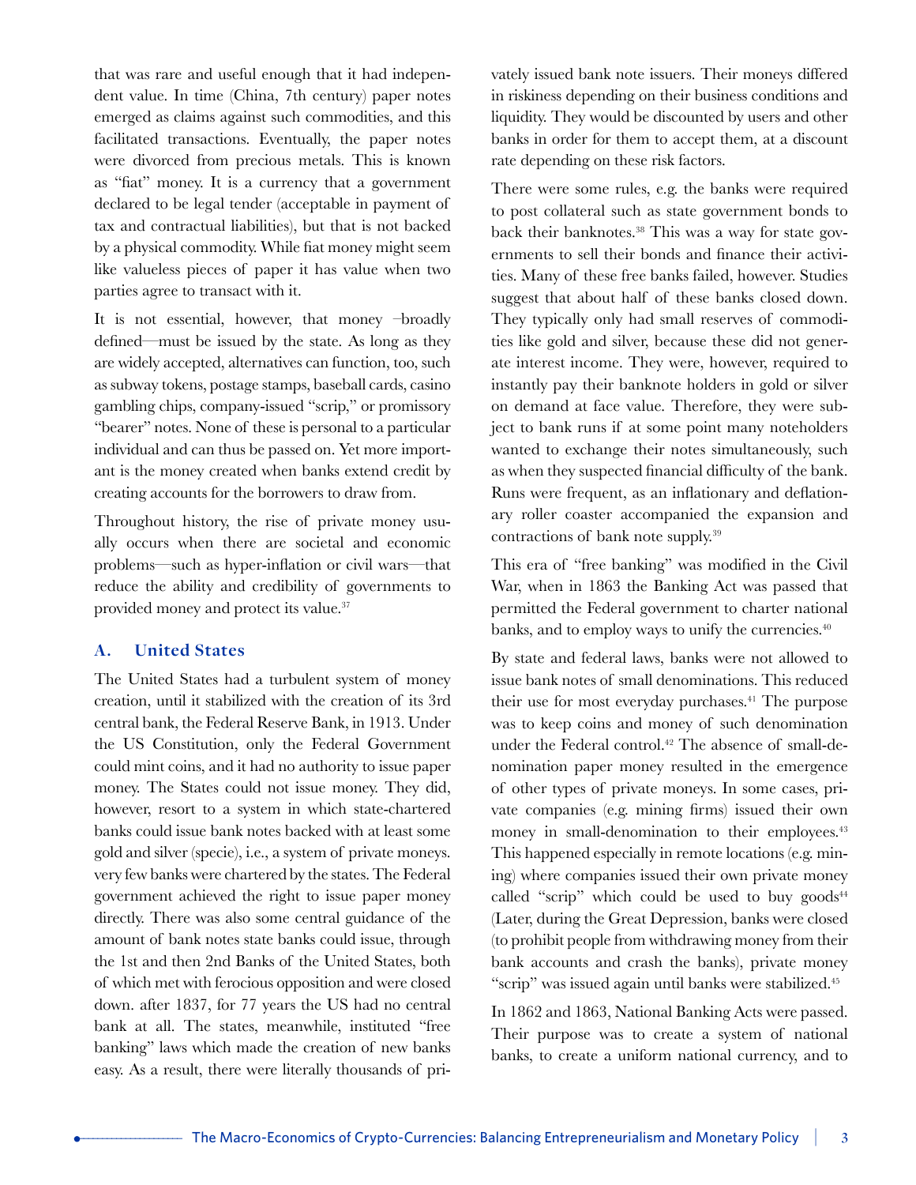that was rare and useful enough that it had independent value. In time (China, 7th century) paper notes emerged as claims against such commodities, and this facilitated transactions. Eventually, the paper notes were divorced from precious metals. This is known as "fiat" money. It is a currency that a government declared to be legal tender (acceptable in payment of tax and contractual liabilities), but that is not backed by a physical commodity. While fiat money might seem like valueless pieces of paper it has value when two parties agree to transact with it.

It is not essential, however, that money –broadly defined—must be issued by the state. As long as they are widely accepted, alternatives can function, too, such as subway tokens, postage stamps, baseball cards, casino gambling chips, company-issued "scrip," or promissory "bearer" notes. None of these is personal to a particular individual and can thus be passed on. Yet more important is the money created when banks extend credit by creating accounts for the borrowers to draw from.

Throughout history, the rise of private money usually occurs when there are societal and economic problems—such as hyper-inflation or civil wars—that reduce the ability and credibility of governments to provided money and protect its value.[37]

### A. United States

The United States had a turbulent system of money creation, until it stabilized with the creation of its 3rd central bank, the Federal Reserve Bank, in 1913. Under the US Constitution, only the Federal Government could mint coins, and it had no authority to issue paper money. The States could not issue money. They did, however, resort to a system in which state-chartered banks could issue bank notes backed with at least some gold and silver (specie), i.e., a system of private moneys. very few banks were chartered by the states. The Federal government achieved the right to issue paper money directly. There was also some central guidance of the amount of bank notes state banks could issue, through the 1st and then 2nd Banks of the United States, both of which met with ferocious opposition and were closed down. after 1837, for 77 years the US had no central bank at all. The states, meanwhile, instituted "free banking" laws which made the creation of new banks easy. As a result, there were literally thousands of privately issued bank note issuers. Their moneys differed in riskiness depending on their business conditions and liquidity. They would be discounted by users and other banks in order for them to accept them, at a discount rate depending on these risk factors.

There were some rules, e.g. the banks were required to post collateral such as state government bonds to back their banknotes.[38] This was a way for state governments to sell their bonds and finance their activities. Many of these free banks failed, however. Studies suggest that about half of these banks closed down. They typically only had small reserves of commodities like gold and silver, because these did not generate interest income. They were, however, required to instantly pay their banknote holders in gold or silver on demand at face value. Therefore, they were subject to bank runs if at some point many noteholders wanted to exchange their notes simultaneously, such as when they suspected financial difficulty of the bank. Runs were frequent, as an inflationary and deflationary roller coaster accompanied the expansion and contractions of bank note supply.[39]

This era of "free banking" was modified in the Civil War, when in 1863 the Banking Act was passed that permitted the Federal government to charter national banks, and to employ ways to unify the currencies.[40]

By state and federal laws, banks were not allowed to issue bank notes of small denominations. This reduced their use for most everyday purchases.[41] The purpose was to keep coins and money of such denomination under the Federal control.[42] The absence of small-denomination paper money resulted in the emergence of other types of private moneys. In some cases, private companies (e.g. mining firms) issued their own money in small-denomination to their employees.[43] This happened especially in remote locations (e.g. mining) where companies issued their own private money called "scrip" which could be used to buy goods[44] (Later, during the Great Depression, banks were closed (to prohibit people from withdrawing money from their bank accounts and crash the banks), private money "scrip" was issued again until banks were stabilized.[45]

In 1862 and 1863, National Banking Acts were passed. Their purpose was to create a system of national banks, to create a uniform national currency, and to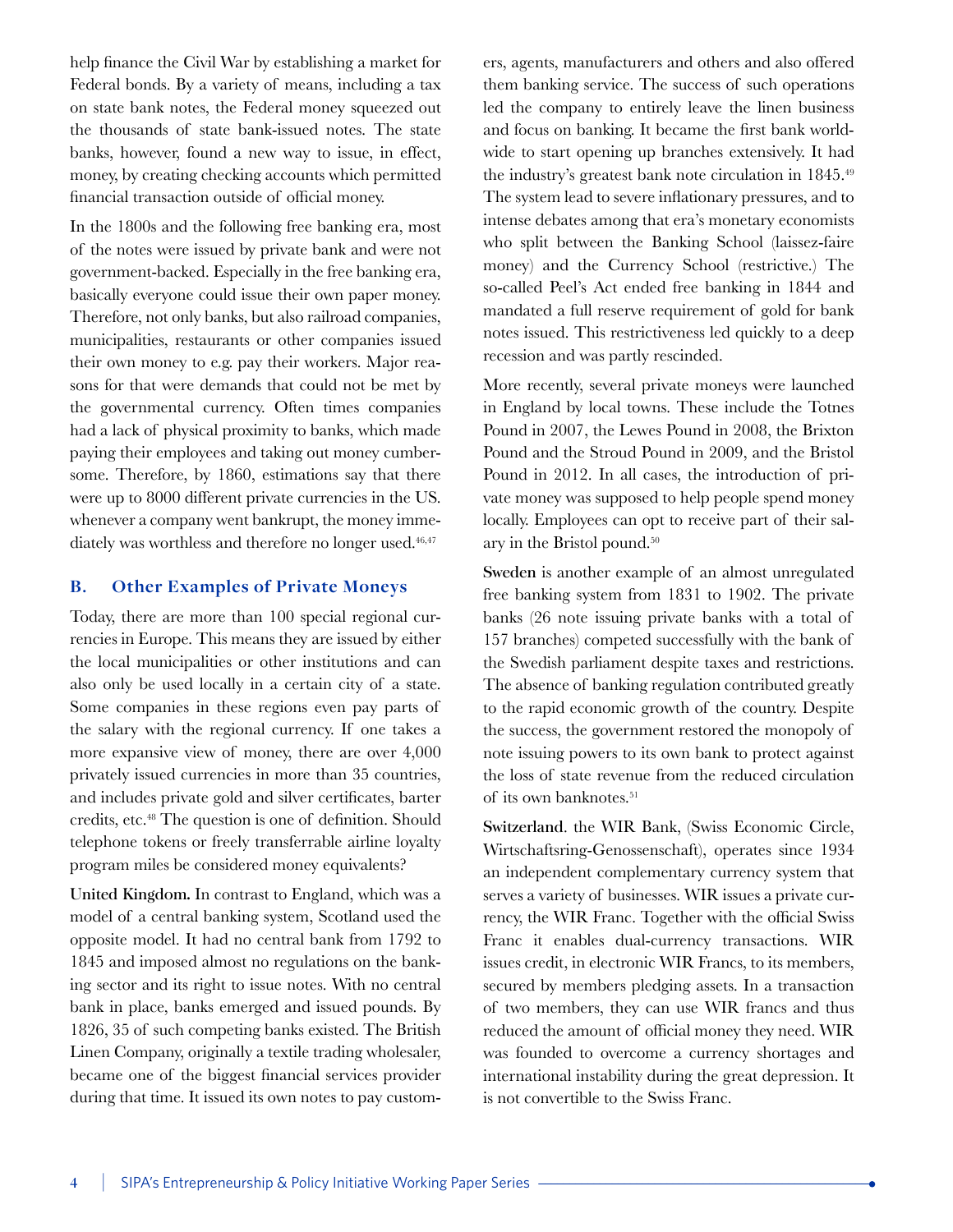help finance the Civil War by establishing a market for Federal bonds. By a variety of means, including a tax on state bank notes, the Federal money squeezed out the thousands of state bank-issued notes. The state banks, however, found a new way to issue, in effect, money, by creating checking accounts which permitted financial transaction outside of official money.

In the 1800s and the following free banking era, most of the notes were issued by private bank and were not government-backed. Especially in the free banking era, basically everyone could issue their own paper money. Therefore, not only banks, but also railroad companies, municipalities, restaurants or other companies issued their own money to e.g. pay their workers. Major reasons for that were demands that could not be met by the governmental currency. Often times companies had a lack of physical proximity to banks, which made paying their employees and taking out money cumbersome. Therefore, by 1860, estimations say that there were up to 8000 different private currencies in the US. whenever a company went bankrupt, the money immediately was worthless and therefore no longer used.[46,47]

## B. Other Examples of Private Moneys

Today, there are more than 100 special regional currencies in Europe. This means they are issued by either the local municipalities or other institutions and can also only be used locally in a certain city of a state. Some companies in these regions even pay parts of the salary with the regional currency. If one takes a more expansive view of money, there are over 4,000 privately issued currencies in more than 35 countries, and includes private gold and silver certificates, barter credits, etc.[48] The question is one of definition. Should telephone tokens or freely transferrable airline loyalty program miles be considered money equivalents?

**United Kingdom.** In contrast to England, which was a model of a central banking system, Scotland used the opposite model. It had no central bank from 1792 to 1845 and imposed almost no regulations on the banking sector and its right to issue notes. With no central bank in place, banks emerged and issued pounds. By 1826, 35 of such competing banks existed. The British Linen Company, originally a textile trading wholesaler, became one of the biggest financial services provider during that time. It issued its own notes to pay customers, agents, manufacturers and others and also offered them banking service. The success of such operations led the company to entirely leave the linen business and focus on banking. It became the first bank worldwide to start opening up branches extensively. It had the industry's greatest bank note circulation in 1845.[49] The system lead to severe inflationary pressures, and to intense debates among that era's monetary economists who split between the Banking School (laissez-faire money) and the Currency School (restrictive.) The so-called Peel's Act ended free banking in 1844 and mandated a full reserve requirement of gold for bank notes issued. This restrictiveness led quickly to a deep recession and was partly rescinded.

More recently, several private moneys were launched in England by local towns. These include the Totnes Pound in 2007, the Lewes Pound in 2008, the Brixton Pound and the Stroud Pound in 2009, and the Bristol Pound in 2012. In all cases, the introduction of private money was supposed to help people spend money locally. Employees can opt to receive part of their salary in the Bristol pound.[50]

**Sweden** is another example of an almost unregulated free banking system from 1831 to 1902. The private banks (26 note issuing private banks with a total of 157 branches) competed successfully with the bank of the Swedish parliament despite taxes and restrictions. The absence of banking regulation contributed greatly to the rapid economic growth of the country. Despite the success, the government restored the monopoly of note issuing powers to its own bank to protect against the loss of state revenue from the reduced circulation of its own banknotes.[51]

**Switzerland**. the WIR Bank, (Swiss Economic Circle, Wirtschaftsring-Genossenschaft), operates since 1934 an independent complementary currency system that serves a variety of businesses. WIR issues a private currency, the WIR Franc. Together with the official Swiss Franc it enables dual-currency transactions. WIR issues credit, in electronic WIR Francs, to its members, secured by members pledging assets. In a transaction of two members, they can use WIR francs and thus reduced the amount of official money they need. WIR was founded to overcome a currency shortages and international instability during the great depression. It is not convertible to the Swiss Franc.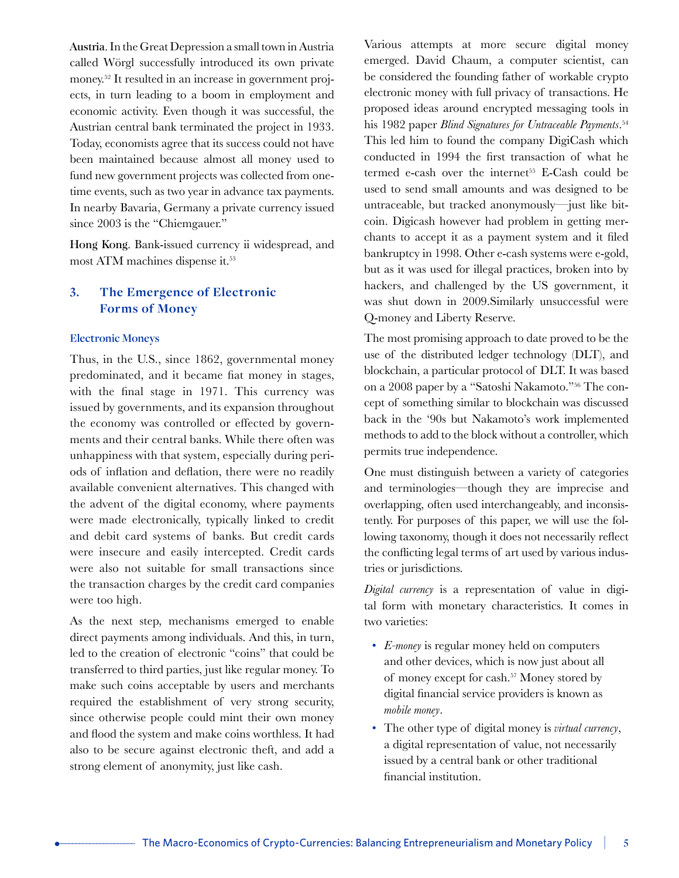**Austria**. In the Great Depression a small town in Austria called Wörgl successfully introduced its own private money.[52] It resulted in an increase in government projects, in turn leading to a boom in employment and economic activity. Even though it was successful, the Austrian central bank terminated the project in 1933. Today, economists agree that its success could not have been maintained because almost all money used to fund new government projects was collected from one-time events, such as two year in advance tax payments. In nearby Bavaria, Germany a private currency issued since 2003 is the "Chiemgauer."

**Hong Kong**. Bank-issued currency ii widespread, and most ATM machines dispense it.[53]

## 3. The Emergence of Electronic Forms of Money

### Electronic Moneys

Thus, in the U.S., since 1862, governmental money predominated, and it became fiat money in stages, with the final stage in 1971. This currency was issued by governments, and its expansion throughout the economy was controlled or effected by governments and their central banks. While there often was unhappiness with that system, especially during periods of inflation and deflation, there were no readily available convenient alternatives. This changed with the advent of the digital economy, where payments were made electronically, typically linked to credit and debit card systems of banks. But credit cards were insecure and easily intercepted. Credit cards were also not suitable for small transactions since the transaction charges by the credit card companies were too high.

As the next step, mechanisms emerged to enable direct payments among individuals. And this, in turn, led to the creation of electronic "coins" that could be transferred to third parties, just like regular money. To make such coins acceptable by users and merchants required the establishment of very strong security, since otherwise people could mint their own money and flood the system and make coins worthless. It had also to be secure against electronic theft, and add a strong element of anonymity, just like cash.

Various attempts at more secure digital money emerged. David Chaum, a computer scientist, can be considered the founding father of workable crypto electronic money with full privacy of transactions. He proposed ideas around encrypted messaging tools in his 1982 paper *Blind Signatures for Untraceable Payments*.[54] This led him to found the company DigiCash which conducted in 1994 the first transaction of what he termed e-cash over the internet[55] E-Cash could be used to send small amounts and was designed to be untraceable, but tracked anonymously—just like bitcoin. Digicash however had problem in getting merchants to accept it as a payment system and it filed bankruptcy in 1998. Other e-cash systems were e-gold, but as it was used for illegal practices, broken into by hackers, and challenged by the US government, it was shut down in 2009.Similarly unsuccessful were Q-money and Liberty Reserve.

The most promising approach to date proved to be the use of the distributed ledger technology (DLT), and blockchain, a particular protocol of DLT. It was based on a 2008 paper by a "Satoshi Nakamoto."[56] The concept of something similar to blockchain was discussed back in the '90s but Nakamoto's work implemented methods to add to the block without a controller, which permits true independence.

One must distinguish between a variety of categories and terminologies—though they are imprecise and overlapping, often used interchangeably, and inconsistently. For purposes of this paper, we will use the following taxonomy, though it does not necessarily reflect the conflicting legal terms of art used by various industries or jurisdictions.

*Digital currency* is a representation of value in digital form with monetary characteristics. It comes in two varieties:

- *E-money* is regular money held on computers and other devices, which is now just about all of money except for cash.[57] Money stored by digital financial service providers is known as *mobile money*.
- The other type of digital money is *virtual currency*, a digital representation of value, not necessarily issued by a central bank or other traditional financial institution.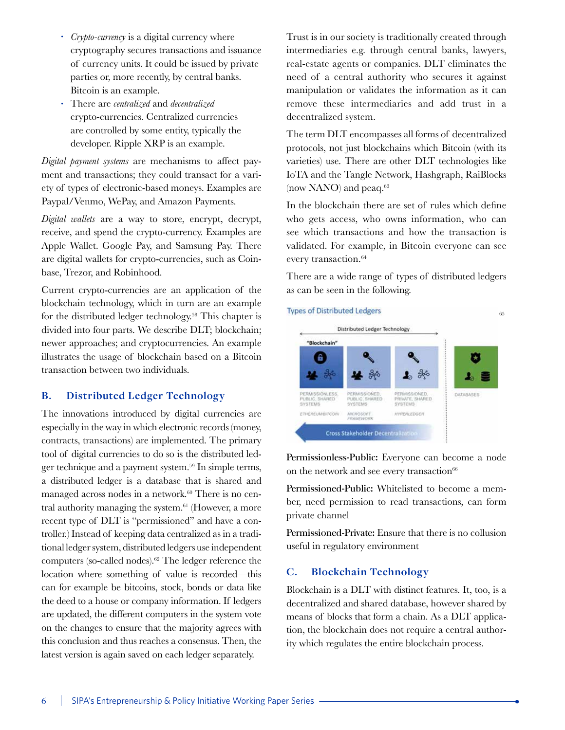- *Crypto-currency* is a digital currency where cryptography secures transactions and issuance of currency units. It could be issued by private parties or, more recently, by central banks. Bitcoin is an example.
- There are *centralized* and *decentralized* crypto-currencies. Centralized currencies are controlled by some entity, typically the developer. Ripple XRP is an example.

*Digital payment systems* are mechanisms to affect payment and transactions; they could transact for a variety of types of electronic-based moneys. Examples are Paypal/Venmo, WePay, and Amazon Payments.

*Digital wallets* are a way to store, encrypt, decrypt, receive, and spend the crypto-currency. Examples are Apple Wallet. Google Pay, and Samsung Pay. There are digital wallets for crypto-currencies, such as Coinbase, Trezor, and Robinhood.

Current crypto-currencies are an application of the blockchain technology, which in turn are an example for the distributed ledger technology.[58] This chapter is divided into four parts. We describe DLT; blockchain; newer approaches; and cryptocurrencies. An example illustrates the usage of blockchain based on a Bitcoin transaction between two individuals.

## B. Distributed Ledger Technology

The innovations introduced by digital currencies are especially in the way in which electronic records (money, contracts, transactions) are implemented. The primary tool of digital currencies to do so is the distributed ledger technique and a payment system.[59] In simple terms, a distributed ledger is a database that is shared and managed across nodes in a network.[60] There is no central authority managing the system.[61] (However, a more recent type of DLT is "permissioned" and have a controller.) Instead of keeping data centralized as in a traditional ledger system, distributed ledgers use independent computers (so-called nodes).[62] The ledger reference the location where something of value is recorded—this can for example be bitcoins, stock, bonds or data like the deed to a house or company information. If ledgers are updated, the different computers in the system vote on the changes to ensure that the majority agrees with this conclusion and thus reaches a consensus. Then, the latest version is again saved on each ledger separately.

Trust is in our society is traditionally created through intermediaries e.g. through central banks, lawyers, real-estate agents or companies. DLT eliminates the need of a central authority who secures it against manipulation or validates the information as it can remove these intermediaries and add trust in a decentralized system.

The term DLT encompasses all forms of decentralized protocols, not just blockchains which Bitcoin (with its varieties) use. There are other DLT technologies like IoTA and the Tangle Network, Hashgraph, RaiBlocks (now NANO) and peaq.[63]

In the blockchain there are set of rules which define who gets access, who owns information, who can see which transactions and how the transaction is validated. For example, in Bitcoin everyone can see every transaction.[64]

There are a wide range of types of distributed ledgers as can be seen in the following.

Types of Distributed Ledgers[65]

Distributed Ledger Technology

| "Blockchain" | | | |
|---|---|---|---|
| PERMISSIONLESS, PUBLIC, SHARED SYSTEMS | PERMISSIONED, PUBLIC, SHARED SYSTEMS | PERMISSIONED, PRIVATE, SHARED SYSTEMS | DATABASES |
| ETHEREUM/BITCOIN | MICROSOFT FRAMEWORK | HYPERLEDGER | |

Cross Stakeholder Decentralization

**Permissionless-Public:** Everyone can become a node on the network and see every transaction[66]

**Permissioned-Public:** Whitelisted to become a member, need permission to read transactions, can form private channel

**Permissioned-Private:** Ensure that there is no collusion useful in regulatory environment

## C. Blockchain Technology

Blockchain is a DLT with distinct features. It, too, is a decentralized and shared database, however shared by means of blocks that form a chain. As a DLT application, the blockchain does not require a central authority which regulates the entire blockchain process.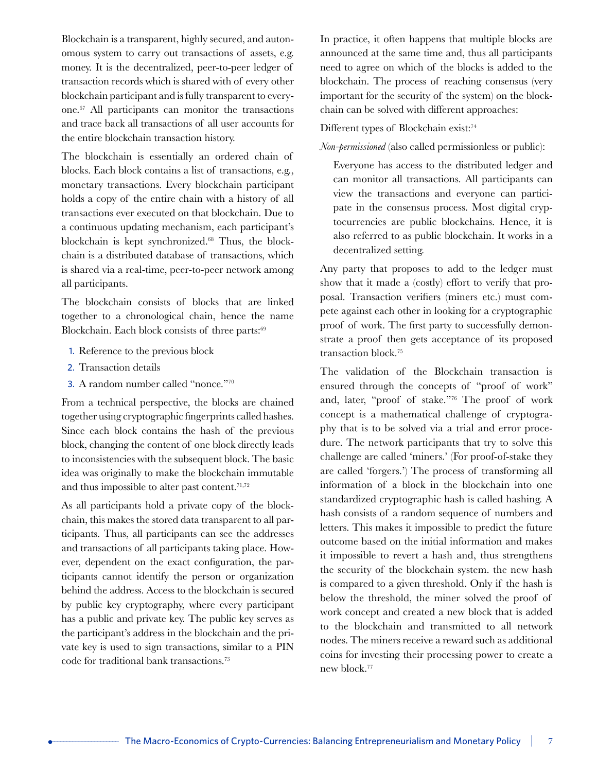Blockchain is a transparent, highly secured, and autonomous system to carry out transactions of assets, e.g. money. It is the decentralized, peer-to-peer ledger of transaction records which is shared with of every other blockchain participant and is fully transparent to everyone.[67] All participants can monitor the transactions and trace back all transactions of all user accounts for the entire blockchain transaction history.

The blockchain is essentially an ordered chain of blocks. Each block contains a list of transactions, e.g., monetary transactions. Every blockchain participant holds a copy of the entire chain with a history of all transactions ever executed on that blockchain. Due to a continuous updating mechanism, each participant's blockchain is kept synchronized.[68] Thus, the blockchain is a distributed database of transactions, which is shared via a real-time, peer-to-peer network among all participants.

The blockchain consists of blocks that are linked together to a chronological chain, hence the name Blockchain. Each block consists of three parts:[69]

1. Reference to the previous block
2. Transaction details
3. A random number called "nonce."[70]

From a technical perspective, the blocks are chained together using cryptographic fingerprints called hashes. Since each block contains the hash of the previous block, changing the content of one block directly leads to inconsistencies with the subsequent block. The basic idea was originally to make the blockchain immutable and thus impossible to alter past content.[71,72]

As all participants hold a private copy of the blockchain, this makes the stored data transparent to all participants. Thus, all participants can see the addresses and transactions of all participants taking place. However, dependent on the exact configuration, the participants cannot identify the person or organization behind the address. Access to the blockchain is secured by public key cryptography, where every participant has a public and private key. The public key serves as the participant's address in the blockchain and the private key is used to sign transactions, similar to a PIN code for traditional bank transactions.[73]

In practice, it often happens that multiple blocks are announced at the same time and, thus all participants need to agree on which of the blocks is added to the blockchain. The process of reaching consensus (very important for the security of the system) on the blockchain can be solved with different approaches:

Different types of Blockchain exist:[74]

*Non-permissioned* (also called permissionless or public):

> Everyone has access to the distributed ledger and can monitor all transactions. All participants can view the transactions and everyone can participate in the consensus process. Most digital cryptocurrencies are public blockchains. Hence, it is also referred to as public blockchain. It works in a decentralized setting.

Any party that proposes to add to the ledger must show that it made a (costly) effort to verify that proposal. Transaction verifiers (miners etc.) must compete against each other in looking for a cryptographic proof of work. The first party to successfully demonstrate a proof then gets acceptance of its proposed transaction block.[75]

The validation of the Blockchain transaction is ensured through the concepts of "proof of work" and, later, "proof of stake."[76] The proof of work concept is a mathematical challenge of cryptography that is to be solved via a trial and error procedure. The network participants that try to solve this challenge are called 'miners.' (For proof-of-stake they are called 'forgers.') The process of transforming all information of a block in the blockchain into one standardized cryptographic hash is called hashing. A hash consists of a random sequence of numbers and letters. This makes it impossible to predict the future outcome based on the initial information and makes it impossible to revert a hash and, thus strengthens the security of the blockchain system. the new hash is compared to a given threshold. Only if the hash is below the threshold, the miner solved the proof of work concept and created a new block that is added to the blockchain and transmitted to all network nodes. The miners receive a reward such as additional coins for investing their processing power to create a new block.[77]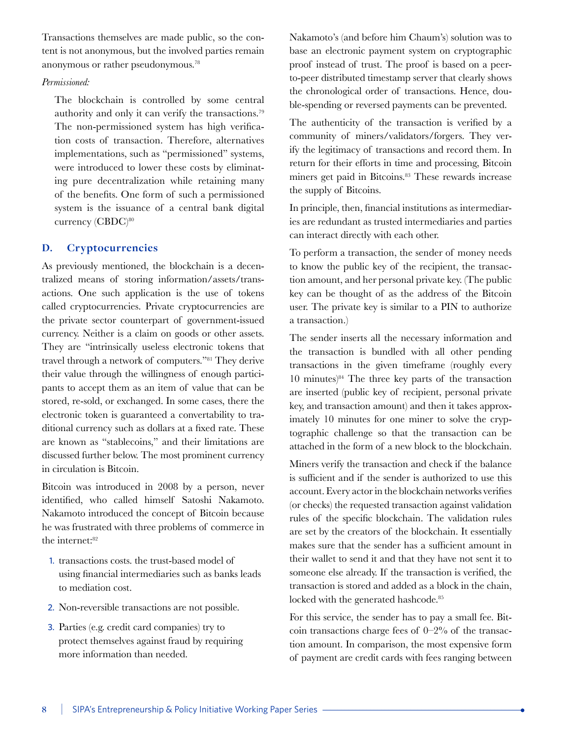Transactions themselves are made public, so the content is not anonymous, but the involved parties remain anonymous or rather pseudonymous.[78]

*Permissioned:*

> The blockchain is controlled by some central authority and only it can verify the transactions.[79] The non-permissioned system has high verification costs of transaction. Therefore, alternatives implementations, such as "permissioned" systems, were introduced to lower these costs by eliminating pure decentralization while retaining many of the benefits. One form of such a permissioned system is the issuance of a central bank digital currency (CBDC)[80]

## D. Cryptocurrencies

As previously mentioned, the blockchain is a decentralized means of storing information/assets/transactions. One such application is the use of tokens called cryptocurrencies. Private cryptocurrencies are the private sector counterpart of government-issued currency. Neither is a claim on goods or other assets. They are "intrinsically useless electronic tokens that travel through a network of computers."[81] They derive their value through the willingness of enough participants to accept them as an item of value that can be stored, re-sold, or exchanged. In some cases, there the electronic token is guaranteed a convertability to traditional currency such as dollars at a fixed rate. These are known as "stablecoins," and their limitations are discussed further below. The most prominent currency in circulation is Bitcoin.

Bitcoin was introduced in 2008 by a person, never identified, who called himself Satoshi Nakamoto. Nakamoto introduced the concept of Bitcoin because he was frustrated with three problems of commerce in the internet:[82]

1. transactions costs. the trust-based model of using financial intermediaries such as banks leads to mediation cost.
2. Non-reversible transactions are not possible.
3. Parties (e.g. credit card companies) try to protect themselves against fraud by requiring more information than needed.

Nakamoto's (and before him Chaum's) solution was to base an electronic payment system on cryptographic proof instead of trust. The proof is based on a peer-to-peer distributed timestamp server that clearly shows the chronological order of transactions. Hence, double-spending or reversed payments can be prevented.

The authenticity of the transaction is verified by a community of miners/validators/forgers. They verify the legitimacy of transactions and record them. In return for their efforts in time and processing, Bitcoin miners get paid in Bitcoins.[83] These rewards increase the supply of Bitcoins.

In principle, then, financial institutions as intermediaries are redundant as trusted intermediaries and parties can interact directly with each other.

To perform a transaction, the sender of money needs to know the public key of the recipient, the transaction amount, and her personal private key. (The public key can be thought of as the address of the Bitcoin user. The private key is similar to a PIN to authorize a transaction.)

The sender inserts all the necessary information and the transaction is bundled with all other pending transactions in the given timeframe (roughly every 10 minutes)[84] The three key parts of the transaction are inserted (public key of recipient, personal private key, and transaction amount) and then it takes approximately 10 minutes for one miner to solve the cryptographic challenge so that the transaction can be attached in the form of a new block to the blockchain.

Miners verify the transaction and check if the balance is sufficient and if the sender is authorized to use this account. Every actor in the blockchain networks verifies (or checks) the requested transaction against validation rules of the specific blockchain. The validation rules are set by the creators of the blockchain. It essentially makes sure that the sender has a sufficient amount in their wallet to send it and that they have not sent it to someone else already. If the transaction is verified, the transaction is stored and added as a block in the chain, locked with the generated hashcode.[85]

For this service, the sender has to pay a small fee. Bitcoin transactions charge fees of 0–2% of the transaction amount. In comparison, the most expensive form of payment are credit cards with fees ranging between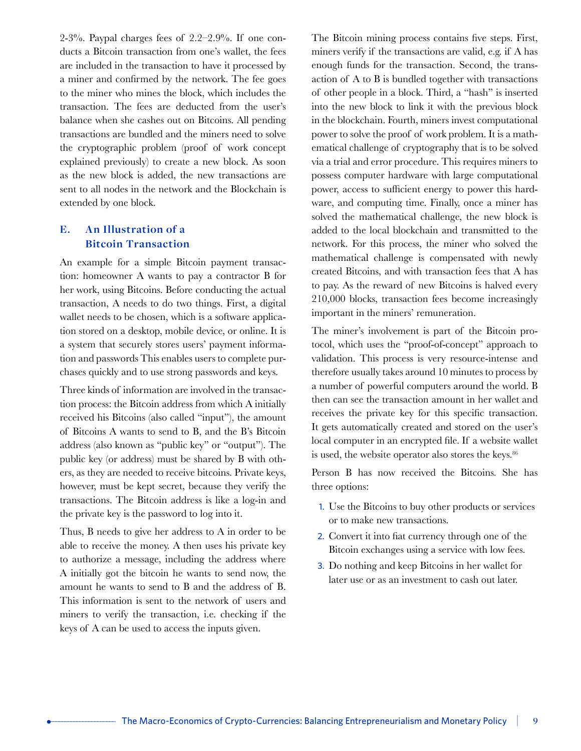2-3%. Paypal charges fees of 2.2–2.9%. If one conducts a Bitcoin transaction from one's wallet, the fees are included in the transaction to have it processed by a miner and confirmed by the network. The fee goes to the miner who mines the block, which includes the transaction. The fees are deducted from the user's balance when she cashes out on Bitcoins. All pending transactions are bundled and the miners need to solve the cryptographic problem (proof of work concept explained previously) to create a new block. As soon as the new block is added, the new transactions are sent to all nodes in the network and the Blockchain is extended by one block.

## E. An Illustration of a Bitcoin Transaction

An example for a simple Bitcoin payment transaction: homeowner A wants to pay a contractor B for her work, using Bitcoins. Before conducting the actual transaction, A needs to do two things. First, a digital wallet needs to be chosen, which is a software application stored on a desktop, mobile device, or online. It is a system that securely stores users' payment information and passwords This enables users to complete purchases quickly and to use strong passwords and keys.

Three kinds of information are involved in the transaction process: the Bitcoin address from which A initially received his Bitcoins (also called "input"), the amount of Bitcoins A wants to send to B, and the B's Bitcoin address (also known as "public key" or "output"). The public key (or address) must be shared by B with others, as they are needed to receive bitcoins. Private keys, however, must be kept secret, because they verify the transactions. The Bitcoin address is like a log-in and the private key is the password to log into it.

Thus, B needs to give her address to A in order to be able to receive the money. A then uses his private key to authorize a message, including the address where A initially got the bitcoin he wants to send now, the amount he wants to send to B and the address of B. This information is sent to the network of users and miners to verify the transaction, i.e. checking if the keys of A can be used to access the inputs given.

The Bitcoin mining process contains five steps. First, miners verify if the transactions are valid, e.g. if A has enough funds for the transaction. Second, the transaction of A to B is bundled together with transactions of other people in a block. Third, a "hash" is inserted into the new block to link it with the previous block in the blockchain. Fourth, miners invest computational power to solve the proof of work problem. It is a mathematical challenge of cryptography that is to be solved via a trial and error procedure. This requires miners to possess computer hardware with large computational power, access to sufficient energy to power this hardware, and computing time. Finally, once a miner has solved the mathematical challenge, the new block is added to the local blockchain and transmitted to the network. For this process, the miner who solved the mathematical challenge is compensated with newly created Bitcoins, and with transaction fees that A has to pay. As the reward of new Bitcoins is halved every 210,000 blocks, transaction fees become increasingly important in the miners' remuneration.

The miner's involvement is part of the Bitcoin protocol, which uses the "proof-of-concept" approach to validation. This process is very resource-intense and therefore usually takes around 10 minutes to process by a number of powerful computers around the world. B then can see the transaction amount in her wallet and receives the private key for this specific transaction. It gets automatically created and stored on the user's local computer in an encrypted file. If a website wallet is used, the website operator also stores the keys.[86]

Person B has now received the Bitcoins. She has three options:

1. Use the Bitcoins to buy other products or services or to make new transactions.
2. Convert it into fiat currency through one of the Bitcoin exchanges using a service with low fees.
3. Do nothing and keep Bitcoins in her wallet for later use or as an investment to cash out later.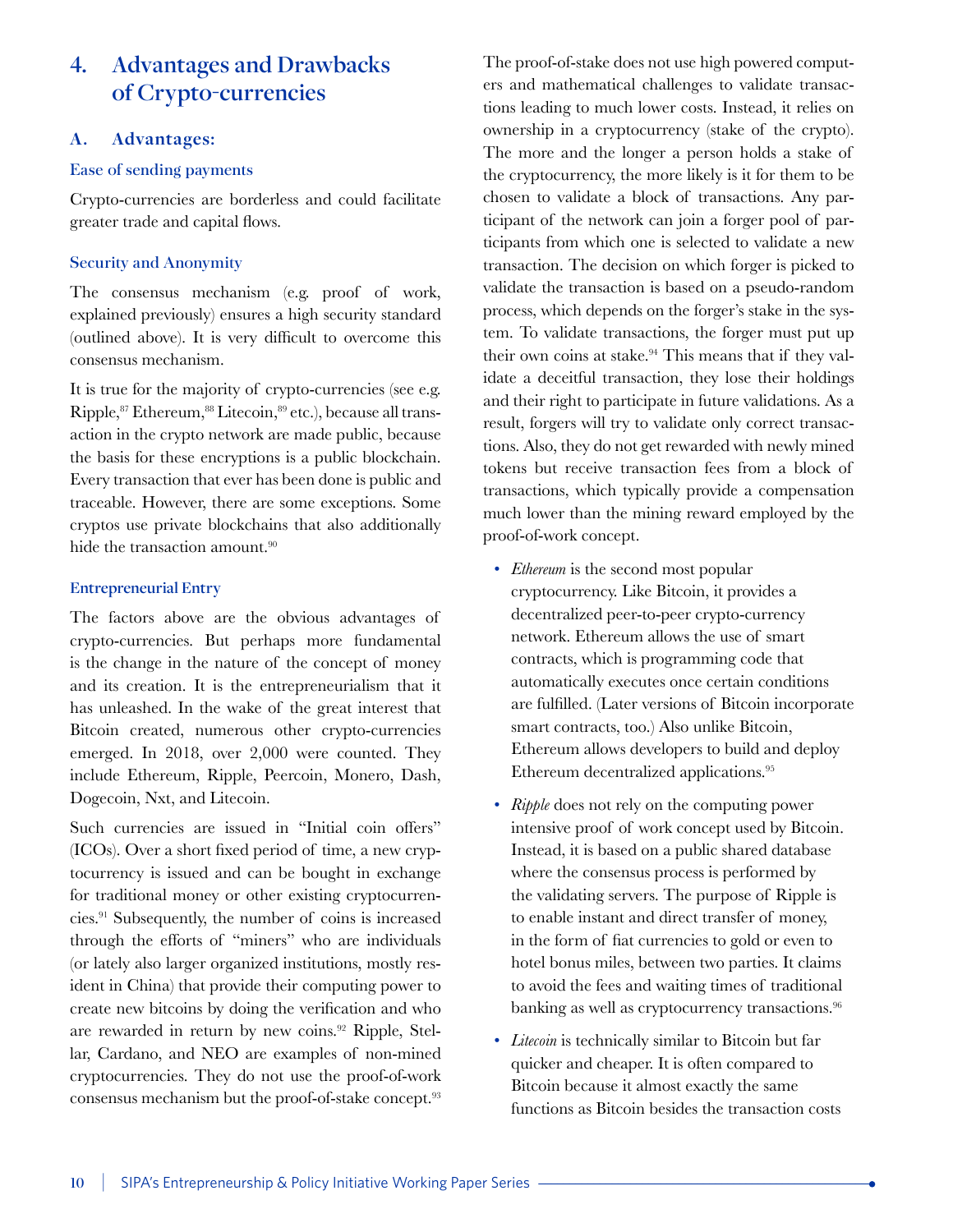## 4. Advantages and Drawbacks of Crypto-currencies

### A. Advantages:

#### Ease of sending payments

Crypto-currencies are borderless and could facilitate greater trade and capital flows.

#### Security and Anonymity

The consensus mechanism (e.g. proof of work, explained previously) ensures a high security standard (outlined above). It is very difficult to overcome this consensus mechanism.

It is true for the majority of crypto-currencies (see e.g. Ripple,[87] Ethereum,[88] Litecoin,[89] etc.), because all transaction in the crypto network are made public, because the basis for these encryptions is a public blockchain. Every transaction that ever has been done is public and traceable. However, there are some exceptions. Some cryptos use private blockchains that also additionally hide the transaction amount.[90]

#### Entrepreneurial Entry

The factors above are the obvious advantages of crypto-currencies. But perhaps more fundamental is the change in the nature of the concept of money and its creation. It is the entrepreneurialism that it has unleashed. In the wake of the great interest that Bitcoin created, numerous other crypto-currencies emerged. In 2018, over 2,000 were counted. They include Ethereum, Ripple, Peercoin, Monero, Dash, Dogecoin, Nxt, and Litecoin.

Such currencies are issued in "Initial coin offers" (ICOs). Over a short fixed period of time, a new cryptocurrency is issued and can be bought in exchange for traditional money or other existing cryptocurrencies.[91] Subsequently, the number of coins is increased through the efforts of "miners" who are individuals (or lately also larger organized institutions, mostly resident in China) that provide their computing power to create new bitcoins by doing the verification and who are rewarded in return by new coins.[92] Ripple, Stellar, Cardano, and NEO are examples of non-mined cryptocurrencies. They do not use the proof-of-work consensus mechanism but the proof-of-stake concept.[93]

The proof-of-stake does not use high powered computers and mathematical challenges to validate transactions leading to much lower costs. Instead, it relies on ownership in a cryptocurrency (stake of the crypto). The more and the longer a person holds a stake of the cryptocurrency, the more likely is it for them to be chosen to validate a block of transactions. Any participant of the network can join a forger pool of participants from which one is selected to validate a new transaction. The decision on which forger is picked to validate the transaction is based on a pseudo-random process, which depends on the forger's stake in the system. To validate transactions, the forger must put up their own coins at stake.[94] This means that if they validate a deceitful transaction, they lose their holdings and their right to participate in future validations. As a result, forgers will try to validate only correct transactions. Also, they do not get rewarded with newly mined tokens but receive transaction fees from a block of transactions, which typically provide a compensation much lower than the mining reward employed by the proof-of-work concept.

- *Ethereum* is the second most popular cryptocurrency. Like Bitcoin, it provides a decentralized peer-to-peer crypto-currency network. Ethereum allows the use of smart contracts, which is programming code that automatically executes once certain conditions are fulfilled. (Later versions of Bitcoin incorporate smart contracts, too.) Also unlike Bitcoin, Ethereum allows developers to build and deploy Ethereum decentralized applications.[95]
- *Ripple* does not rely on the computing power intensive proof of work concept used by Bitcoin. Instead, it is based on a public shared database where the consensus process is performed by the validating servers. The purpose of Ripple is to enable instant and direct transfer of money, in the form of fiat currencies to gold or even to hotel bonus miles, between two parties. It claims to avoid the fees and waiting times of traditional banking as well as cryptocurrency transactions.[96]
- *Litecoin* is technically similar to Bitcoin but far quicker and cheaper. It is often compared to Bitcoin because it almost exactly the same functions as Bitcoin besides the transaction costs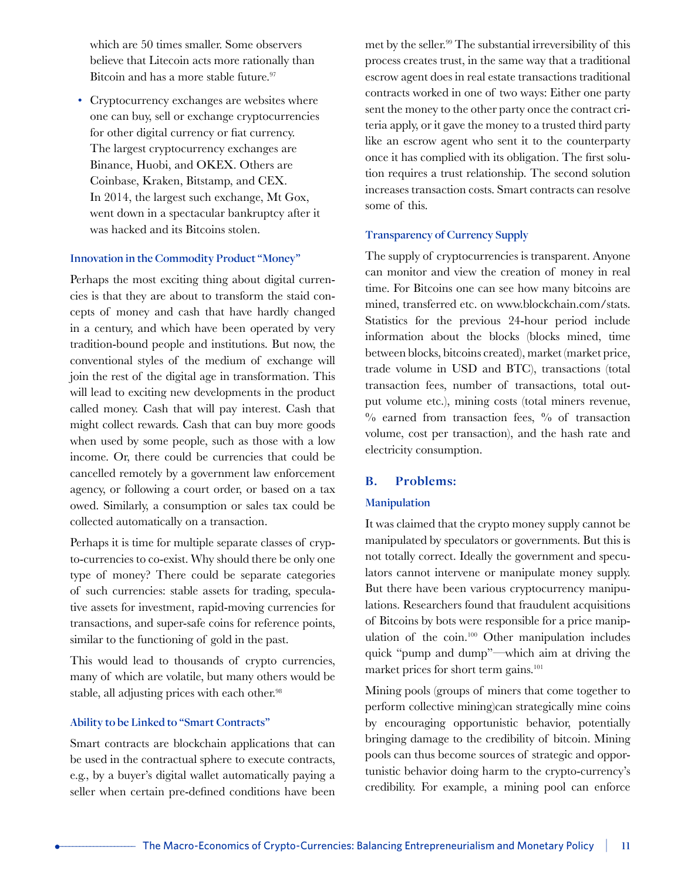which are 50 times smaller. Some observers believe that Litecoin acts more rationally than Bitcoin and has a more stable future.[97]

- Cryptocurrency exchanges are websites where one can buy, sell or exchange cryptocurrencies for other digital currency or fiat currency. The largest cryptocurrency exchanges are Binance, Huobi, and OKEX. Others are Coinbase, Kraken, Bitstamp, and CEX. In 2014, the largest such exchange, Mt Gox, went down in a spectacular bankruptcy after it was hacked and its Bitcoins stolen.

### Innovation in the Commodity Product "Money"

Perhaps the most exciting thing about digital currencies is that they are about to transform the staid concepts of money and cash that have hardly changed in a century, and which have been operated by very tradition-bound people and institutions. But now, the conventional styles of the medium of exchange will join the rest of the digital age in transformation. This will lead to exciting new developments in the product called money. Cash that will pay interest. Cash that might collect rewards. Cash that can buy more goods when used by some people, such as those with a low income. Or, there could be currencies that could be cancelled remotely by a government law enforcement agency, or following a court order, or based on a tax owed. Similarly, a consumption or sales tax could be collected automatically on a transaction.

Perhaps it is time for multiple separate classes of crypto-currencies to co-exist. Why should there be only one type of money? There could be separate categories of such currencies: stable assets for trading, speculative assets for investment, rapid-moving currencies for transactions, and super-safe coins for reference points, similar to the functioning of gold in the past.

This would lead to thousands of crypto currencies, many of which are volatile, but many others would be stable, all adjusting prices with each other.[98]

### Ability to be Linked to "Smart Contracts"

Smart contracts are blockchain applications that can be used in the contractual sphere to execute contracts, e.g., by a buyer's digital wallet automatically paying a seller when certain pre-defined conditions have been met by the seller.[99] The substantial irreversibility of this process creates trust, in the same way that a traditional escrow agent does in real estate transactions traditional contracts worked in one of two ways: Either one party sent the money to the other party once the contract criteria apply, or it gave the money to a trusted third party like an escrow agent who sent it to the counterparty once it has complied with its obligation. The first solution requires a trust relationship. The second solution increases transaction costs. Smart contracts can resolve some of this.

### Transparency of Currency Supply

The supply of cryptocurrencies is transparent. Anyone can monitor and view the creation of money in real time. For Bitcoins one can see how many bitcoins are mined, transferred etc. on www.blockchain.com/stats. Statistics for the previous 24-hour period include information about the blocks (blocks mined, time between blocks, bitcoins created), market (market price, trade volume in USD and BTC), transactions (total transaction fees, number of transactions, total output volume etc.), mining costs (total miners revenue, % earned from transaction fees, % of transaction volume, cost per transaction), and the hash rate and electricity consumption.

## B. Problems:

### Manipulation

It was claimed that the crypto money supply cannot be manipulated by speculators or governments. But this is not totally correct. Ideally the government and speculators cannot intervene or manipulate money supply. But there have been various cryptocurrency manipulations. Researchers found that fraudulent acquisitions of Bitcoins by bots were responsible for a price manipulation of the coin.[100] Other manipulation includes quick "pump and dump"—which aim at driving the market prices for short term gains.[101]

Mining pools (groups of miners that come together to perform collective mining)can strategically mine coins by encouraging opportunistic behavior, potentially bringing damage to the credibility of bitcoin. Mining pools can thus become sources of strategic and opportunistic behavior doing harm to the crypto-currency's credibility. For example, a mining pool can enforce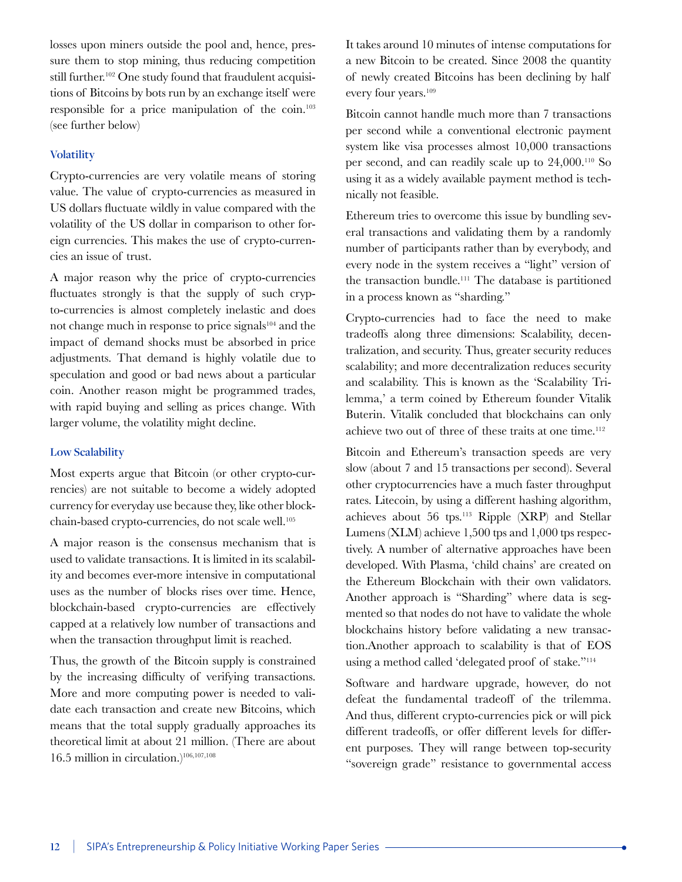losses upon miners outside the pool and, hence, pressure them to stop mining, thus reducing competition still further.[102] One study found that fraudulent acquisitions of Bitcoins by bots run by an exchange itself were responsible for a price manipulation of the coin.[103] (see further below)

### Volatility

Crypto-currencies are very volatile means of storing value. The value of crypto-currencies as measured in US dollars fluctuate wildly in value compared with the volatility of the US dollar in comparison to other foreign currencies. This makes the use of crypto-currencies an issue of trust.

A major reason why the price of crypto-currencies fluctuates strongly is that the supply of such crypto-currencies is almost completely inelastic and does not change much in response to price signals[104] and the impact of demand shocks must be absorbed in price adjustments. That demand is highly volatile due to speculation and good or bad news about a particular coin. Another reason might be programmed trades, with rapid buying and selling as prices change. With larger volume, the volatility might decline.

### Low Scalability

Most experts argue that Bitcoin (or other crypto-currencies) are not suitable to become a widely adopted currency for everyday use because they, like other blockchain-based crypto-currencies, do not scale well.[105]

A major reason is the consensus mechanism that is used to validate transactions. It is limited in its scalability and becomes ever-more intensive in computational uses as the number of blocks rises over time. Hence, blockchain-based crypto-currencies are effectively capped at a relatively low number of transactions and when the transaction throughput limit is reached.

Thus, the growth of the Bitcoin supply is constrained by the increasing difficulty of verifying transactions. More and more computing power is needed to validate each transaction and create new Bitcoins, which means that the total supply gradually approaches its theoretical limit at about 21 million. (There are about 16.5 million in circulation.)[106,107,108]

It takes around 10 minutes of intense computations for a new Bitcoin to be created. Since 2008 the quantity of newly created Bitcoins has been declining by half every four years.[109]

Bitcoin cannot handle much more than 7 transactions per second while a conventional electronic payment system like visa processes almost 10,000 transactions per second, and can readily scale up to 24,000.[110] So using it as a widely available payment method is technically not feasible.

Ethereum tries to overcome this issue by bundling several transactions and validating them by a randomly number of participants rather than by everybody, and every node in the system receives a "light" version of the transaction bundle.[111] The database is partitioned in a process known as "sharding."

Crypto-currencies had to face the need to make tradeoffs along three dimensions: Scalability, decentralization, and security. Thus, greater security reduces scalability; and more decentralization reduces security and scalability. This is known as the 'Scalability Trilemma,' a term coined by Ethereum founder Vitalik Buterin. Vitalik concluded that blockchains can only achieve two out of three of these traits at one time.[112]

Bitcoin and Ethereum's transaction speeds are very slow (about 7 and 15 transactions per second). Several other cryptocurrencies have a much faster throughput rates. Litecoin, by using a different hashing algorithm, achieves about 56 tps.[113] Ripple (XRP) and Stellar Lumens (XLM) achieve 1,500 tps and 1,000 tps respectively. A number of alternative approaches have been developed. With Plasma, 'child chains' are created on the Ethereum Blockchain with their own validators. Another approach is "Sharding" where data is segmented so that nodes do not have to validate the whole blockchains history before validating a new transaction.Another approach to scalability is that of EOS using a method called 'delegated proof of stake.'"[114]

Software and hardware upgrade, however, do not defeat the fundamental tradeoff of the trilemma. And thus, different crypto-currencies pick or will pick different tradeoffs, or offer different levels for different purposes. They will range between top-security "sovereign grade" resistance to governmental access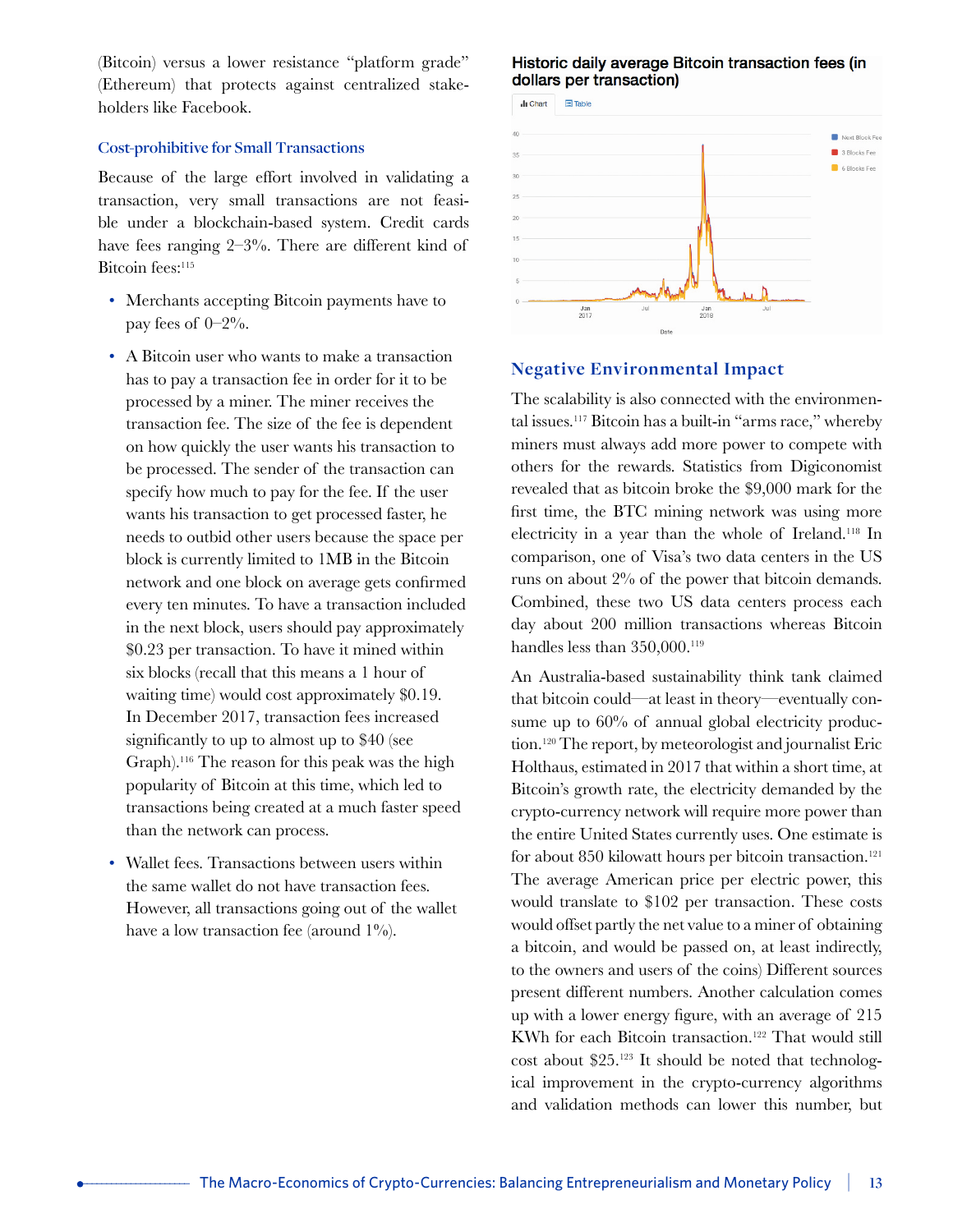(Bitcoin) versus a lower resistance "platform grade" (Ethereum) that protects against centralized stakeholders like Facebook.

### Cost-prohibitive for Small Transactions

Because of the large effort involved in validating a transaction, very small transactions are not feasible under a blockchain-based system. Credit cards have fees ranging 2–3%. There are different kind of Bitcoin fees:[115]

- Merchants accepting Bitcoin payments have to pay fees of 0–2%.
- A Bitcoin user who wants to make a transaction has to pay a transaction fee in order for it to be processed by a miner. The miner receives the transaction fee. The size of the fee is dependent on how quickly the user wants his transaction to be processed. The sender of the transaction can specify how much to pay for the fee. If the user wants his transaction to get processed faster, he needs to outbid other users because the space per block is currently limited to 1MB in the Bitcoin network and one block on average gets confirmed every ten minutes. To have a transaction included in the next block, users should pay approximately $0.23 per transaction. To have it mined within six blocks (recall that this means a 1 hour of waiting time) would cost approximately $0.19. In December 2017, transaction fees increased significantly to up to almost up to $40 (see Graph).[116] The reason for this peak was the high popularity of Bitcoin at this time, which led to transactions being created at a much faster speed than the network can process.
- Wallet fees. Transactions between users within the same wallet do not have transaction fees. However, all transactions going out of the wallet have a low transaction fee (around 1%).

**Historic daily average Bitcoin transaction fees (in dollars per transaction)**

### Negative Environmental Impact

The scalability is also connected with the environmental issues.[117] Bitcoin has a built-in "arms race," whereby miners must always add more power to compete with others for the rewards. Statistics from Digiconomist revealed that as bitcoin broke the $9,000 mark for the first time, the BTC mining network was using more electricity in a year than the whole of Ireland.[118] In comparison, one of Visa's two data centers in the US runs on about 2% of the power that bitcoin demands. Combined, these two US data centers process each day about 200 million transactions whereas Bitcoin handles less than 350,000.[119]

An Australia-based sustainability think tank claimed that bitcoin could—at least in theory—eventually consume up to 60% of annual global electricity production.[120] The report, by meteorologist and journalist Eric Holthaus, estimated in 2017 that within a short time, at Bitcoin's growth rate, the electricity demanded by the crypto-currency network will require more power than the entire United States currently uses. One estimate is for about 850 kilowatt hours per bitcoin transaction.[121] The average American price per electric power, this would translate to $102 per transaction. These costs would offset partly the net value to a miner of obtaining a bitcoin, and would be passed on, at least indirectly, to the owners and users of the coins) Different sources present different numbers. Another calculation comes up with a lower energy figure, with an average of 215 KWh for each Bitcoin transaction.[122] That would still cost about $25.[123] It should be noted that technological improvement in the crypto-currency algorithms and validation methods can lower this number, but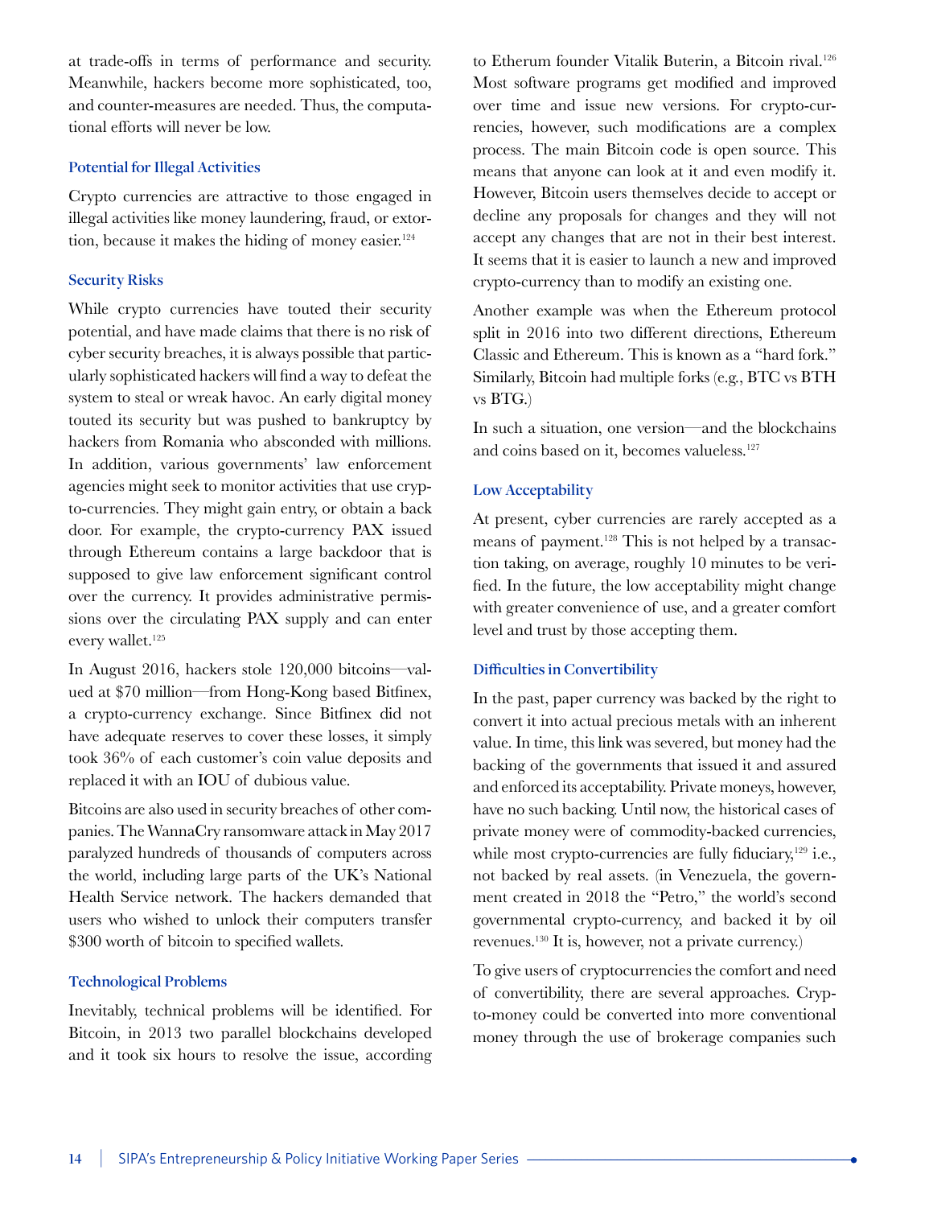at trade-offs in terms of performance and security. Meanwhile, hackers become more sophisticated, too, and counter-measures are needed. Thus, the computational efforts will never be low.

### Potential for Illegal Activities

Crypto currencies are attractive to those engaged in illegal activities like money laundering, fraud, or extortion, because it makes the hiding of money easier.[124]

### Security Risks

While crypto currencies have touted their security potential, and have made claims that there is no risk of cyber security breaches, it is always possible that particularly sophisticated hackers will find a way to defeat the system to steal or wreak havoc. An early digital money touted its security but was pushed to bankruptcy by hackers from Romania who absconded with millions. In addition, various governments' law enforcement agencies might seek to monitor activities that use crypto-currencies. They might gain entry, or obtain a back door. For example, the crypto-currency PAX issued through Ethereum contains a large backdoor that is supposed to give law enforcement significant control over the currency. It provides administrative permissions over the circulating PAX supply and can enter every wallet.[125]

In August 2016, hackers stole 120,000 bitcoins—valued at $70 million—from Hong-Kong based Bitfinex, a crypto-currency exchange. Since Bitfinex did not have adequate reserves to cover these losses, it simply took 36% of each customer's coin value deposits and replaced it with an IOU of dubious value.

Bitcoins are also used in security breaches of other companies. The WannaCry ransomware attack in May 2017 paralyzed hundreds of thousands of computers across the world, including large parts of the UK's National Health Service network. The hackers demanded that users who wished to unlock their computers transfer $300 worth of bitcoin to specified wallets.

### Technological Problems

Inevitably, technical problems will be identified. For Bitcoin, in 2013 two parallel blockchains developed and it took six hours to resolve the issue, according to Etherum founder Vitalik Buterin, a Bitcoin rival.[126] Most software programs get modified and improved over time and issue new versions. For crypto-currencies, however, such modifications are a complex process. The main Bitcoin code is open source. This means that anyone can look at it and even modify it. However, Bitcoin users themselves decide to accept or decline any proposals for changes and they will not accept any changes that are not in their best interest. It seems that it is easier to launch a new and improved crypto-currency than to modify an existing one.

Another example was when the Ethereum protocol split in 2016 into two different directions, Ethereum Classic and Ethereum. This is known as a "hard fork." Similarly, Bitcoin had multiple forks (e.g., BTC vs BTH vs BTG.)

In such a situation, one version—and the blockchains and coins based on it, becomes valueless.[127]

### Low Acceptability

At present, cyber currencies are rarely accepted as a means of payment.[128] This is not helped by a transaction taking, on average, roughly 10 minutes to be verified. In the future, the low acceptability might change with greater convenience of use, and a greater comfort level and trust by those accepting them.

### Difficulties in Convertibility

In the past, paper currency was backed by the right to convert it into actual precious metals with an inherent value. In time, this link was severed, but money had the backing of the governments that issued it and assured and enforced its acceptability. Private moneys, however, have no such backing. Until now, the historical cases of private money were of commodity-backed currencies, while most crypto-currencies are fully fiduciary,[129] i.e., not backed by real assets. (in Venezuela, the government created in 2018 the "Petro," the world's second governmental crypto-currency, and backed it by oil revenues.[130] It is, however, not a private currency.)

To give users of cryptocurrencies the comfort and need of convertibility, there are several approaches. Crypto-money could be converted into more conventional money through the use of brokerage companies such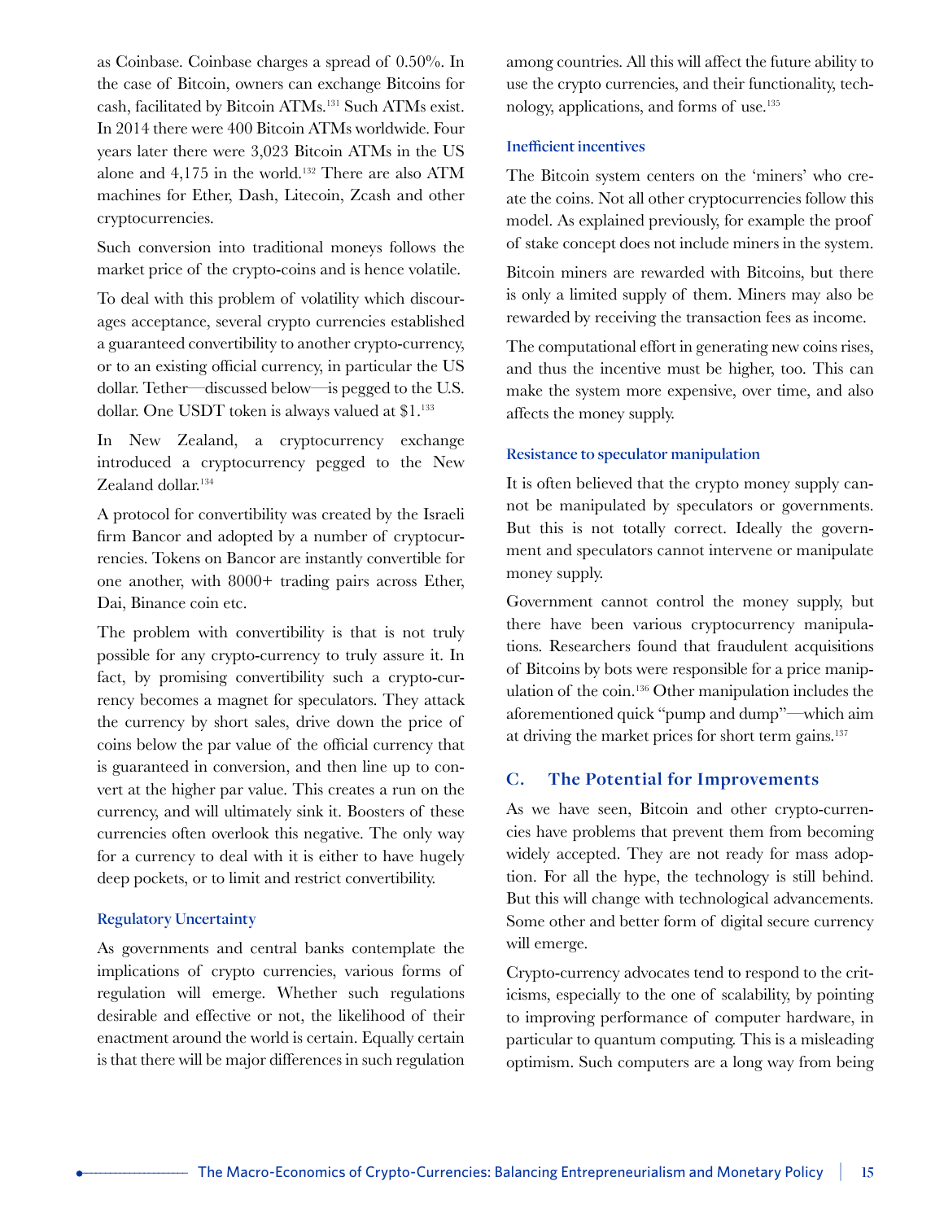as Coinbase. Coinbase charges a spread of 0.50%. In the case of Bitcoin, owners can exchange Bitcoins for cash, facilitated by Bitcoin ATMs.[131] Such ATMs exist. In 2014 there were 400 Bitcoin ATMs worldwide. Four years later there were 3,023 Bitcoin ATMs in the US alone and 4,175 in the world.[132] There are also ATM machines for Ether, Dash, Litecoin, Zcash and other cryptocurrencies.

Such conversion into traditional moneys follows the market price of the crypto-coins and is hence volatile.

To deal with this problem of volatility which discourages acceptance, several crypto currencies established a guaranteed convertibility to another crypto-currency, or to an existing official currency, in particular the US dollar. Tether—discussed below—is pegged to the U.S. dollar. One USDT token is always valued at $1.[133]

In New Zealand, a cryptocurrency exchange introduced a cryptocurrency pegged to the New Zealand dollar.[134]

A protocol for convertibility was created by the Israeli firm Bancor and adopted by a number of cryptocurrencies. Tokens on Bancor are instantly convertible for one another, with 8000+ trading pairs across Ether, Dai, Binance coin etc.

The problem with convertibility is that is not truly possible for any crypto-currency to truly assure it. In fact, by promising convertibility such a crypto-currency becomes a magnet for speculators. They attack the currency by short sales, drive down the price of coins below the par value of the official currency that is guaranteed in conversion, and then line up to convert at the higher par value. This creates a run on the currency, and will ultimately sink it. Boosters of these currencies often overlook this negative. The only way for a currency to deal with it is either to have hugely deep pockets, or to limit and restrict convertibility.

### Regulatory Uncertainty

As governments and central banks contemplate the implications of crypto currencies, various forms of regulation will emerge. Whether such regulations desirable and effective or not, the likelihood of their enactment around the world is certain. Equally certain is that there will be major differences in such regulation among countries. All this will affect the future ability to use the crypto currencies, and their functionality, technology, applications, and forms of use.[135]

### Inefficient incentives

The Bitcoin system centers on the 'miners' who create the coins. Not all other cryptocurrencies follow this model. As explained previously, for example the proof of stake concept does not include miners in the system.

Bitcoin miners are rewarded with Bitcoins, but there is only a limited supply of them. Miners may also be rewarded by receiving the transaction fees as income.

The computational effort in generating new coins rises, and thus the incentive must be higher, too. This can make the system more expensive, over time, and also affects the money supply.

### Resistance to speculator manipulation

It is often believed that the crypto money supply cannot be manipulated by speculators or governments. But this is not totally correct. Ideally the government and speculators cannot intervene or manipulate money supply.

Government cannot control the money supply, but there have been various cryptocurrency manipulations. Researchers found that fraudulent acquisitions of Bitcoins by bots were responsible for a price manipulation of the coin.[136] Other manipulation includes the aforementioned quick "pump and dump"—which aim at driving the market prices for short term gains.[137]

## C. The Potential for Improvements

As we have seen, Bitcoin and other crypto-currencies have problems that prevent them from becoming widely accepted. They are not ready for mass adoption. For all the hype, the technology is still behind. But this will change with technological advancements. Some other and better form of digital secure currency will emerge.

Crypto-currency advocates tend to respond to the criticisms, especially to the one of scalability, by pointing to improving performance of computer hardware, in particular to quantum computing. This is a misleading optimism. Such computers are a long way from being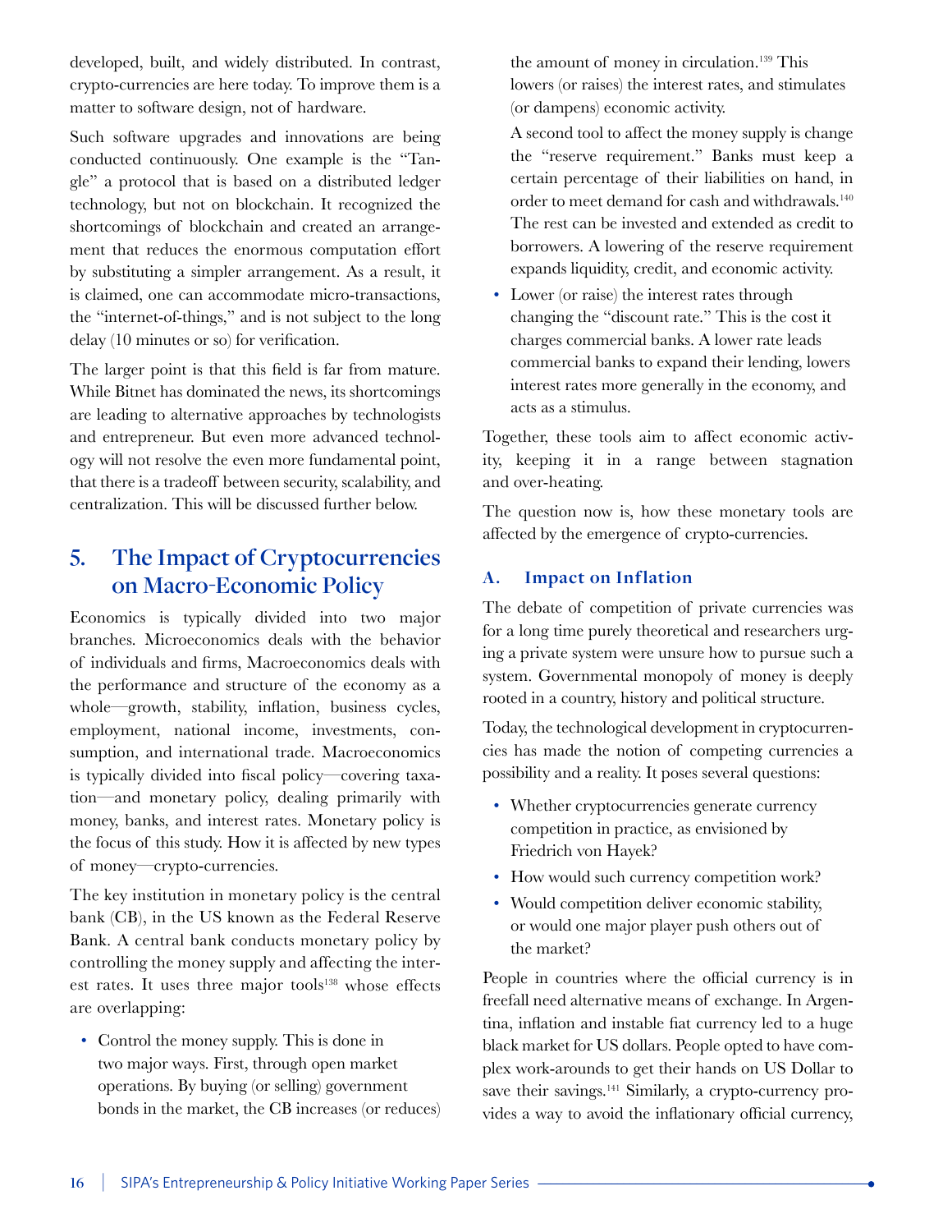developed, built, and widely distributed. In contrast, crypto-currencies are here today. To improve them is a matter to software design, not of hardware.

Such software upgrades and innovations are being conducted continuously. One example is the "Tangle" a protocol that is based on a distributed ledger technology, but not on blockchain. It recognized the shortcomings of blockchain and created an arrangement that reduces the enormous computation effort by substituting a simpler arrangement. As a result, it is claimed, one can accommodate micro-transactions, the "internet-of-things," and is not subject to the long delay (10 minutes or so) for verification.

The larger point is that this field is far from mature. While Bitnet has dominated the news, its shortcomings are leading to alternative approaches by technologists and entrepreneur. But even more advanced technology will not resolve the even more fundamental point, that there is a tradeoff between security, scalability, and centralization. This will be discussed further below.

## 5. The Impact of Cryptocurrencies on Macro-Economic Policy

Economics is typically divided into two major branches. Microeconomics deals with the behavior of individuals and firms, Macroeconomics deals with the performance and structure of the economy as a whole—growth, stability, inflation, business cycles, employment, national income, investments, consumption, and international trade. Macroeconomics is typically divided into fiscal policy—covering taxation—and monetary policy, dealing primarily with money, banks, and interest rates. Monetary policy is the focus of this study. How it is affected by new types of money—crypto-currencies.

The key institution in monetary policy is the central bank (CB), in the US known as the Federal Reserve Bank. A central bank conducts monetary policy by controlling the money supply and affecting the interest rates. It uses three major tools[138] whose effects are overlapping:

- Control the money supply. This is done in two major ways. First, through open market operations. By buying (or selling) government bonds in the market, the CB increases (or reduces) the amount of money in circulation.[139] This lowers (or raises) the interest rates, and stimulates (or dampens) economic activity.

  A second tool to affect the money supply is change the "reserve requirement." Banks must keep a certain percentage of their liabilities on hand, in order to meet demand for cash and withdrawals.[140] The rest can be invested and extended as credit to borrowers. A lowering of the reserve requirement expands liquidity, credit, and economic activity.
- Lower (or raise) the interest rates through changing the "discount rate." This is the cost it charges commercial banks. A lower rate leads commercial banks to expand their lending, lowers interest rates more generally in the economy, and acts as a stimulus.

Together, these tools aim to affect economic activity, keeping it in a range between stagnation and over-heating.

The question now is, how these monetary tools are affected by the emergence of crypto-currencies.

### A. Impact on Inflation

The debate of competition of private currencies was for a long time purely theoretical and researchers urging a private system were unsure how to pursue such a system. Governmental monopoly of money is deeply rooted in a country, history and political structure.

Today, the technological development in cryptocurrencies has made the notion of competing currencies a possibility and a reality. It poses several questions:

- Whether cryptocurrencies generate currency competition in practice, as envisioned by Friedrich von Hayek?
- How would such currency competition work?
- Would competition deliver economic stability, or would one major player push others out of the market?

People in countries where the official currency is in freefall need alternative means of exchange. In Argentina, inflation and instable fiat currency led to a huge black market for US dollars. People opted to have complex work-arounds to get their hands on US Dollar to save their savings.[141] Similarly, a crypto-currency provides a way to avoid the inflationary official currency,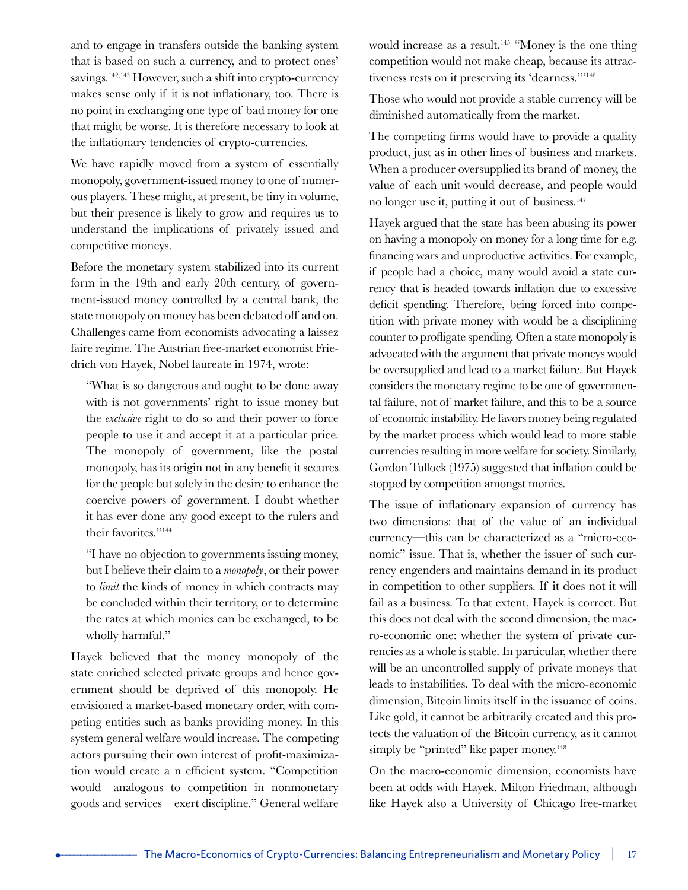and to engage in transfers outside the banking system that is based on such a currency, and to protect ones' savings.[142,143] However, such a shift into crypto-currency makes sense only if it is not inflationary, too. There is no point in exchanging one type of bad money for one that might be worse. It is therefore necessary to look at the inflationary tendencies of crypto-currencies.

We have rapidly moved from a system of essentially monopoly, government-issued money to one of numerous players. These might, at present, be tiny in volume, but their presence is likely to grow and requires us to understand the implications of privately issued and competitive moneys.

Before the monetary system stabilized into its current form in the 19th and early 20th century, of government-issued money controlled by a central bank, the state monopoly on money has been debated off and on. Challenges came from economists advocating a laissez faire regime. The Austrian free-market economist Friedrich von Hayek, Nobel laureate in 1974, wrote:

> "What is so dangerous and ought to be done away with is not governments' right to issue money but the *exclusive* right to do so and their power to force people to use it and accept it at a particular price. The monopoly of government, like the postal monopoly, has its origin not in any benefit it secures for the people but solely in the desire to enhance the coercive powers of government. I doubt whether it has ever done any good except to the rulers and their favorites."[144]

> "I have no objection to governments issuing money, but I believe their claim to a *monopoly*, or their power to *limit* the kinds of money in which contracts may be concluded within their territory, or to determine the rates at which monies can be exchanged, to be wholly harmful."

Hayek believed that the money monopoly of the state enriched selected private groups and hence government should be deprived of this monopoly. He envisioned a market-based monetary order, with competing entities such as banks providing money. In this system general welfare would increase. The competing actors pursuing their own interest of profit-maximization would create a n efficient system. "Competition would—analogous to competition in nonmonetary goods and services—exert discipline." General welfare would increase as a result.[145] "Money is the one thing competition would not make cheap, because its attractiveness rests on it preserving its 'dearness.'"[146]

Those who would not provide a stable currency will be diminished automatically from the market.

The competing firms would have to provide a quality product, just as in other lines of business and markets. When a producer oversupplied its brand of money, the value of each unit would decrease, and people would no longer use it, putting it out of business.[147]

Hayek argued that the state has been abusing its power on having a monopoly on money for a long time for e.g. financing wars and unproductive activities. For example, if people had a choice, many would avoid a state currency that is headed towards inflation due to excessive deficit spending. Therefore, being forced into competition with private money with would be a disciplining counter to profligate spending. Often a state monopoly is advocated with the argument that private moneys would be oversupplied and lead to a market failure. But Hayek considers the monetary regime to be one of governmental failure, not of market failure, and this to be a source of economic instability. He favors money being regulated by the market process which would lead to more stable currencies resulting in more welfare for society. Similarly, Gordon Tullock (1975) suggested that inflation could be stopped by competition amongst monies.

The issue of inflationary expansion of currency has two dimensions: that of the value of an individual currency—this can be characterized as a "micro-economic" issue. That is, whether the issuer of such currency engenders and maintains demand in its product in competition to other suppliers. If it does not it will fail as a business. To that extent, Hayek is correct. But this does not deal with the second dimension, the macro-economic one: whether the system of private currencies as a whole is stable. In particular, whether there will be an uncontrolled supply of private moneys that leads to instabilities. To deal with the micro-economic dimension, Bitcoin limits itself in the issuance of coins. Like gold, it cannot be arbitrarily created and this protects the valuation of the Bitcoin currency, as it cannot simply be "printed" like paper money.[148]

On the macro-economic dimension, economists have been at odds with Hayek. Milton Friedman, although like Hayek also a University of Chicago free-market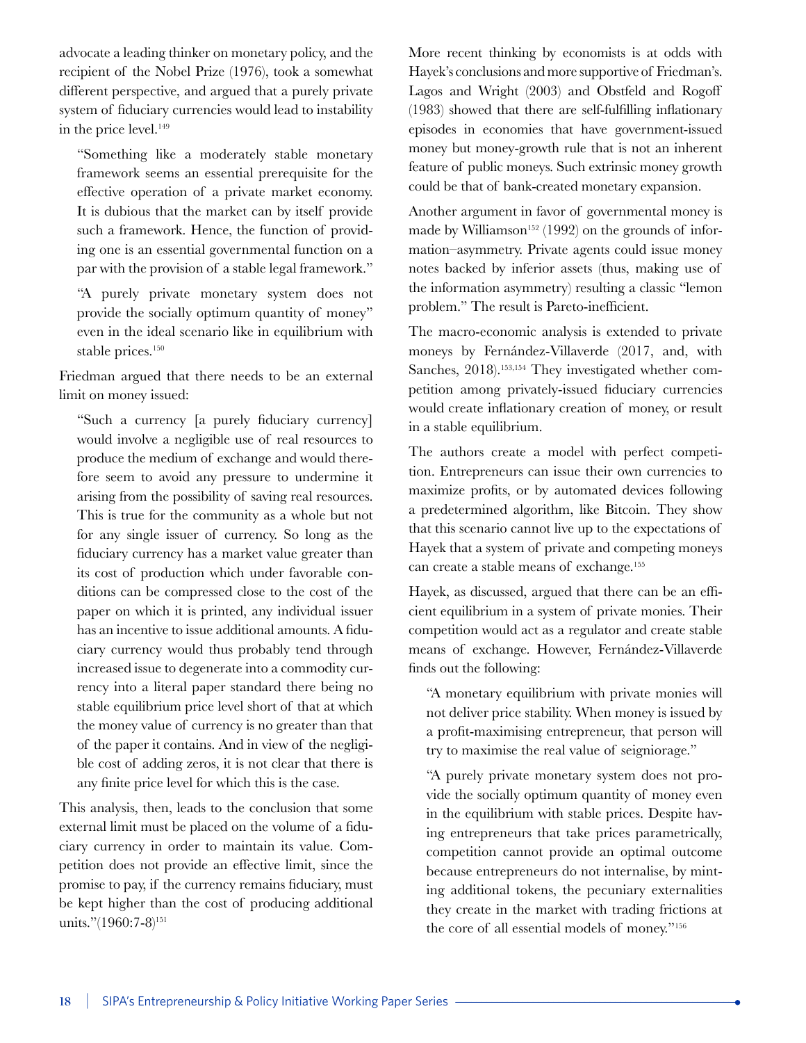advocate a leading thinker on monetary policy, and the recipient of the Nobel Prize (1976), took a somewhat different perspective, and argued that a purely private system of fiduciary currencies would lead to instability in the price level.[149]

> "Something like a moderately stable monetary framework seems an essential prerequisite for the effective operation of a private market economy. It is dubious that the market can by itself provide such a framework. Hence, the function of providing one is an essential governmental function on a par with the provision of a stable legal framework."
>
> "A purely private monetary system does not provide the socially optimum quantity of money" even in the ideal scenario like in equilibrium with stable prices.[150]

Friedman argued that there needs to be an external limit on money issued:

> "Such a currency [a purely fiduciary currency] would involve a negligible use of real resources to produce the medium of exchange and would therefore seem to avoid any pressure to undermine it arising from the possibility of saving real resources. This is true for the community as a whole but not for any single issuer of currency. So long as the fiduciary currency has a market value greater than its cost of production which under favorable conditions can be compressed close to the cost of the paper on which it is printed, any individual issuer has an incentive to issue additional amounts. A fiduciary currency would thus probably tend through increased issue to degenerate into a commodity currency into a literal paper standard there being no stable equilibrium price level short of that at which the money value of currency is no greater than that of the paper it contains. And in view of the negligible cost of adding zeros, it is not clear that there is any finite price level for which this is the case.

This analysis, then, leads to the conclusion that some external limit must be placed on the volume of a fiduciary currency in order to maintain its value. Competition does not provide an effective limit, since the promise to pay, if the currency remains fiduciary, must be kept higher than the cost of producing additional units."(1960:7-8)[151]

More recent thinking by economists is at odds with Hayek's conclusions and more supportive of Friedman's. Lagos and Wright (2003) and Obstfeld and Rogoff (1983) showed that there are self-fulfilling inflationary episodes in economies that have government-issued money but money-growth rule that is not an inherent feature of public moneys. Such extrinsic money growth could be that of bank-created monetary expansion.

Another argument in favor of governmental money is made by Williamson[152] (1992) on the grounds of information–asymmetry. Private agents could issue money notes backed by inferior assets (thus, making use of the information asymmetry) resulting a classic "lemon problem." The result is Pareto-inefficient.

The macro-economic analysis is extended to private moneys by Fernández-Villaverde (2017, and, with Sanches, 2018).[153,154] They investigated whether competition among privately-issued fiduciary currencies would create inflationary creation of money, or result in a stable equilibrium.

The authors create a model with perfect competition. Entrepreneurs can issue their own currencies to maximize profits, or by automated devices following a predetermined algorithm, like Bitcoin. They show that this scenario cannot live up to the expectations of Hayek that a system of private and competing moneys can create a stable means of exchange.[155]

Hayek, as discussed, argued that there can be an efficient equilibrium in a system of private monies. Their competition would act as a regulator and create stable means of exchange. However, Fernández-Villaverde finds out the following:

> "A monetary equilibrium with private monies will not deliver price stability. When money is issued by a profit-maximising entrepreneur, that person will try to maximise the real value of seigniorage."
>
> "A purely private monetary system does not provide the socially optimum quantity of money even in the equilibrium with stable prices. Despite having entrepreneurs that take prices parametrically, competition cannot provide an optimal outcome because entrepreneurs do not internalise, by minting additional tokens, the pecuniary externalities they create in the market with trading frictions at the core of all essential models of money."[156]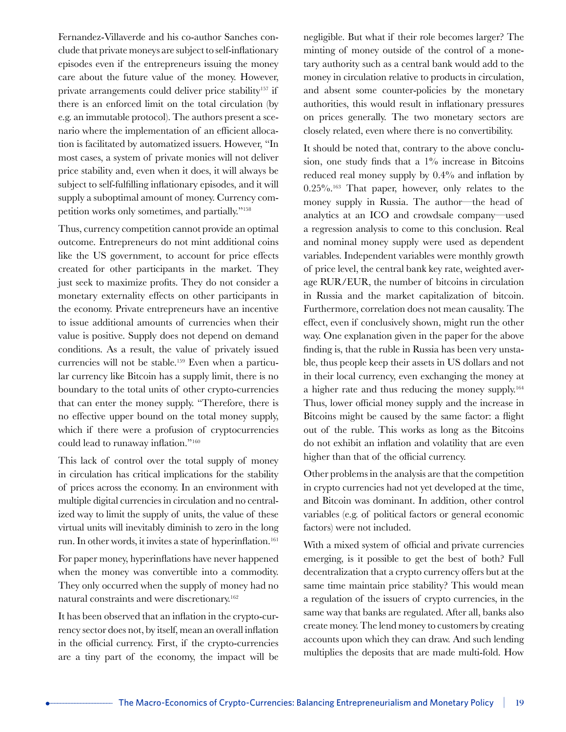Fernandez-Villaverde and his co-author Sanches conclude that private moneys are subject to self-inflationary episodes even if the entrepreneurs issuing the money care about the future value of the money. However, private arrangements could deliver price stability[157] if there is an enforced limit on the total circulation (by e.g. an immutable protocol). The authors present a scenario where the implementation of an efficient allocation is facilitated by automatized issuers. However, "In most cases, a system of private monies will not deliver price stability and, even when it does, it will always be subject to self-fulfilling inflationary episodes, and it will supply a suboptimal amount of money. Currency competition works only sometimes, and partially."[158]

Thus, currency competition cannot provide an optimal outcome. Entrepreneurs do not mint additional coins like the US government, to account for price effects created for other participants in the market. They just seek to maximize profits. They do not consider a monetary externality effects on other participants in the economy. Private entrepreneurs have an incentive to issue additional amounts of currencies when their value is positive. Supply does not depend on demand conditions. As a result, the value of privately issued currencies will not be stable.[159] Even when a particular currency like Bitcoin has a supply limit, there is no boundary to the total units of other crypto-currencies that can enter the money supply. "Therefore, there is no effective upper bound on the total money supply, which if there were a profusion of cryptocurrencies could lead to runaway inflation."[160]

This lack of control over the total supply of money in circulation has critical implications for the stability of prices across the economy. In an environment with multiple digital currencies in circulation and no centralized way to limit the supply of units, the value of these virtual units will inevitably diminish to zero in the long run. In other words, it invites a state of hyperinflation.[161]

For paper money, hyperinflations have never happened when the money was convertible into a commodity. They only occurred when the supply of money had no natural constraints and were discretionary.[162]

It has been observed that an inflation in the crypto-currency sector does not, by itself, mean an overall inflation in the official currency. First, if the crypto-currencies are a tiny part of the economy, the impact will be negligible. But what if their role becomes larger? The minting of money outside of the control of a monetary authority such as a central bank would add to the money in circulation relative to products in circulation, and absent some counter-policies by the monetary authorities, this would result in inflationary pressures on prices generally. The two monetary sectors are closely related, even where there is no convertibility.

It should be noted that, contrary to the above conclusion, one study finds that a 1% increase in Bitcoins reduced real money supply by 0.4% and inflation by 0.25%.[163] That paper, however, only relates to the money supply in Russia. The author—the head of analytics at an ICO and crowdsale company—used a regression analysis to come to this conclusion. Real and nominal money supply were used as dependent variables. Independent variables were monthly growth of price level, the central bank key rate, weighted average RUR/EUR, the number of bitcoins in circulation in Russia and the market capitalization of bitcoin. Furthermore, correlation does not mean causality. The effect, even if conclusively shown, might run the other way. One explanation given in the paper for the above finding is, that the ruble in Russia has been very unstable, thus people keep their assets in US dollars and not in their local currency, even exchanging the money at a higher rate and thus reducing the money supply.[164] Thus, lower official money supply and the increase in Bitcoins might be caused by the same factor: a flight out of the ruble. This works as long as the Bitcoins do not exhibit an inflation and volatility that are even higher than that of the official currency.

Other problems in the analysis are that the competition in crypto currencies had not yet developed at the time, and Bitcoin was dominant. In addition, other control variables (e.g. of political factors or general economic factors) were not included.

With a mixed system of official and private currencies emerging, is it possible to get the best of both? Full decentralization that a crypto currency offers but at the same time maintain price stability? This would mean a regulation of the issuers of crypto currencies, in the same way that banks are regulated. After all, banks also create money. The lend money to customers by creating accounts upon which they can draw. And such lending multiplies the deposits that are made multi-fold. How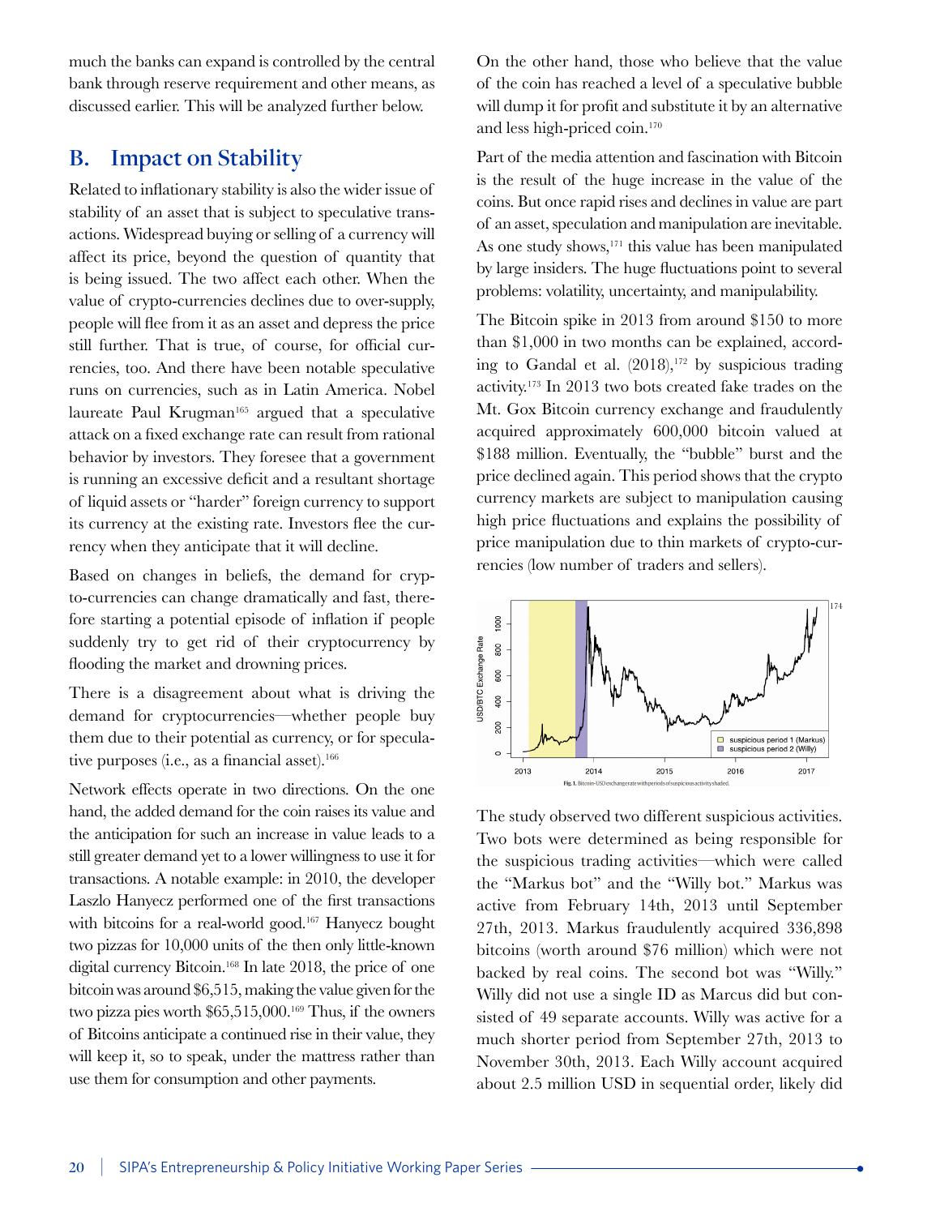much the banks can expand is controlled by the central bank through reserve requirement and other means, as discussed earlier. This will be analyzed further below.

## B. Impact on Stability

Related to inflationary stability is also the wider issue of stability of an asset that is subject to speculative transactions. Widespread buying or selling of a currency will affect its price, beyond the question of quantity that is being issued. The two affect each other. When the value of crypto-currencies declines due to over-supply, people will flee from it as an asset and depress the price still further. That is true, of course, for official currencies, too. And there have been notable speculative runs on currencies, such as in Latin America. Nobel laureate Paul Krugman[165] argued that a speculative attack on a fixed exchange rate can result from rational behavior by investors. They foresee that a government is running an excessive deficit and a resultant shortage of liquid assets or "harder" foreign currency to support its currency at the existing rate. Investors flee the currency when they anticipate that it will decline.

Based on changes in beliefs, the demand for crypto-currencies can change dramatically and fast, therefore starting a potential episode of inflation if people suddenly try to get rid of their cryptocurrency by flooding the market and drowning prices.

There is a disagreement about what is driving the demand for cryptocurrencies—whether people buy them due to their potential as currency, or for speculative purposes (i.e., as a financial asset).[166]

Network effects operate in two directions. On the one hand, the added demand for the coin raises its value and the anticipation for such an increase in value leads to a still greater demand yet to a lower willingness to use it for transactions. A notable example: in 2010, the developer Laszlo Hanyecz performed one of the first transactions with bitcoins for a real-world good.[167] Hanyecz bought two pizzas for 10,000 units of the then only little-known digital currency Bitcoin.[168] In late 2018, the price of one bitcoin was around $6,515, making the value given for the two pizza pies worth $65,515,000.[169] Thus, if the owners of Bitcoins anticipate a continued rise in their value, they will keep it, so to speak, under the mattress rather than use them for consumption and other payments.

On the other hand, those who believe that the value of the coin has reached a level of a speculative bubble will dump it for profit and substitute it by an alternative and less high-priced coin.[170]

Part of the media attention and fascination with Bitcoin is the result of the huge increase in the value of the coins. But once rapid rises and declines in value are part of an asset, speculation and manipulation are inevitable. As one study shows,[171] this value has been manipulated by large insiders. The huge fluctuations point to several problems: volatility, uncertainty, and manipulability.

The Bitcoin spike in 2013 from around $150 to more than $1,000 in two months can be explained, according to Gandal et al. (2018),[172] by suspicious trading activity.[173] In 2013 two bots created fake trades on the Mt. Gox Bitcoin currency exchange and fraudulently acquired approximately 600,000 bitcoin valued at $188 million. Eventually, the "bubble" burst and the price declined again. This period shows that the crypto currency markets are subject to manipulation causing high price fluctuations and explains the possibility of price manipulation due to thin markets of crypto-currencies (low number of traders and sellers).

[174]

Fig. 1. Bitcoin-USD exchange rate with periods of suspicious activity shaded.

The study observed two different suspicious activities. Two bots were determined as being responsible for the suspicious trading activities—which were called the "Markus bot" and the "Willy bot." Markus was active from February 14th, 2013 until September 27th, 2013. Markus fraudulently acquired 336,898 bitcoins (worth around $76 million) which were not backed by real coins. The second bot was "Willy." Willy did not use a single ID as Marcus did but consisted of 49 separate accounts. Willy was active for a much shorter period from September 27th, 2013 to November 30th, 2013. Each Willy account acquired about 2.5 million USD in sequential order, likely did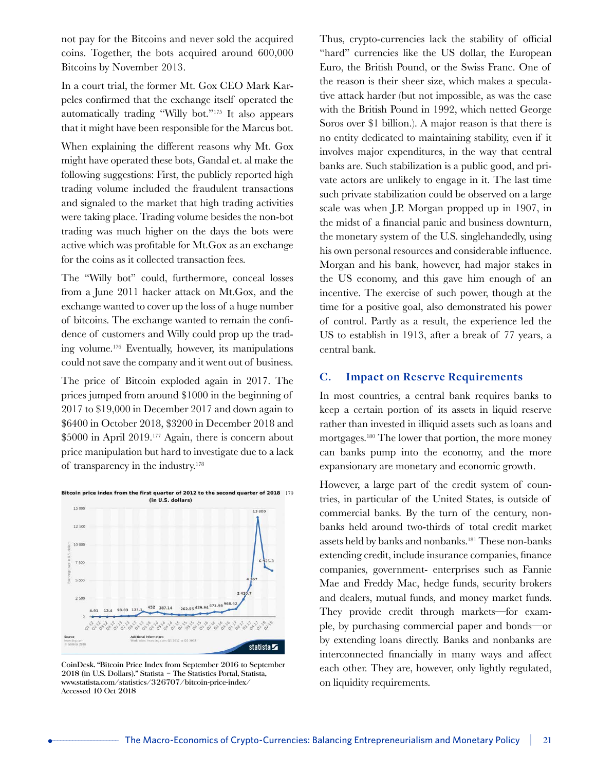not pay for the Bitcoins and never sold the acquired coins. Together, the bots acquired around 600,000 Bitcoins by November 2013.

In a court trial, the former Mt. Gox CEO Mark Karpeles confirmed that the exchange itself operated the automatically trading "Willy bot."[175] It also appears that it might have been responsible for the Marcus bot.

When explaining the different reasons why Mt. Gox might have operated these bots, Gandal et. al make the following suggestions: First, the publicly reported high trading volume included the fraudulent transactions and signaled to the market that high trading activities were taking place. Trading volume besides the non-bot trading was much higher on the days the bots were active which was profitable for Mt.Gox as an exchange for the coins as it collected transaction fees.

The "Willy bot" could, furthermore, conceal losses from a June 2011 hacker attack on Mt.Gox, and the exchange wanted to cover up the loss of a huge number of bitcoins. The exchange wanted to remain the confidence of customers and Willy could prop up the trading volume.[176] Eventually, however, its manipulations could not save the company and it went out of business.

The price of Bitcoin exploded again in 2017. The prices jumped from around $1000 in the beginning of 2017 to $19,000 in December 2017 and down again to $6400 in October 2018, $3200 in December 2018 and $5000 in April 2019.[177] Again, there is concern about price manipulation but hard to investigate due to a lack of transparency in the industry.[178]

**Bitcoin price index from the first quarter of 2012 to the second quarter of 2018 (in U.S. dollars)** [179]

CoinDesk. "Bitcoin Price Index from September 2016 to September 2018 (in U.S. Dollars)." Statista – The Statistics Portal, Statista, www.statista.com/statistics/326707/bitcoin-price-index/ Accessed 10 Oct 2018

Thus, crypto-currencies lack the stability of official "hard" currencies like the US dollar, the European Euro, the British Pound, or the Swiss Franc. One of the reason is their sheer size, which makes a speculative attack harder (but not impossible, as was the case with the British Pound in 1992, which netted George Soros over $1 billion.). A major reason is that there is no entity dedicated to maintaining stability, even if it involves major expenditures, in the way that central banks are. Such stabilization is a public good, and private actors are unlikely to engage in it. The last time such private stabilization could be observed on a large scale was when J.P. Morgan propped up in 1907, in the midst of a financial panic and business downturn, the monetary system of the U.S. singlehandedly, using his own personal resources and considerable influence. Morgan and his bank, however, had major stakes in the US economy, and this gave him enough of an incentive. The exercise of such power, though at the time for a positive goal, also demonstrated his power of control. Partly as a result, the experience led the US to establish in 1913, after a break of 77 years, a central bank.

## C. Impact on Reserve Requirements

In most countries, a central bank requires banks to keep a certain portion of its assets in liquid reserve rather than invested in illiquid assets such as loans and mortgages.[180] The lower that portion, the more money can banks pump into the economy, and the more expansionary are monetary and economic growth.

However, a large part of the credit system of countries, in particular of the United States, is outside of commercial banks. By the turn of the century, non-banks held around two-thirds of total credit market assets held by banks and nonbanks.[181] These non-banks extending credit, include insurance companies, finance companies, government- enterprises such as Fannie Mae and Freddy Mac, hedge funds, security brokers and dealers, mutual funds, and money market funds. They provide credit through markets—for example, by purchasing commercial paper and bonds—or by extending loans directly. Banks and nonbanks are interconnected financially in many ways and affect each other. They are, however, only lightly regulated, on liquidity requirements.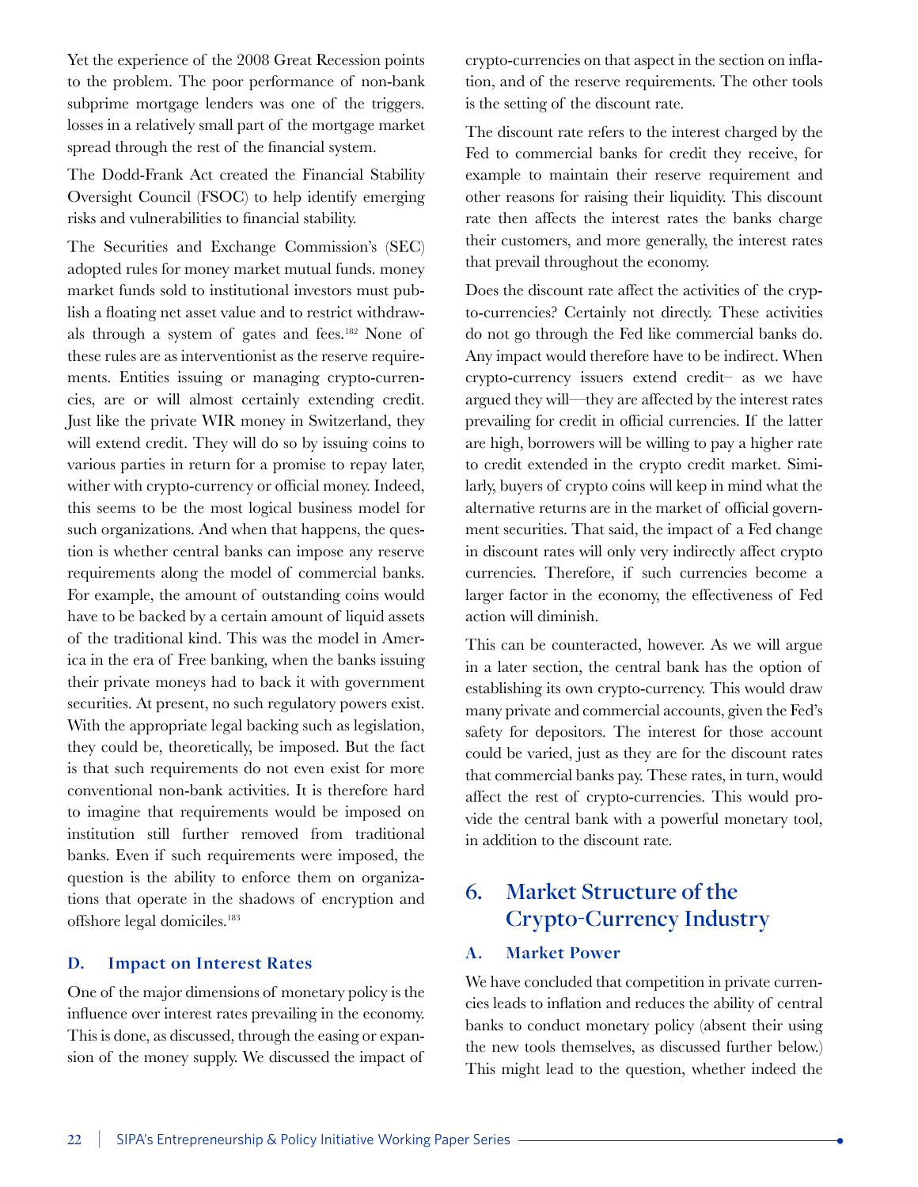Yet the experience of the 2008 Great Recession points to the problem. The poor performance of non-bank subprime mortgage lenders was one of the triggers. losses in a relatively small part of the mortgage market spread through the rest of the financial system.

The Dodd-Frank Act created the Financial Stability Oversight Council (FSOC) to help identify emerging risks and vulnerabilities to financial stability.

The Securities and Exchange Commission's (SEC) adopted rules for money market mutual funds. money market funds sold to institutional investors must publish a floating net asset value and to restrict withdrawals through a system of gates and fees.[182] None of these rules are as interventionist as the reserve requirements. Entities issuing or managing crypto-currencies, are or will almost certainly extending credit. Just like the private WIR money in Switzerland, they will extend credit. They will do so by issuing coins to various parties in return for a promise to repay later, wither with crypto-currency or official money. Indeed, this seems to be the most logical business model for such organizations. And when that happens, the question is whether central banks can impose any reserve requirements along the model of commercial banks. For example, the amount of outstanding coins would have to be backed by a certain amount of liquid assets of the traditional kind. This was the model in America in the era of Free banking, when the banks issuing their private moneys had to back it with government securities. At present, no such regulatory powers exist. With the appropriate legal backing such as legislation, they could be, theoretically, be imposed. But the fact is that such requirements do not even exist for more conventional non-bank activities. It is therefore hard to imagine that requirements would be imposed on institution still further removed from traditional banks. Even if such requirements were imposed, the question is the ability to enforce them on organizations that operate in the shadows of encryption and offshore legal domiciles.[183]

### D. Impact on Interest Rates

One of the major dimensions of monetary policy is the influence over interest rates prevailing in the economy. This is done, as discussed, through the easing or expansion of the money supply. We discussed the impact of crypto-currencies on that aspect in the section on inflation, and of the reserve requirements. The other tools is the setting of the discount rate.

The discount rate refers to the interest charged by the Fed to commercial banks for credit they receive, for example to maintain their reserve requirement and other reasons for raising their liquidity. This discount rate then affects the interest rates the banks charge their customers, and more generally, the interest rates that prevail throughout the economy.

Does the discount rate affect the activities of the crypto-currencies? Certainly not directly. These activities do not go through the Fed like commercial banks do. Any impact would therefore have to be indirect. When crypto-currency issuers extend credit– as we have argued they will—they are affected by the interest rates prevailing for credit in official currencies. If the latter are high, borrowers will be willing to pay a higher rate to credit extended in the crypto credit market. Similarly, buyers of crypto coins will keep in mind what the alternative returns are in the market of official government securities. That said, the impact of a Fed change in discount rates will only very indirectly affect crypto currencies. Therefore, if such currencies become a larger factor in the economy, the effectiveness of Fed action will diminish.

This can be counteracted, however. As we will argue in a later section, the central bank has the option of establishing its own crypto-currency. This would draw many private and commercial accounts, given the Fed's safety for depositors. The interest for those account could be varied, just as they are for the discount rates that commercial banks pay. These rates, in turn, would affect the rest of crypto-currencies. This would provide the central bank with a powerful monetary tool, in addition to the discount rate.

## 6. Market Structure of the Crypto-Currency Industry

### A. Market Power

We have concluded that competition in private currencies leads to inflation and reduces the ability of central banks to conduct monetary policy (absent their using the new tools themselves, as discussed further below.) This might lead to the question, whether indeed the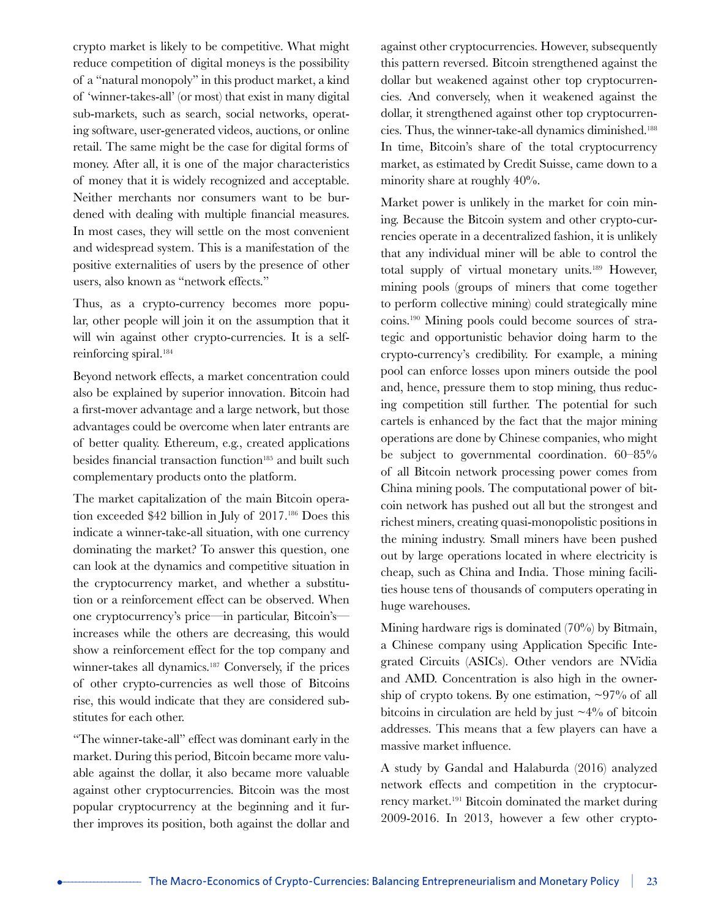crypto market is likely to be competitive. What might reduce competition of digital moneys is the possibility of a "natural monopoly" in this product market, a kind of 'winner-takes-all' (or most) that exist in many digital sub-markets, such as search, social networks, operating software, user-generated videos, auctions, or online retail. The same might be the case for digital forms of money. After all, it is one of the major characteristics of money that it is widely recognized and acceptable. Neither merchants nor consumers want to be burdened with dealing with multiple financial measures. In most cases, they will settle on the most convenient and widespread system. This is a manifestation of the positive externalities of users by the presence of other users, also known as "network effects."

Thus, as a crypto-currency becomes more popular, other people will join it on the assumption that it will win against other crypto-currencies. It is a self-reinforcing spiral.[184]

Beyond network effects, a market concentration could also be explained by superior innovation. Bitcoin had a first-mover advantage and a large network, but those advantages could be overcome when later entrants are of better quality. Ethereum, e.g., created applications besides financial transaction function[185] and built such complementary products onto the platform.

The market capitalization of the main Bitcoin operation exceeded $42 billion in July of 2017.[186] Does this indicate a winner-take-all situation, with one currency dominating the market? To answer this question, one can look at the dynamics and competitive situation in the cryptocurrency market, and whether a substitution or a reinforcement effect can be observed. When one cryptocurrency's price—in particular, Bitcoin's—increases while the others are decreasing, this would show a reinforcement effect for the top company and winner-takes all dynamics.[187] Conversely, if the prices of other crypto-currencies as well those of Bitcoins rise, this would indicate that they are considered substitutes for each other.

"The winner-take-all" effect was dominant early in the market. During this period, Bitcoin became more valuable against the dollar, it also became more valuable against other cryptocurrencies. Bitcoin was the most popular cryptocurrency at the beginning and it further improves its position, both against the dollar and against other cryptocurrencies. However, subsequently this pattern reversed. Bitcoin strengthened against the dollar but weakened against other top cryptocurrencies. And conversely, when it weakened against the dollar, it strengthened against other top cryptocurrencies. Thus, the winner-take-all dynamics diminished.[188] In time, Bitcoin's share of the total cryptocurrency market, as estimated by Credit Suisse, came down to a minority share at roughly 40%.

Market power is unlikely in the market for coin mining. Because the Bitcoin system and other crypto-currencies operate in a decentralized fashion, it is unlikely that any individual miner will be able to control the total supply of virtual monetary units.[189] However, mining pools (groups of miners that come together to perform collective mining) could strategically mine coins.[190] Mining pools could become sources of strategic and opportunistic behavior doing harm to the crypto-currency's credibility. For example, a mining pool can enforce losses upon miners outside the pool and, hence, pressure them to stop mining, thus reducing competition still further. The potential for such cartels is enhanced by the fact that the major mining operations are done by Chinese companies, who might be subject to governmental coordination. 60–85% of all Bitcoin network processing power comes from China mining pools. The computational power of bitcoin network has pushed out all but the strongest and richest miners, creating quasi-monopolistic positions in the mining industry. Small miners have been pushed out by large operations located in where electricity is cheap, such as China and India. Those mining facilities house tens of thousands of computers operating in huge warehouses.

Mining hardware rigs is dominated (70%) by Bitmain, a Chinese company using Application Specific Integrated Circuits (ASICs). Other vendors are NVidia and AMD. Concentration is also high in the ownership of crypto tokens. By one estimation, ~97% of all bitcoins in circulation are held by just ~4% of bitcoin addresses. This means that a few players can have a massive market influence.

A study by Gandal and Halaburda (2016) analyzed network effects and competition in the cryptocurrency market.[191] Bitcoin dominated the market during 2009-2016. In 2013, however a few other crypto-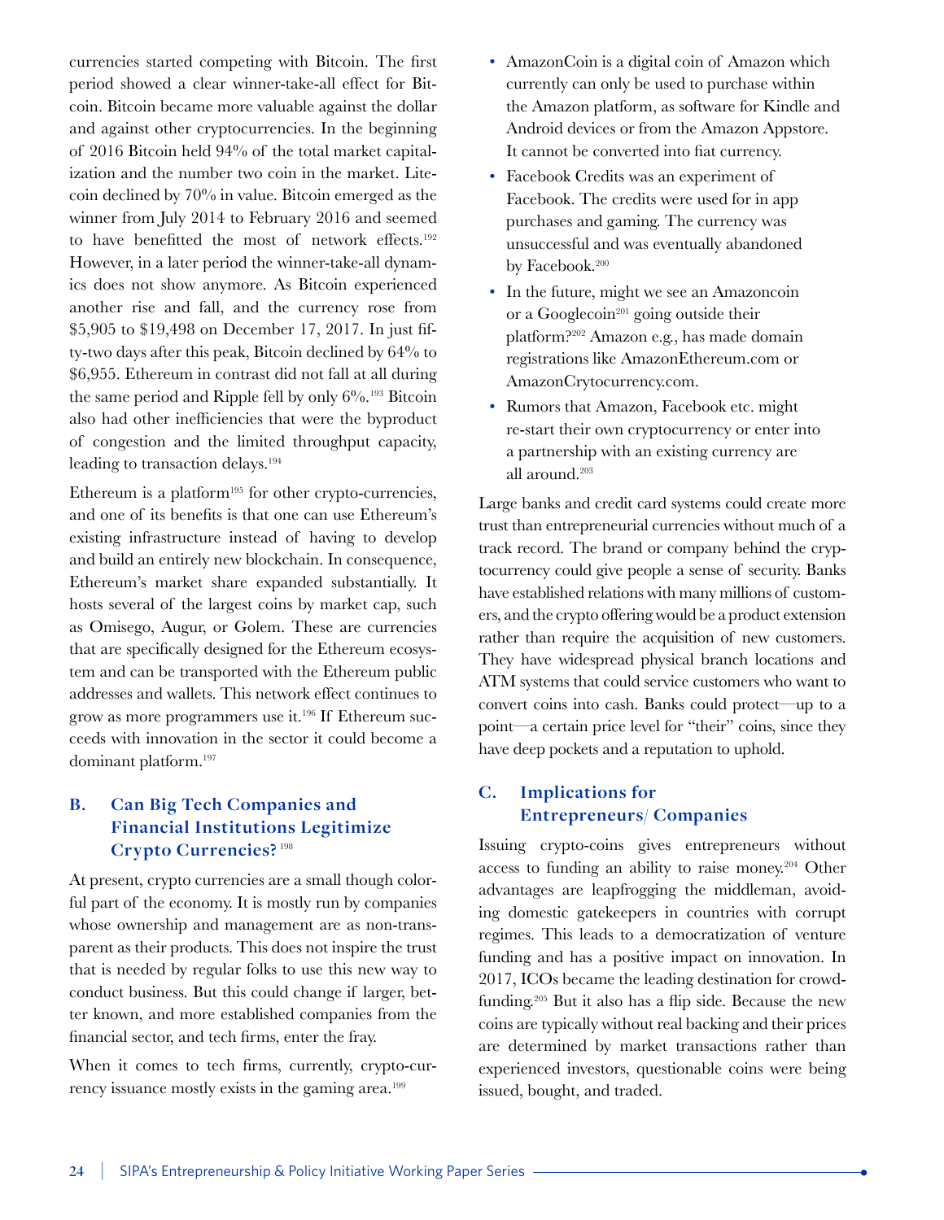currencies started competing with Bitcoin. The first period showed a clear winner-take-all effect for Bitcoin. Bitcoin became more valuable against the dollar and against other cryptocurrencies. In the beginning of 2016 Bitcoin held 94% of the total market capitalization and the number two coin in the market. Litecoin declined by 70% in value. Bitcoin emerged as the winner from July 2014 to February 2016 and seemed to have benefitted the most of network effects.[192] However, in a later period the winner-take-all dynamics does not show anymore. As Bitcoin experienced another rise and fall, and the currency rose from $5,905 to $19,498 on December 17, 2017. In just fifty-two days after this peak, Bitcoin declined by 64% to $6,955. Ethereum in contrast did not fall at all during the same period and Ripple fell by only 6%.[193] Bitcoin also had other inefficiencies that were the byproduct of congestion and the limited throughput capacity, leading to transaction delays.[194]

Ethereum is a platform[195] for other crypto-currencies, and one of its benefits is that one can use Ethereum's existing infrastructure instead of having to develop and build an entirely new blockchain. In consequence, Ethereum's market share expanded substantially. It hosts several of the largest coins by market cap, such as Omisego, Augur, or Golem. These are currencies that are specifically designed for the Ethereum ecosystem and can be transported with the Ethereum public addresses and wallets. This network effect continues to grow as more programmers use it.[196] If Ethereum succeeds with innovation in the sector it could become a dominant platform.[197]

## B. Can Big Tech Companies and Financial Institutions Legitimize Crypto Currencies? [198]

At present, crypto currencies are a small though colorful part of the economy. It is mostly run by companies whose ownership and management are as non-transparent as their products. This does not inspire the trust that is needed by regular folks to use this new way to conduct business. But this could change if larger, better known, and more established companies from the financial sector, and tech firms, enter the fray.

When it comes to tech firms, currently, crypto-currency issuance mostly exists in the gaming area.[199]

- AmazonCoin is a digital coin of Amazon which currently can only be used to purchase within the Amazon platform, as software for Kindle and Android devices or from the Amazon Appstore. It cannot be converted into fiat currency.
- Facebook Credits was an experiment of Facebook. The credits were used for in app purchases and gaming. The currency was unsuccessful and was eventually abandoned by Facebook.[200]
- In the future, might we see an Amazoncoin or a Googlecoin[201] going outside their platform?[202] Amazon e.g., has made domain registrations like AmazonEthereum.com or AmazonCrytocurrency.com.
- Rumors that Amazon, Facebook etc. might re-start their own cryptocurrency or enter into a partnership with an existing currency are all around.[203]

Large banks and credit card systems could create more trust than entrepreneurial currencies without much of a track record. The brand or company behind the cryptocurrency could give people a sense of security. Banks have established relations with many millions of customers, and the crypto offering would be a product extension rather than require the acquisition of new customers. They have widespread physical branch locations and ATM systems that could service customers who want to convert coins into cash. Banks could protect—up to a point—a certain price level for "their" coins, since they have deep pockets and a reputation to uphold.

## C. Implications for Entrepreneurs/ Companies

Issuing crypto-coins gives entrepreneurs without access to funding an ability to raise money.[204] Other advantages are leapfrogging the middleman, avoiding domestic gatekeepers in countries with corrupt regimes. This leads to a democratization of venture funding and has a positive impact on innovation. In 2017, ICOs became the leading destination for crowdfunding.[205] But it also has a flip side. Because the new coins are typically without real backing and their prices are determined by market transactions rather than experienced investors, questionable coins were being issued, bought, and traded.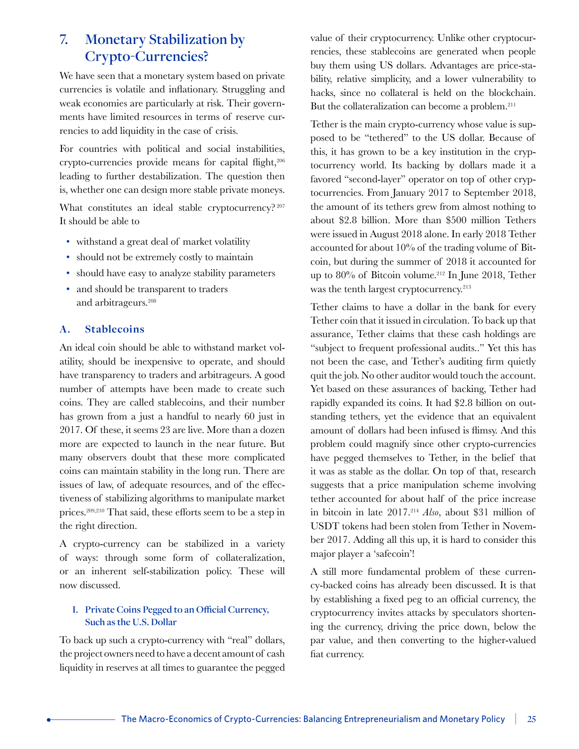# 7. Monetary Stabilization by Crypto-Currencies?

We have seen that a monetary system based on private currencies is volatile and inflationary. Struggling and weak economies are particularly at risk. Their governments have limited resources in terms of reserve currencies to add liquidity in the case of crisis.

For countries with political and social instabilities, crypto-currencies provide means for capital flight,[206] leading to further destabilization. The question then is, whether one can design more stable private moneys.

What constitutes an ideal stable cryptocurrency?[207] It should be able to

- withstand a great deal of market volatility
- should not be extremely costly to maintain
- should have easy to analyze stability parameters
- and should be transparent to traders and arbitrageurs.[208]

## A. Stablecoins

An ideal coin should be able to withstand market volatility, should be inexpensive to operate, and should have transparency to traders and arbitrageurs. A good number of attempts have been made to create such coins. They are called stablecoins, and their number has grown from a just a handful to nearly 60 just in 2017. Of these, it seems 23 are live. More than a dozen more are expected to launch in the near future. But many observers doubt that these more complicated coins can maintain stability in the long run. There are issues of law, of adequate resources, and of the effectiveness of stabilizing algorithms to manipulate market prices.[209,210] That said, these efforts seem to be a step in the right direction.

A crypto-currency can be stabilized in a variety of ways: through some form of collateralization, or an inherent self-stabilization policy. These will now discussed.

### I. Private Coins Pegged to an Official Currency, Such as the U.S. Dollar

To back up such a crypto-currency with "real" dollars, the project owners need to have a decent amount of cash liquidity in reserves at all times to guarantee the pegged value of their cryptocurrency. Unlike other cryptocurrencies, these stablecoins are generated when people buy them using US dollars. Advantages are price-stability, relative simplicity, and a lower vulnerability to hacks, since no collateral is held on the blockchain. But the collateralization can become a problem.[211]

Tether is the main crypto-currency whose value is supposed to be "tethered" to the US dollar. Because of this, it has grown to be a key institution in the cryptocurrency world. Its backing by dollars made it a favored "second-layer" operator on top of other cryptocurrencies. From January 2017 to September 2018, the amount of its tethers grew from almost nothing to about $2.8 billion. More than $500 million Tethers were issued in August 2018 alone. In early 2018 Tether accounted for about 10% of the trading volume of Bitcoin, but during the summer of 2018 it accounted for up to 80% of Bitcoin volume.[212] In June 2018, Tether was the tenth largest cryptocurrency.[213]

Tether claims to have a dollar in the bank for every Tether coin that it issued in circulation. To back up that assurance, Tether claims that these cash holdings are "subject to frequent professional audits.." Yet this has not been the case, and Tether's auditing firm quietly quit the job. No other auditor would touch the account. Yet based on these assurances of backing, Tether had rapidly expanded its coins. It had $2.8 billion on outstanding tethers, yet the evidence that an equivalent amount of dollars had been infused is flimsy. And this problem could magnify since other crypto-currencies have pegged themselves to Tether, in the belief that it was as stable as the dollar. On top of that, research suggests that a price manipulation scheme involving tether accounted for about half of the price increase in bitcoin in late 2017.[214] *Also*, about $31 million of USDT tokens had been stolen from Tether in November 2017. Adding all this up, it is hard to consider this major player a 'safecoin'!

A still more fundamental problem of these currency-backed coins has already been discussed. It is that by establishing a fixed peg to an official currency, the cryptocurrency invites attacks by speculators shortening the currency, driving the price down, below the par value, and then converting to the higher-valued fiat currency.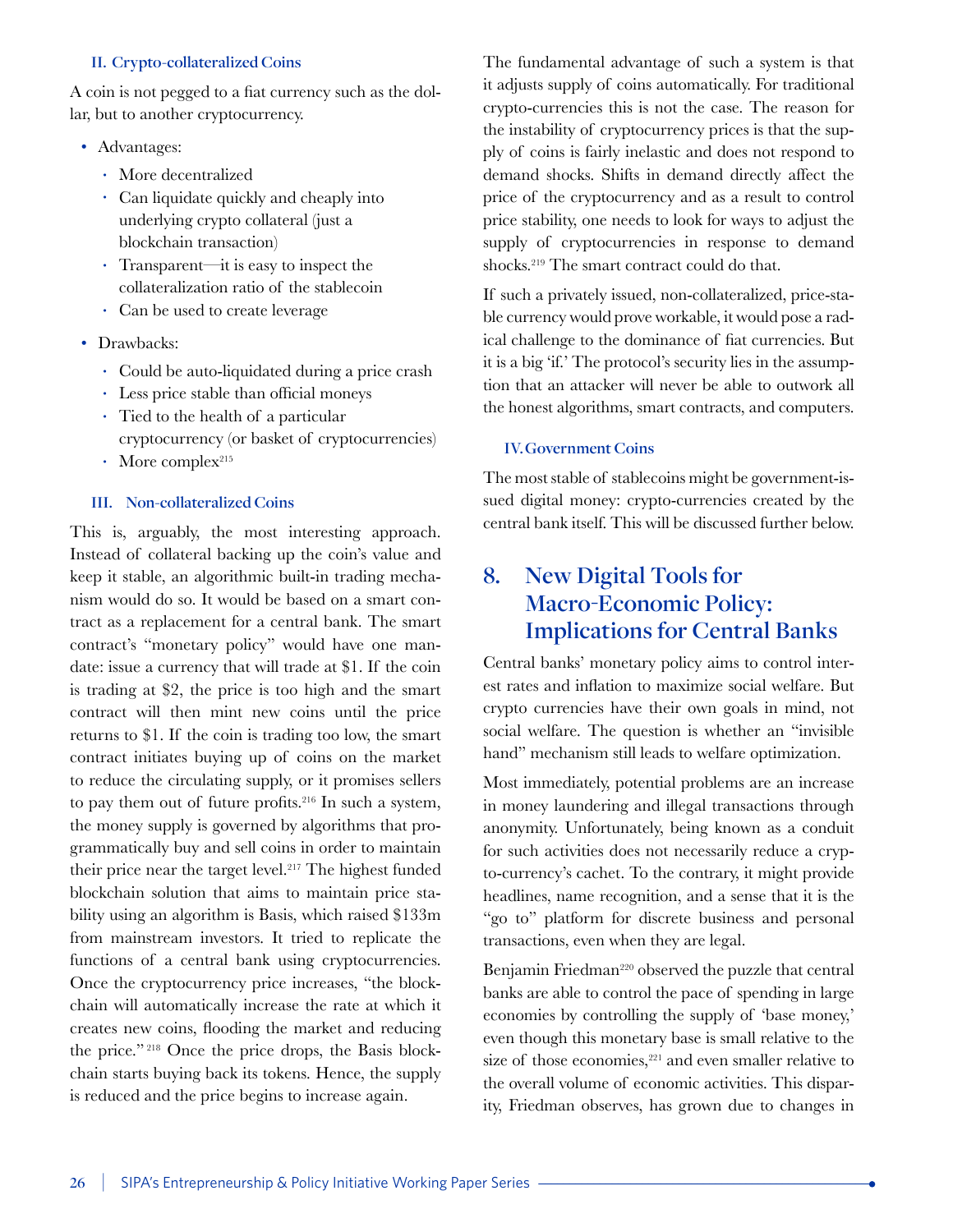#### II. Crypto-collateralized Coins

A coin is not pegged to a fiat currency such as the dollar, but to another cryptocurrency.

- Advantages:
  - More decentralized
  - Can liquidate quickly and cheaply into underlying crypto collateral (just a blockchain transaction)
  - Transparent—it is easy to inspect the collateralization ratio of the stablecoin
  - Can be used to create leverage
- Drawbacks:
  - Could be auto-liquidated during a price crash
  - Less price stable than official moneys
  - Tied to the health of a particular cryptocurrency (or basket of cryptocurrencies)
  - More complex[215]

#### III. Non-collateralized Coins

This is, arguably, the most interesting approach. Instead of collateral backing up the coin's value and keep it stable, an algorithmic built-in trading mechanism would do so. It would be based on a smart contract as a replacement for a central bank. The smart contract's "monetary policy" would have one mandate: issue a currency that will trade at $1. If the coin is trading at $2, the price is too high and the smart contract will then mint new coins until the price returns to $1. If the coin is trading too low, the smart contract initiates buying up of coins on the market to reduce the circulating supply, or it promises sellers to pay them out of future profits.[216] In such a system, the money supply is governed by algorithms that programmatically buy and sell coins in order to maintain their price near the target level.[217] The highest funded blockchain solution that aims to maintain price stability using an algorithm is Basis, which raised $133m from mainstream investors. It tried to replicate the functions of a central bank using cryptocurrencies. Once the cryptocurrency price increases, "the blockchain will automatically increase the rate at which it creates new coins, flooding the market and reducing the price." [218] Once the price drops, the Basis blockchain starts buying back its tokens. Hence, the supply is reduced and the price begins to increase again.

The fundamental advantage of such a system is that it adjusts supply of coins automatically. For traditional crypto-currencies this is not the case. The reason for the instability of cryptocurrency prices is that the supply of coins is fairly inelastic and does not respond to demand shocks. Shifts in demand directly affect the price of the cryptocurrency and as a result to control price stability, one needs to look for ways to adjust the supply of cryptocurrencies in response to demand shocks.[219] The smart contract could do that.

If such a privately issued, non-collateralized, price-stable currency would prove workable, it would pose a radical challenge to the dominance of fiat currencies. But it is a big 'if.' The protocol's security lies in the assumption that an attacker will never be able to outwork all the honest algorithms, smart contracts, and computers.

#### IV. Government Coins

The most stable of stablecoins might be government-issued digital money: crypto-currencies created by the central bank itself. This will be discussed further below.

## 8. New Digital Tools for Macro-Economic Policy: Implications for Central Banks

Central banks' monetary policy aims to control interest rates and inflation to maximize social welfare. But crypto currencies have their own goals in mind, not social welfare. The question is whether an "invisible hand" mechanism still leads to welfare optimization.

Most immediately, potential problems are an increase in money laundering and illegal transactions through anonymity. Unfortunately, being known as a conduit for such activities does not necessarily reduce a crypto-currency's cachet. To the contrary, it might provide headlines, name recognition, and a sense that it is the "go to" platform for discrete business and personal transactions, even when they are legal.

Benjamin Friedman[220] observed the puzzle that central banks are able to control the pace of spending in large economies by controlling the supply of 'base money,' even though this monetary base is small relative to the size of those economies,[221] and even smaller relative to the overall volume of economic activities. This disparity, Friedman observes, has grown due to changes in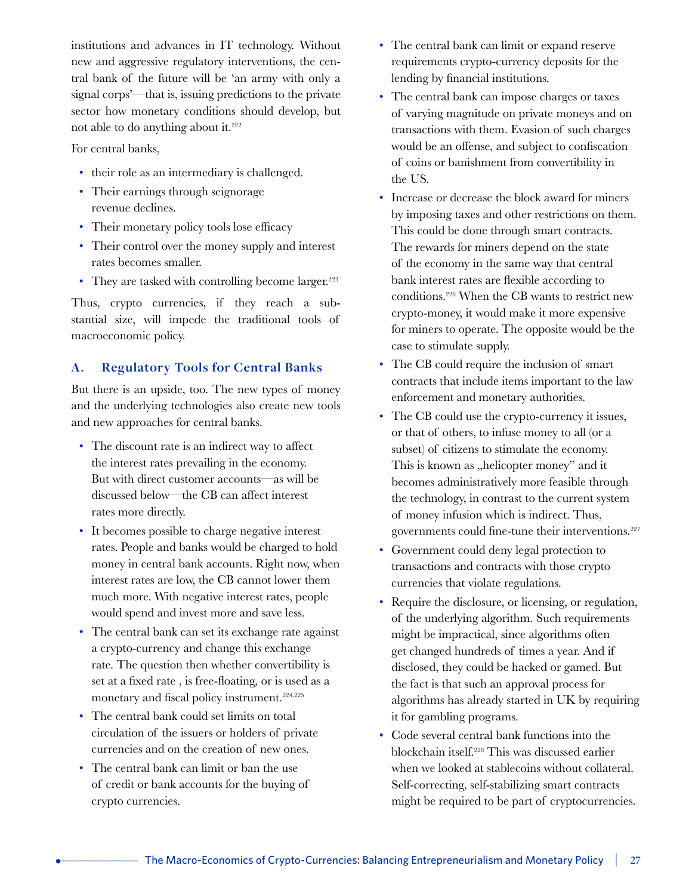institutions and advances in IT technology. Without new and aggressive regulatory interventions, the central bank of the future will be 'an army with only a signal corps'—that is, issuing predictions to the private sector how monetary conditions should develop, but not able to do anything about it.[222]

For central banks,

- their role as an intermediary is challenged.
- Their earnings through seignorage revenue declines.
- Their monetary policy tools lose efficacy
- Their control over the money supply and interest rates becomes smaller.
- They are tasked with controlling become larger.[223]

Thus, crypto currencies, if they reach a substantial size, will impede the traditional tools of macroeconomic policy.

## A. Regulatory Tools for Central Banks

But there is an upside, too. The new types of money and the underlying technologies also create new tools and new approaches for central banks.

- The discount rate is an indirect way to affect the interest rates prevailing in the economy. But with direct customer accounts—as will be discussed below—the CB can affect interest rates more directly.
- It becomes possible to charge negative interest rates. People and banks would be charged to hold money in central bank accounts. Right now, when interest rates are low, the CB cannot lower them much more. With negative interest rates, people would spend and invest more and save less.
- The central bank can set its exchange rate against a crypto-currency and change this exchange rate. The question then whether convertibility is set at a fixed rate , is free-floating, or is used as a monetary and fiscal policy instrument.[224,225]
- The central bank could set limits on total circulation of the issuers or holders of private currencies and on the creation of new ones.
- The central bank can limit or ban the use of credit or bank accounts for the buying of crypto currencies.
- The central bank can limit or expand reserve requirements crypto-currency deposits for the lending by financial institutions.
- The central bank can impose charges or taxes of varying magnitude on private moneys and on transactions with them. Evasion of such charges would be an offense, and subject to confiscation of coins or banishment from convertibility in the US.
- Increase or decrease the block award for miners by imposing taxes and other restrictions on them. This could be done through smart contracts. The rewards for miners depend on the state of the economy in the same way that central bank interest rates are flexible according to conditions.[226] When the CB wants to restrict new crypto-money, it would make it more expensive for miners to operate. The opposite would be the case to stimulate supply.
- The CB could require the inclusion of smart contracts that include items important to the law enforcement and monetary authorities.
- The CB could use the crypto-currency it issues, or that of others, to infuse money to all (or a subset) of citizens to stimulate the economy. This is known as „helicopter money" and it becomes administratively more feasible through the technology, in contrast to the current system of money infusion which is indirect. Thus, governments could fine-tune their interventions.[227]
- Government could deny legal protection to transactions and contracts with those crypto currencies that violate regulations.
- Require the disclosure, or licensing, or regulation, of the underlying algorithm. Such requirements might be impractical, since algorithms often get changed hundreds of times a year. And if disclosed, they could be hacked or gamed. But the fact is that such an approval process for algorithms has already started in UK by requiring it for gambling programs.
- Code several central bank functions into the blockchain itself.[228] This was discussed earlier when we looked at stablecoins without collateral. Self-correcting, self-stabilizing smart contracts might be required to be part of cryptocurrencies.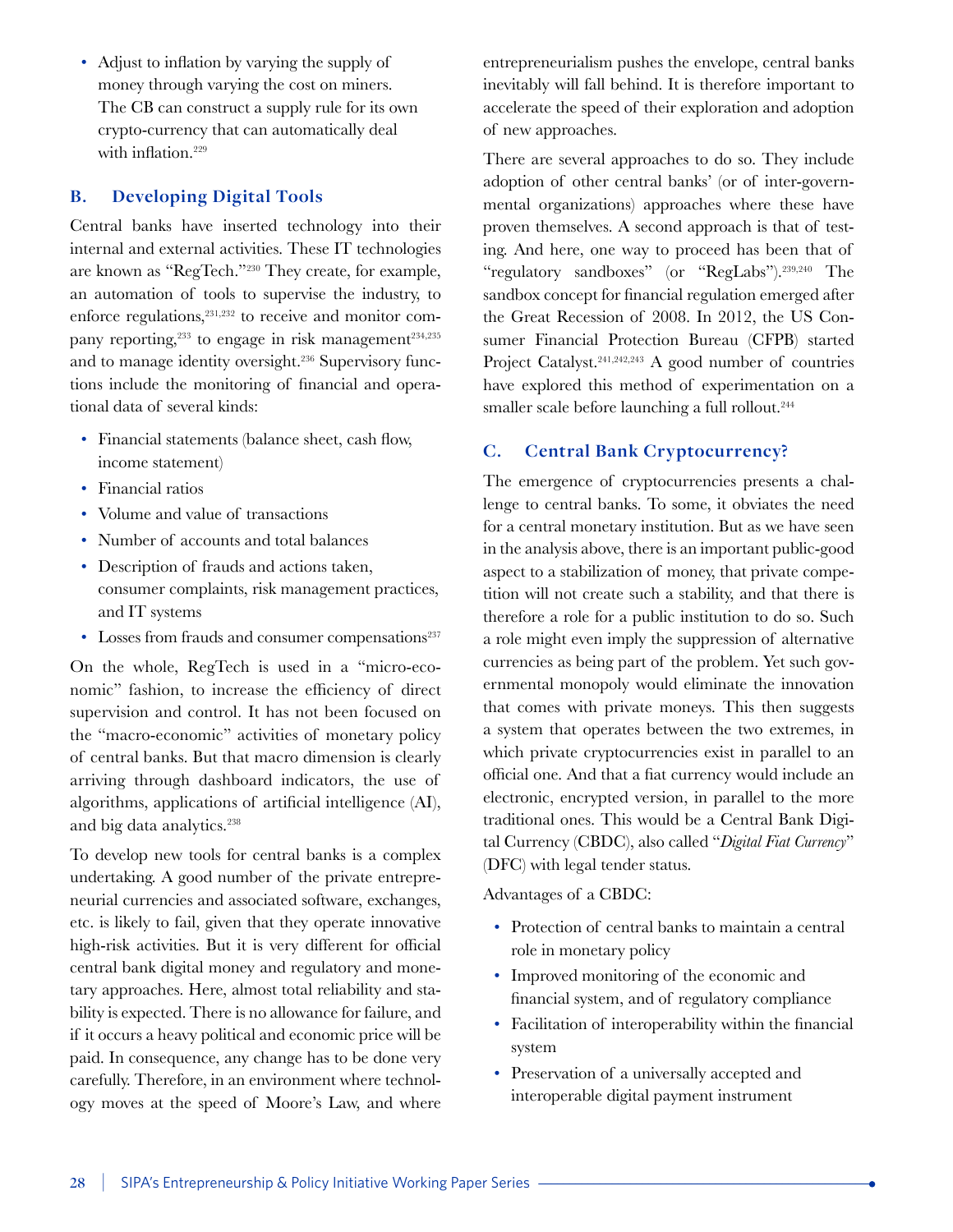- Adjust to inflation by varying the supply of money through varying the cost on miners. The CB can construct a supply rule for its own crypto-currency that can automatically deal with inflation.[229]

## B. Developing Digital Tools

Central banks have inserted technology into their internal and external activities. These IT technologies are known as "RegTech."[230] They create, for example, an automation of tools to supervise the industry, to enforce regulations,[231,232] to receive and monitor company reporting,[233] to engage in risk management[234,235] and to manage identity oversight.[236] Supervisory functions include the monitoring of financial and operational data of several kinds:

- Financial statements (balance sheet, cash flow, income statement)
- Financial ratios
- Volume and value of transactions
- Number of accounts and total balances
- Description of frauds and actions taken, consumer complaints, risk management practices, and IT systems
- Losses from frauds and consumer compensations[237]

On the whole, RegTech is used in a "micro-economic" fashion, to increase the efficiency of direct supervision and control. It has not been focused on the "macro-economic" activities of monetary policy of central banks. But that macro dimension is clearly arriving through dashboard indicators, the use of algorithms, applications of artificial intelligence (AI), and big data analytics.[238]

To develop new tools for central banks is a complex undertaking. A good number of the private entrepreneurial currencies and associated software, exchanges, etc. is likely to fail, given that they operate innovative high-risk activities. But it is very different for official central bank digital money and regulatory and monetary approaches. Here, almost total reliability and stability is expected. There is no allowance for failure, and if it occurs a heavy political and economic price will be paid. In consequence, any change has to be done very carefully. Therefore, in an environment where technology moves at the speed of Moore's Law, and where entrepreneurialism pushes the envelope, central banks inevitably will fall behind. It is therefore important to accelerate the speed of their exploration and adoption of new approaches.

There are several approaches to do so. They include adoption of other central banks' (or of inter-governmental organizations) approaches where these have proven themselves. A second approach is that of testing. And here, one way to proceed has been that of "regulatory sandboxes" (or "RegLabs").[239,240] The sandbox concept for financial regulation emerged after the Great Recession of 2008. In 2012, the US Consumer Financial Protection Bureau (CFPB) started Project Catalyst.[241,242,243] A good number of countries have explored this method of experimentation on a smaller scale before launching a full rollout.[244]

## C. Central Bank Cryptocurrency?

The emergence of cryptocurrencies presents a challenge to central banks. To some, it obviates the need for a central monetary institution. But as we have seen in the analysis above, there is an important public-good aspect to a stabilization of money, that private competition will not create such a stability, and that there is therefore a role for a public institution to do so. Such a role might even imply the suppression of alternative currencies as being part of the problem. Yet such governmental monopoly would eliminate the innovation that comes with private moneys. This then suggests a system that operates between the two extremes, in which private cryptocurrencies exist in parallel to an official one. And that a fiat currency would include an electronic, encrypted version, in parallel to the more traditional ones. This would be a Central Bank Digital Currency (CBDC), also called "*Digital Fiat Currency*" (DFC) with legal tender status.

Advantages of a CBDC:

- Protection of central banks to maintain a central role in monetary policy
- Improved monitoring of the economic and financial system, and of regulatory compliance
- Facilitation of interoperability within the financial system
- Preservation of a universally accepted and interoperable digital payment instrument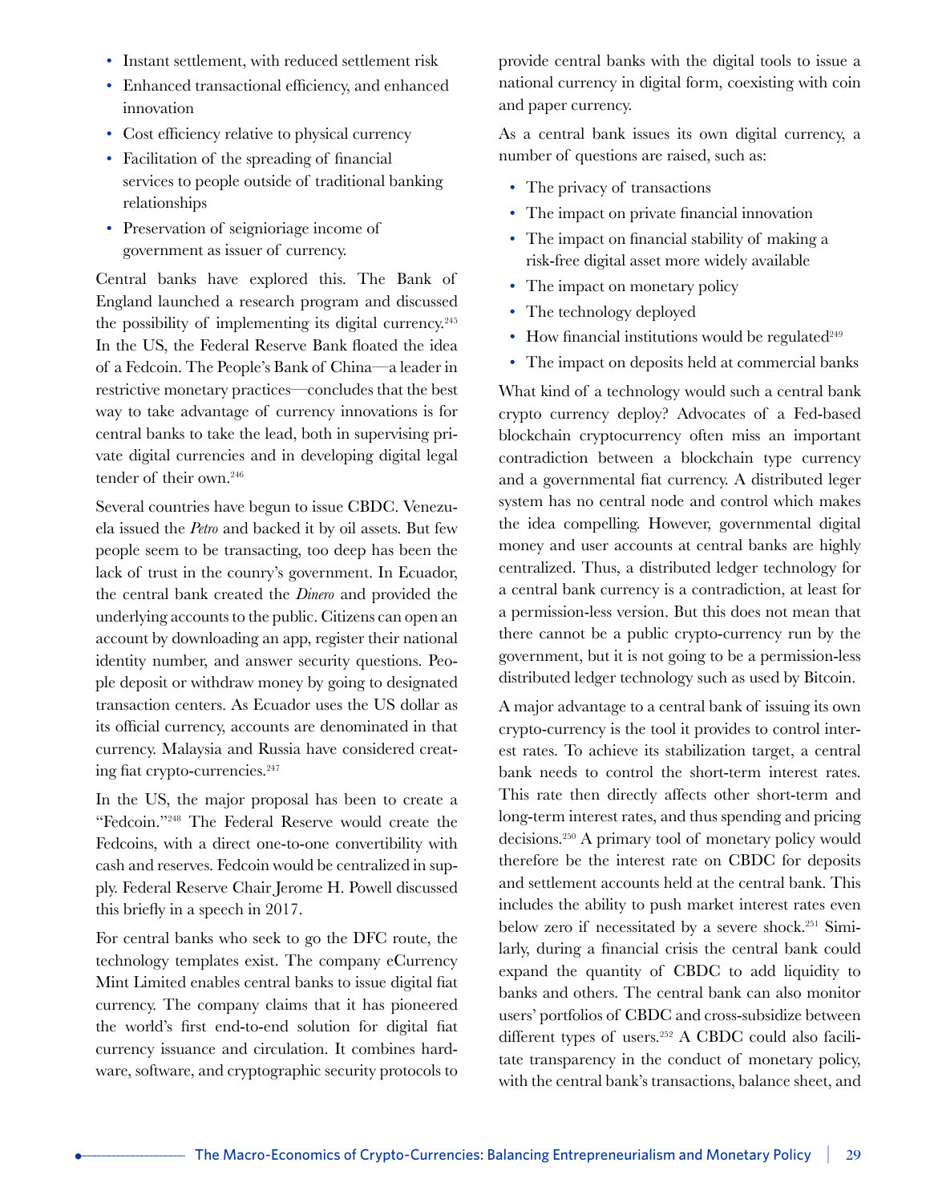- Instant settlement, with reduced settlement risk
- Enhanced transactional efficiency, and enhanced innovation
- Cost efficiency relative to physical currency
- Facilitation of the spreading of financial services to people outside of traditional banking relationships
- Preservation of seignioriage income of government as issuer of currency.

Central banks have explored this. The Bank of England launched a research program and discussed the possibility of implementing its digital currency.[245] In the US, the Federal Reserve Bank floated the idea of a Fedcoin. The People's Bank of China—a leader in restrictive monetary practices—concludes that the best way to take advantage of currency innovations is for central banks to take the lead, both in supervising private digital currencies and in developing digital legal tender of their own.[246]

Several countries have begun to issue CBDC. Venezuela issued the *Petro* and backed it by oil assets. But few people seem to be transacting, too deep has been the lack of trust in the counry's government. In Ecuador, the central bank created the *Dinero* and provided the underlying accounts to the public. Citizens can open an account by downloading an app, register their national identity number, and answer security questions. People deposit or withdraw money by going to designated transaction centers. As Ecuador uses the US dollar as its official currency, accounts are denominated in that currency. Malaysia and Russia have considered creating fiat crypto-currencies.[247]

In the US, the major proposal has been to create a "Fedcoin."[248] The Federal Reserve would create the Fedcoins, with a direct one-to-one convertibility with cash and reserves. Fedcoin would be centralized in supply. Federal Reserve Chair Jerome H. Powell discussed this briefly in a speech in 2017.

For central banks who seek to go the DFC route, the technology templates exist. The company eCurrency Mint Limited enables central banks to issue digital fiat currency. The company claims that it has pioneered the world's first end-to-end solution for digital fiat currency issuance and circulation. It combines hardware, software, and cryptographic security protocols to provide central banks with the digital tools to issue a national currency in digital form, coexisting with coin and paper currency.

As a central bank issues its own digital currency, a number of questions are raised, such as:

- The privacy of transactions
- The impact on private financial innovation
- The impact on financial stability of making a risk-free digital asset more widely available
- The impact on monetary policy
- The technology deployed
- How financial institutions would be regulated[249]
- The impact on deposits held at commercial banks

What kind of a technology would such a central bank crypto currency deploy? Advocates of a Fed-based blockchain cryptocurrency often miss an important contradiction between a blockchain type currency and a governmental fiat currency. A distributed leger system has no central node and control which makes the idea compelling. However, governmental digital money and user accounts at central banks are highly centralized. Thus, a distributed ledger technology for a central bank currency is a contradiction, at least for a permission-less version. But this does not mean that there cannot be a public crypto-currency run by the government, but it is not going to be a permission-less distributed ledger technology such as used by Bitcoin.

A major advantage to a central bank of issuing its own crypto-currency is the tool it provides to control interest rates. To achieve its stabilization target, a central bank needs to control the short-term interest rates. This rate then directly affects other short-term and long-term interest rates, and thus spending and pricing decisions.[250] A primary tool of monetary policy would therefore be the interest rate on CBDC for deposits and settlement accounts held at the central bank. This includes the ability to push market interest rates even below zero if necessitated by a severe shock.[251] Similarly, during a financial crisis the central bank could expand the quantity of CBDC to add liquidity to banks and others. The central bank can also monitor users' portfolios of CBDC and cross-subsidize between different types of users.[252] A CBDC could also facilitate transparency in the conduct of monetary policy, with the central bank's transactions, balance sheet, and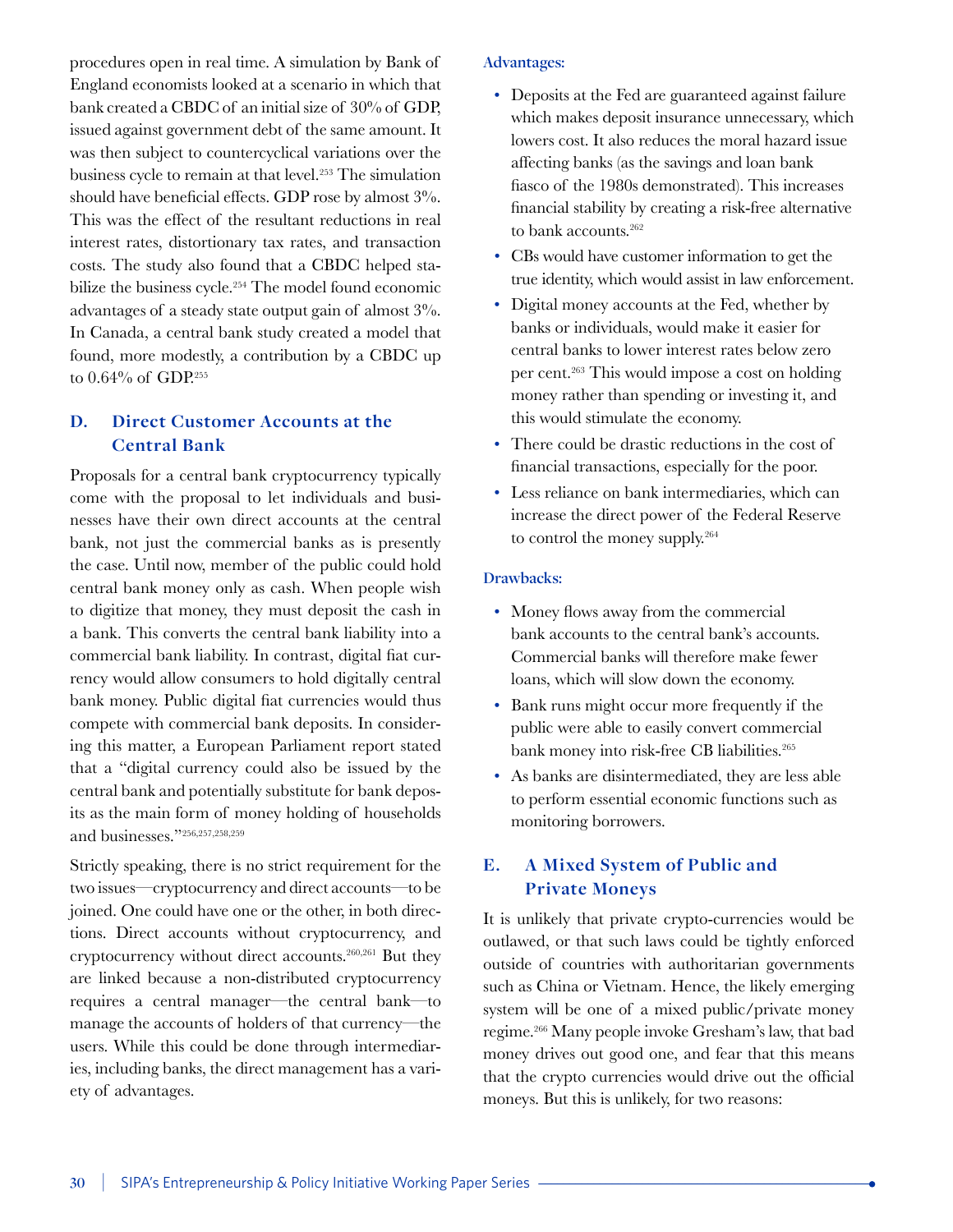procedures open in real time. A simulation by Bank of England economists looked at a scenario in which that bank created a CBDC of an initial size of 30% of GDP, issued against government debt of the same amount. It was then subject to countercyclical variations over the business cycle to remain at that level.[253] The simulation should have beneficial effects. GDP rose by almost 3%. This was the effect of the resultant reductions in real interest rates, distortionary tax rates, and transaction costs. The study also found that a CBDC helped stabilize the business cycle.[254] The model found economic advantages of a steady state output gain of almost 3%. In Canada, a central bank study created a model that found, more modestly, a contribution by a CBDC up to 0.64% of GDP.[255]

## D. Direct Customer Accounts at the Central Bank

Proposals for a central bank cryptocurrency typically come with the proposal to let individuals and businesses have their own direct accounts at the central bank, not just the commercial banks as is presently the case. Until now, member of the public could hold central bank money only as cash. When people wish to digitize that money, they must deposit the cash in a bank. This converts the central bank liability into a commercial bank liability. In contrast, digital fiat currency would allow consumers to hold digitally central bank money. Public digital fiat currencies would thus compete with commercial bank deposits. In considering this matter, a European Parliament report stated that a "digital currency could also be issued by the central bank and potentially substitute for bank deposits as the main form of money holding of households and businesses."[256,257,258,259]

Strictly speaking, there is no strict requirement for the two issues—cryptocurrency and direct accounts—to be joined. One could have one or the other, in both directions. Direct accounts without cryptocurrency, and cryptocurrency without direct accounts.[260,261] But they are linked because a non-distributed cryptocurrency requires a central manager—the central bank—to manage the accounts of holders of that currency—the users. While this could be done through intermediaries, including banks, the direct management has a variety of advantages.

**Advantages:**

- Deposits at the Fed are guaranteed against failure which makes deposit insurance unnecessary, which lowers cost. It also reduces the moral hazard issue affecting banks (as the savings and loan bank fiasco of the 1980s demonstrated). This increases financial stability by creating a risk-free alternative to bank accounts.[262]
- CBs would have customer information to get the true identity, which would assist in law enforcement.
- Digital money accounts at the Fed, whether by banks or individuals, would make it easier for central banks to lower interest rates below zero per cent.[263] This would impose a cost on holding money rather than spending or investing it, and this would stimulate the economy.
- There could be drastic reductions in the cost of financial transactions, especially for the poor.
- Less reliance on bank intermediaries, which can increase the direct power of the Federal Reserve to control the money supply.[264]

**Drawbacks:**

- Money flows away from the commercial bank accounts to the central bank's accounts. Commercial banks will therefore make fewer loans, which will slow down the economy.
- Bank runs might occur more frequently if the public were able to easily convert commercial bank money into risk-free CB liabilities.[265]
- As banks are disintermediated, they are less able to perform essential economic functions such as monitoring borrowers.

## E. A Mixed System of Public and Private Moneys

It is unlikely that private crypto-currencies would be outlawed, or that such laws could be tightly enforced outside of countries with authoritarian governments such as China or Vietnam. Hence, the likely emerging system will be one of a mixed public/private money regime.[266] Many people invoke Gresham's law, that bad money drives out good one, and fear that this means that the crypto currencies would drive out the official moneys. But this is unlikely, for two reasons: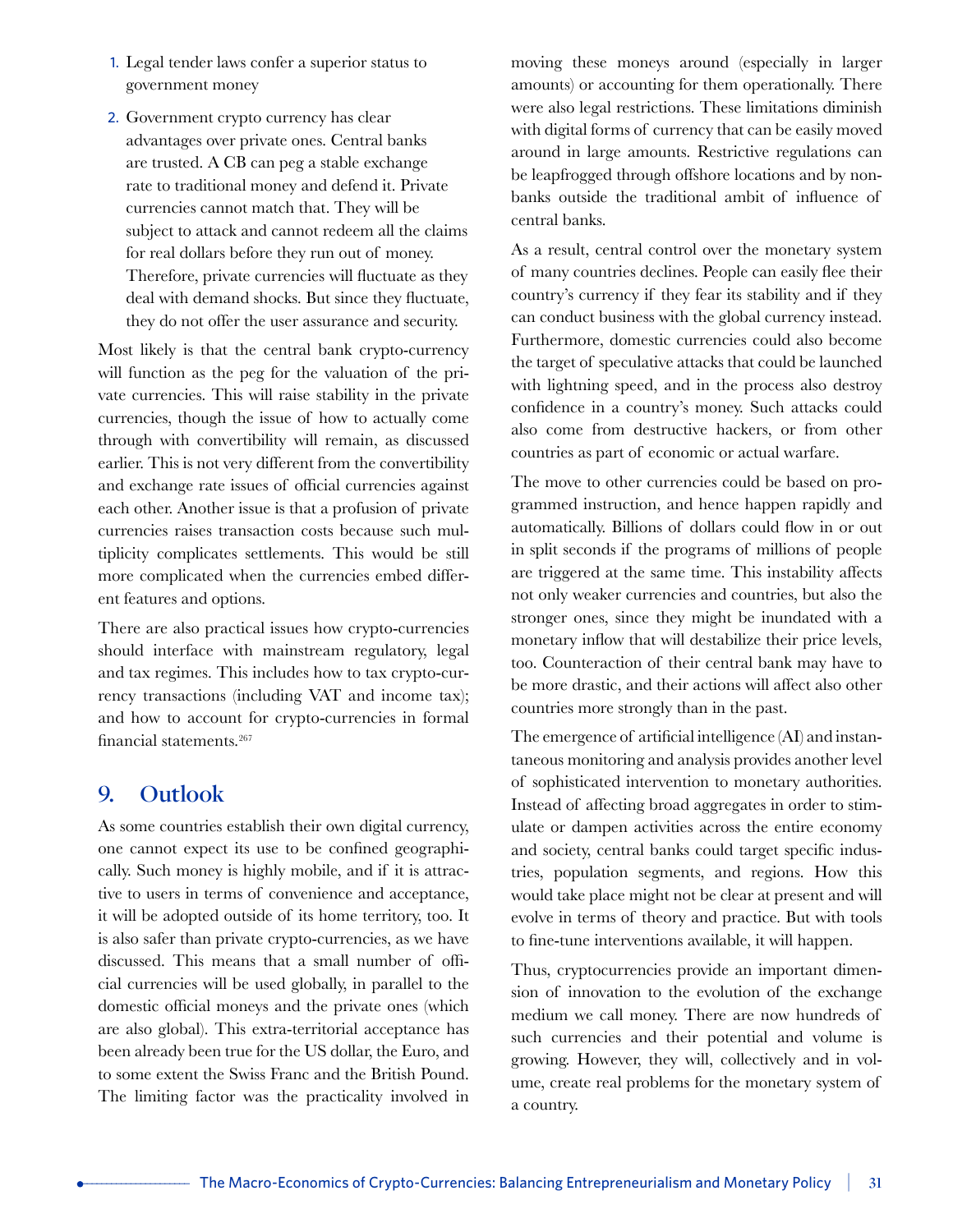1. Legal tender laws confer a superior status to government money
2. Government crypto currency has clear advantages over private ones. Central banks are trusted. A CB can peg a stable exchange rate to traditional money and defend it. Private currencies cannot match that. They will be subject to attack and cannot redeem all the claims for real dollars before they run out of money. Therefore, private currencies will fluctuate as they deal with demand shocks. But since they fluctuate, they do not offer the user assurance and security.

Most likely is that the central bank crypto-currency will function as the peg for the valuation of the private currencies. This will raise stability in the private currencies, though the issue of how to actually come through with convertibility will remain, as discussed earlier. This is not very different from the convertibility and exchange rate issues of official currencies against each other. Another issue is that a profusion of private currencies raises transaction costs because such multiplicity complicates settlements. This would be still more complicated when the currencies embed different features and options.

There are also practical issues how crypto-currencies should interface with mainstream regulatory, legal and tax regimes. This includes how to tax crypto-currency transactions (including VAT and income tax); and how to account for crypto-currencies in formal financial statements.[267]

## 9. Outlook

As some countries establish their own digital currency, one cannot expect its use to be confined geographically. Such money is highly mobile, and if it is attractive to users in terms of convenience and acceptance, it will be adopted outside of its home territory, too. It is also safer than private crypto-currencies, as we have discussed. This means that a small number of official currencies will be used globally, in parallel to the domestic official moneys and the private ones (which are also global). This extra-territorial acceptance has been already been true for the US dollar, the Euro, and to some extent the Swiss Franc and the British Pound. The limiting factor was the practicality involved in moving these moneys around (especially in larger amounts) or accounting for them operationally. There were also legal restrictions. These limitations diminish with digital forms of currency that can be easily moved around in large amounts. Restrictive regulations can be leapfrogged through offshore locations and by non-banks outside the traditional ambit of influence of central banks.

As a result, central control over the monetary system of many countries declines. People can easily flee their country's currency if they fear its stability and if they can conduct business with the global currency instead. Furthermore, domestic currencies could also become the target of speculative attacks that could be launched with lightning speed, and in the process also destroy confidence in a country's money. Such attacks could also come from destructive hackers, or from other countries as part of economic or actual warfare.

The move to other currencies could be based on programmed instruction, and hence happen rapidly and automatically. Billions of dollars could flow in or out in split seconds if the programs of millions of people are triggered at the same time. This instability affects not only weaker currencies and countries, but also the stronger ones, since they might be inundated with a monetary inflow that will destabilize their price levels, too. Counteraction of their central bank may have to be more drastic, and their actions will affect also other countries more strongly than in the past.

The emergence of artificial intelligence (AI) and instantaneous monitoring and analysis provides another level of sophisticated intervention to monetary authorities. Instead of affecting broad aggregates in order to stimulate or dampen activities across the entire economy and society, central banks could target specific industries, population segments, and regions. How this would take place might not be clear at present and will evolve in terms of theory and practice. But with tools to fine-tune interventions available, it will happen.

Thus, cryptocurrencies provide an important dimension of innovation to the evolution of the exchange medium we call money. There are now hundreds of such currencies and their potential and volume is growing. However, they will, collectively and in volume, create real problems for the monetary system of a country.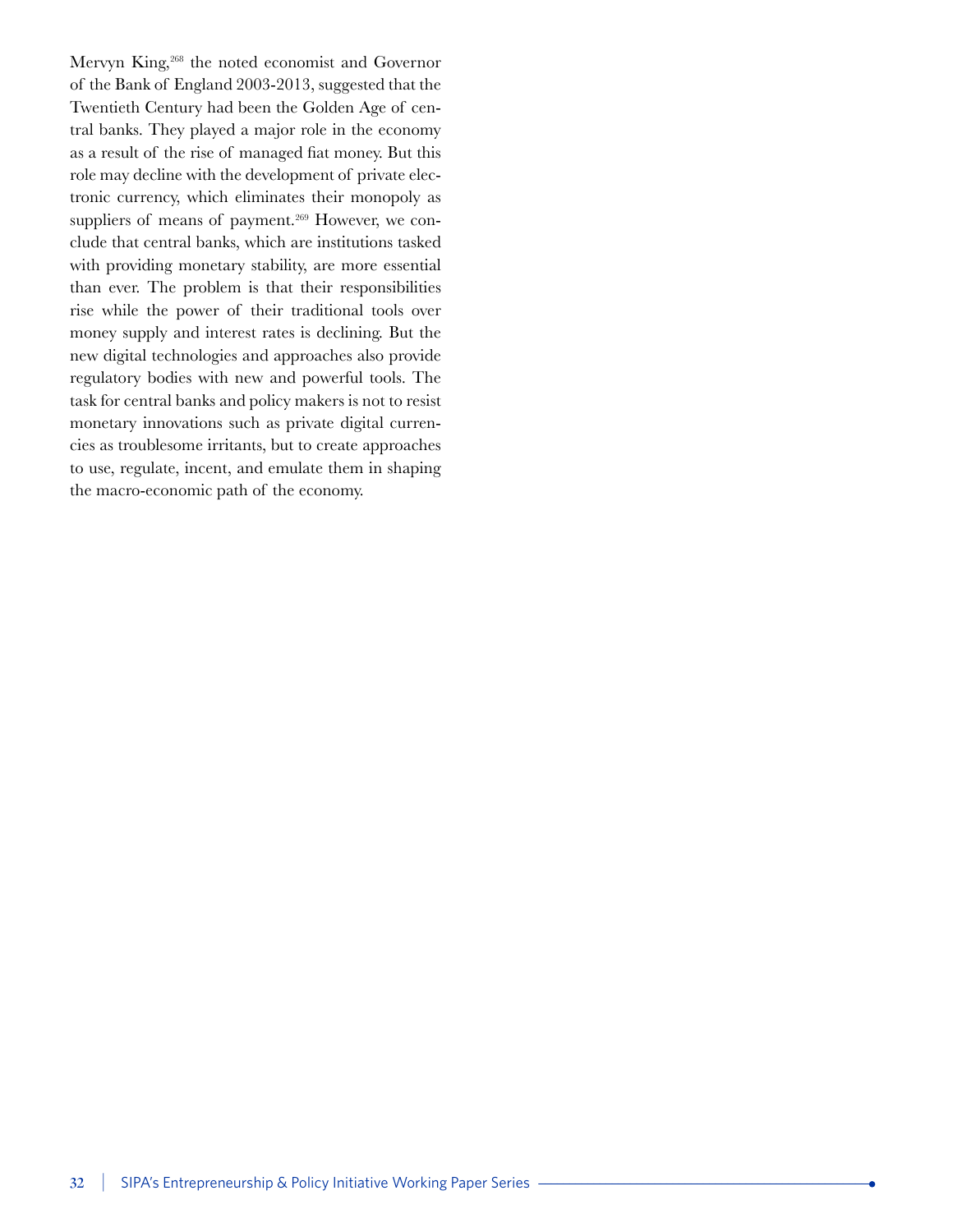Mervyn King,[268] the noted economist and Governor of the Bank of England 2003-2013, suggested that the Twentieth Century had been the Golden Age of central banks. They played a major role in the economy as a result of the rise of managed fiat money. But this role may decline with the development of private electronic currency, which eliminates their monopoly as suppliers of means of payment.[269] However, we conclude that central banks, which are institutions tasked with providing monetary stability, are more essential than ever. The problem is that their responsibilities rise while the power of their traditional tools over money supply and interest rates is declining. But the new digital technologies and approaches also provide regulatory bodies with new and powerful tools. The task for central banks and policy makers is not to resist monetary innovations such as private digital currencies as troublesome irritants, but to create approaches to use, regulate, incent, and emulate them in shaping the macro-economic path of the economy.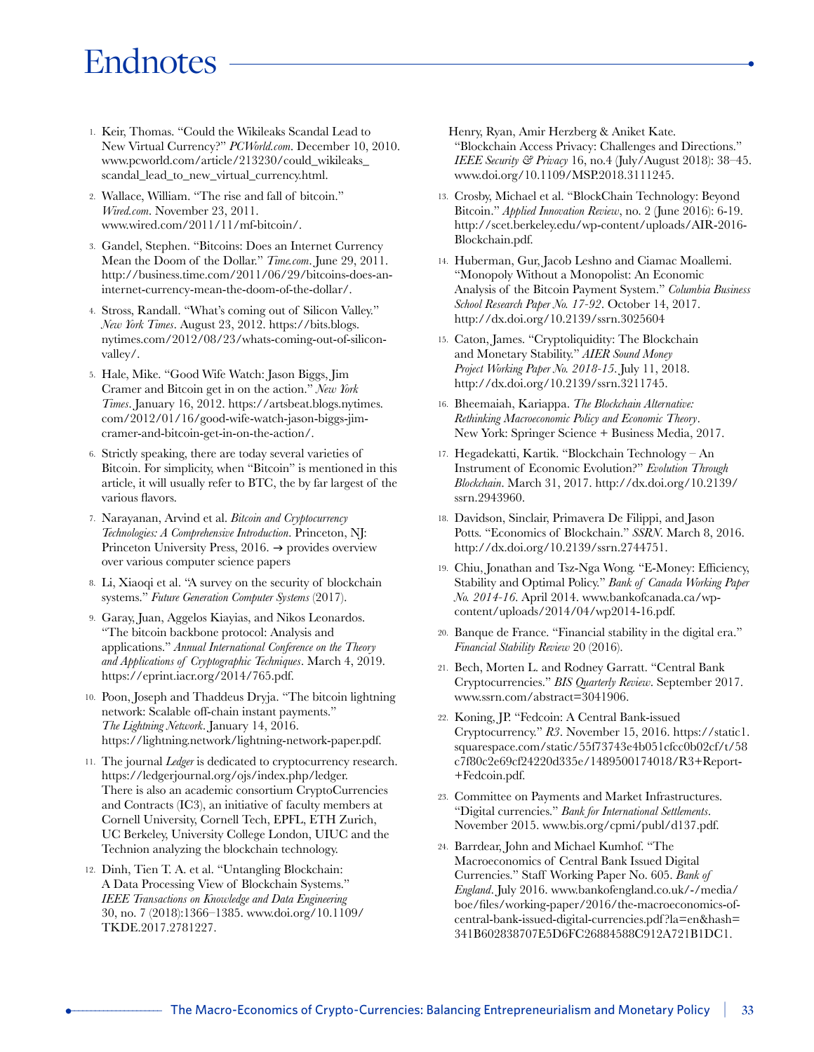# Endnotes

1. Keir, Thomas. "Could the Wikileaks Scandal Lead to New Virtual Currency?" *PCWorld.com*. December 10, 2010. www.pcworld.com/article/213230/could_wikileaks_scandal_lead_to_new_virtual_currency.html.
2. Wallace, William. "The rise and fall of bitcoin." *Wired.com*. November 23, 2011. www.wired.com/2011/11/mf-bitcoin/.
3. Gandel, Stephen. "Bitcoins: Does an Internet Currency Mean the Doom of the Dollar." *Time.com*. June 29, 2011. http://business.time.com/2011/06/29/bitcoins-does-an-internet-currency-mean-the-doom-of-the-dollar/.
4. Stross, Randall. "What's coming out of Silicon Valley." *New York Times*. August 23, 2012. https://bits.blogs.nytimes.com/2012/08/23/whats-coming-out-of-silicon-valley/.
5. Hale, Mike. "Good Wife Watch: Jason Biggs, Jim Cramer and Bitcoin get in on the action." *New York Times*. January 16, 2012. https://artsbeat.blogs.nytimes.com/2012/01/16/good-wife-watch-jason-biggs-jim-cramer-and-bitcoin-get-in-on-the-action/.
6. Strictly speaking, there are today several varieties of Bitcoin. For simplicity, when "Bitcoin" is mentioned in this article, it will usually refer to BTC, the by far largest of the various flavors.
7. Narayanan, Arvind et al. *Bitcoin and Cryptocurrency Technologies: A Comprehensive Introduction*. Princeton, NJ: Princeton University Press, 2016. → provides overview over various computer science papers
8. Li, Xiaoqi et al. "A survey on the security of blockchain systems." *Future Generation Computer Systems* (2017).
9. Garay, Juan, Aggelos Kiayias, and Nikos Leonardos. "The bitcoin backbone protocol: Analysis and applications." *Annual International Conference on the Theory and Applications of Cryptographic Techniques*. March 4, 2019. https://eprint.iacr.org/2014/765.pdf.
10. Poon, Joseph and Thaddeus Dryja. "The bitcoin lightning network: Scalable off-chain instant payments." *The Lightning Network*. January 14, 2016. https://lightning.network/lightning-network-paper.pdf.
11. The journal *Ledger* is dedicated to cryptocurrency research. https://ledgerjournal.org/ojs/index.php/ledger. There is also an academic consortium CryptoCurrencies and Contracts (IC3), an initiative of faculty members at Cornell University, Cornell Tech, EPFL, ETH Zurich, UC Berkeley, University College London, UIUC and the Technion analyzing the blockchain technology.
12. Dinh, Tien T. A. et al. "Untangling Blockchain: A Data Processing View of Blockchain Systems." *IEEE Transactions on Knowledge and Data Engineering* 30, no. 7 (2018):1366–1385. www.doi.org/10.1109/TKDE.2017.2781227.

    Henry, Ryan, Amir Herzberg & Aniket Kate. "Blockchain Access Privacy: Challenges and Directions." *IEEE Security & Privacy* 16, no.4 (July/August 2018): 38–45. www.doi.org/10.1109/MSP.2018.3111245.
13. Crosby, Michael et al. "BlockChain Technology: Beyond Bitcoin." *Applied Innovation Review*, no. 2 (June 2016): 6-19. http://scet.berkeley.edu/wp-content/uploads/AIR-2016-Blockchain.pdf.
14. Huberman, Gur, Jacob Leshno and Ciamac Moallemi. "Monopoly Without a Monopolist: An Economic Analysis of the Bitcoin Payment System." *Columbia Business School Research Paper No. 17-92*. October 14, 2017. http://dx.doi.org/10.2139/ssrn.3025604
15. Caton, James. "Cryptoliquidity: The Blockchain and Monetary Stability." *AIER Sound Money Project Working Paper No. 2018-15*. July 11, 2018. http://dx.doi.org/10.2139/ssrn.3211745.
16. Bheemaiah, Kariappa. *The Blockchain Alternative: Rethinking Macroeconomic Policy and Economic Theory*. New York: Springer Science + Business Media, 2017.
17. Hegadekatti, Kartik. "Blockchain Technology – An Instrument of Economic Evolution?" *Evolution Through Blockchain*. March 31, 2017. http://dx.doi.org/10.2139/ssrn.2943960.
18. Davidson, Sinclair, Primavera De Filippi, and Jason Potts. "Economics of Blockchain." *SSRN*. March 8, 2016. http://dx.doi.org/10.2139/ssrn.2744751.
19. Chiu, Jonathan and Tsz-Nga Wong. "E-Money: Efficiency, Stability and Optimal Policy." *Bank of Canada Working Paper No. 2014-16*. April 2014. www.bankofcanada.ca/wp-content/uploads/2014/04/wp2014-16.pdf.
20. Banque de France. "Financial stability in the digital era." *Financial Stability Review* 20 (2016).
21. Bech, Morten L. and Rodney Garratt. "Central Bank Cryptocurrencies." *BIS Quarterly Review*. September 2017. www.ssrn.com/abstract=3041906.
22. Koning, JP. "Fedcoin: A Central Bank-issued Cryptocurrency." *R3*. November 15, 2016. https://static1.squarespace.com/static/55f73743e4b051cfcc0b02cf/t/58c7f80c2e69cf24220d335e/1489500174018/R3+Report-+Fedcoin.pdf.
23. Committee on Payments and Market Infrastructures. "Digital currencies." *Bank for International Settlements*. November 2015. www.bis.org/cpmi/publ/d137.pdf.
24. Barrdear, John and Michael Kumhof. "The Macroeconomics of Central Bank Issued Digital Currencies." Staff Working Paper No. 605. *Bank of England*. July 2016. www.bankofengland.co.uk/-/media/boe/files/working-paper/2016/the-macroeconomics-of-central-bank-issued-digital-currencies.pdf?la=en&hash=341B602838707E5D6FC26884588C912A721B1DC1.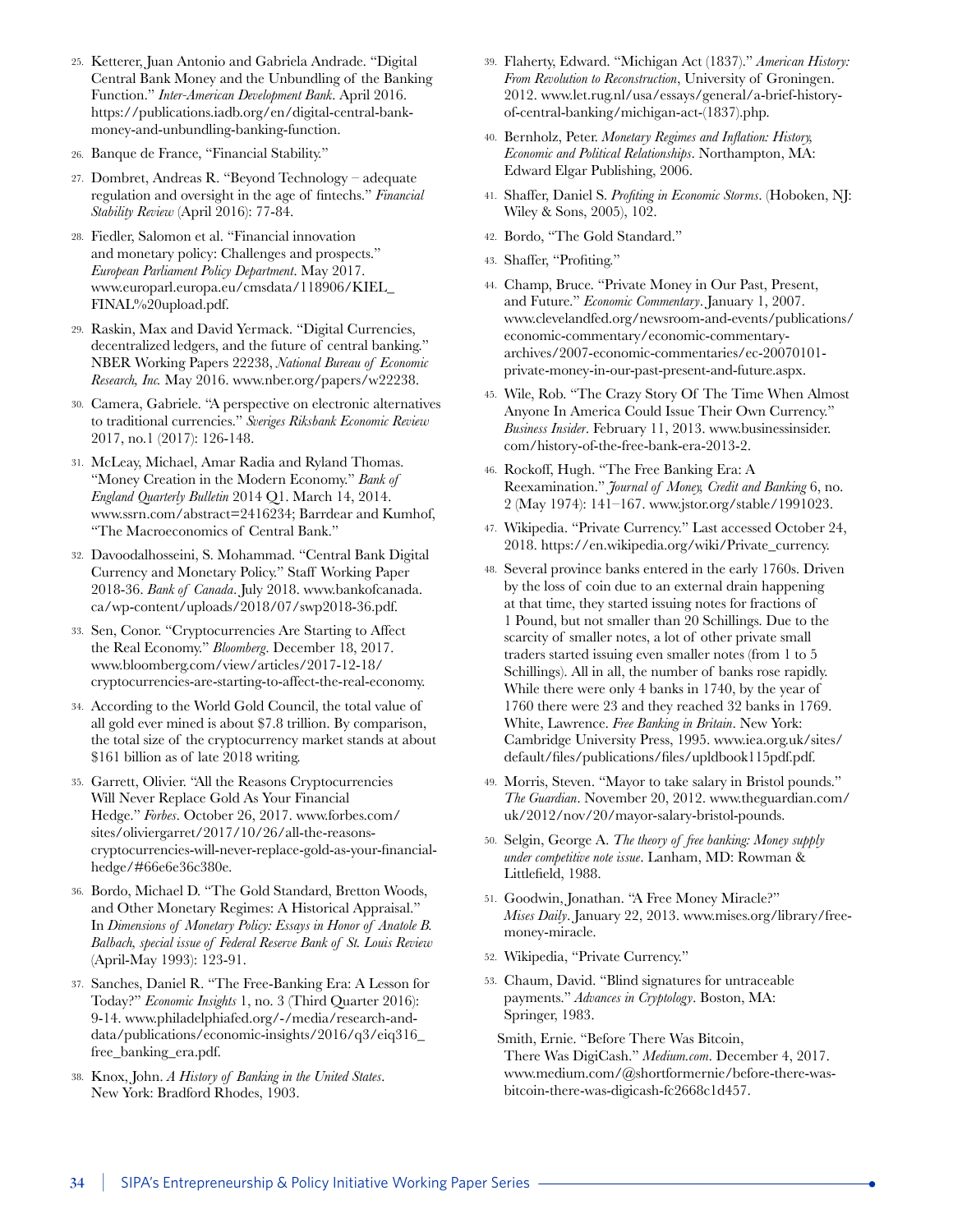25. Ketterer, Juan Antonio and Gabriela Andrade. "Digital Central Bank Money and the Unbundling of the Banking Function." *Inter-American Development Bank*. April 2016. https://publications.iadb.org/en/digital-central-bank-money-and-unbundling-banking-function.
26. Banque de France, "Financial Stability."
27. Dombret, Andreas R. "Beyond Technology – adequate regulation and oversight in the age of fintechs." *Financial Stability Review* (April 2016): 77-84.
28. Fiedler, Salomon et al. "Financial innovation and monetary policy: Challenges and prospects." *European Parliament Policy Department*. May 2017. www.europarl.europa.eu/cmsdata/118906/KIEL_FINAL%20upload.pdf.
29. Raskin, Max and David Yermack. "Digital Currencies, decentralized ledgers, and the future of central banking." NBER Working Papers 22238, *National Bureau of Economic Research, Inc.* May 2016. www.nber.org/papers/w22238.
30. Camera, Gabriele. "A perspective on electronic alternatives to traditional currencies." *Sveriges Riksbank Economic Review* 2017, no.1 (2017): 126-148.
31. McLeay, Michael, Amar Radia and Ryland Thomas. "Money Creation in the Modern Economy." *Bank of England Quarterly Bulletin* 2014 Q1. March 14, 2014. www.ssrn.com/abstract=2416234; Barrdear and Kumhof, "The Macroeconomics of Central Bank."
32. Davoodalhosseini, S. Mohammad. "Central Bank Digital Currency and Monetary Policy." Staff Working Paper 2018-36. *Bank of Canada*. July 2018. www.bankofcanada.ca/wp-content/uploads/2018/07/swp2018-36.pdf.
33. Sen, Conor. "Cryptocurrencies Are Starting to Affect the Real Economy." *Bloomberg*. December 18, 2017. www.bloomberg.com/view/articles/2017-12-18/cryptocurrencies-are-starting-to-affect-the-real-economy.
34. According to the World Gold Council, the total value of all gold ever mined is about $7.8 trillion. By comparison, the total size of the cryptocurrency market stands at about $161 billion as of late 2018 writing.
35. Garrett, Olivier. "All the Reasons Cryptocurrencies Will Never Replace Gold As Your Financial Hedge." *Forbes*. October 26, 2017. www.forbes.com/sites/oliviergarret/2017/10/26/all-the-reasons-cryptocurrencies-will-never-replace-gold-as-your-financial-hedge/#66e6e36c380e.
36. Bordo, Michael D. "The Gold Standard, Bretton Woods, and Other Monetary Regimes: A Historical Appraisal." In *Dimensions of Monetary Policy: Essays in Honor of Anatole B. Balbach, special issue of Federal Reserve Bank of St. Louis Review* (April-May 1993): 123-91.
37. Sanches, Daniel R. "The Free-Banking Era: A Lesson for Today?" *Economic Insights* 1, no. 3 (Third Quarter 2016): 9-14. www.philadelphiafed.org/-/media/research-and-data/publications/economic-insights/2016/q3/eiq316_free_banking_era.pdf.
38. Knox, John. *A History of Banking in the United States*. New York: Bradford Rhodes, 1903.
39. Flaherty, Edward. "Michigan Act (1837)." *American History: From Revolution to Reconstruction*, University of Groningen. 2012. www.let.rug.nl/usa/essays/general/a-brief-history-of-central-banking/michigan-act-(1837).php.
40. Bernholz, Peter. *Monetary Regimes and Inflation: History, Economic and Political Relationships*. Northampton, MA: Edward Elgar Publishing, 2006.
41. Shaffer, Daniel S. *Profiting in Economic Storms*. (Hoboken, NJ: Wiley & Sons, 2005), 102.
42. Bordo, "The Gold Standard."
43. Shaffer, "Profiting."
44. Champ, Bruce. "Private Money in Our Past, Present, and Future." *Economic Commentary*. January 1, 2007. www.clevelandfed.org/newsroom-and-events/publications/economic-commentary/economic-commentary-archives/2007-economic-commentaries/ec-20070101-private-money-in-our-past-present-and-future.aspx.
45. Wile, Rob. "The Crazy Story Of The Time When Almost Anyone In America Could Issue Their Own Currency." *Business Insider*. February 11, 2013. www.businessinsider.com/history-of-the-free-bank-era-2013-2.
46. Rockoff, Hugh. "The Free Banking Era: A Reexamination." *Journal of Money, Credit and Banking* 6, no. 2 (May 1974): 141–167. www.jstor.org/stable/1991023.
47. Wikipedia. "Private Currency." Last accessed October 24, 2018. https://en.wikipedia.org/wiki/Private_currency.
48. Several province banks entered in the early 1760s. Driven by the loss of coin due to an external drain happening at that time, they started issuing notes for fractions of 1 Pound, but not smaller than 20 Schillings. Due to the scarcity of smaller notes, a lot of other private small traders started issuing even smaller notes (from 1 to 5 Schillings). All in all, the number of banks rose rapidly. While there were only 4 banks in 1740, by the year of 1760 there were 23 and they reached 32 banks in 1769. White, Lawrence. *Free Banking in Britain*. New York: Cambridge University Press, 1995. www.iea.org.uk/sites/default/files/publications/files/upldbook115pdf.pdf.
49. Morris, Steven. "Mayor to take salary in Bristol pounds." *The Guardian*. November 20, 2012. www.theguardian.com/uk/2012/nov/20/mayor-salary-bristol-pounds.
50. Selgin, George A. *The theory of free banking: Money supply under competitive note issue*. Lanham, MD: Rowman & Littlefield, 1988.
51. Goodwin, Jonathan. "A Free Money Miracle?" *Mises Daily*. January 22, 2013. www.mises.org/library/free-money-miracle.
52. Wikipedia, "Private Currency."
53. Chaum, David. "Blind signatures for untraceable payments." *Advances in Cryptology*. Boston, MA: Springer, 1983.

    Smith, Ernie. "Before There Was Bitcoin, There Was DigiCash." *Medium.com*. December 4, 2017. www.medium.com/@shortformernie/before-there-was-bitcoin-there-was-digicash-fc2668c1d457.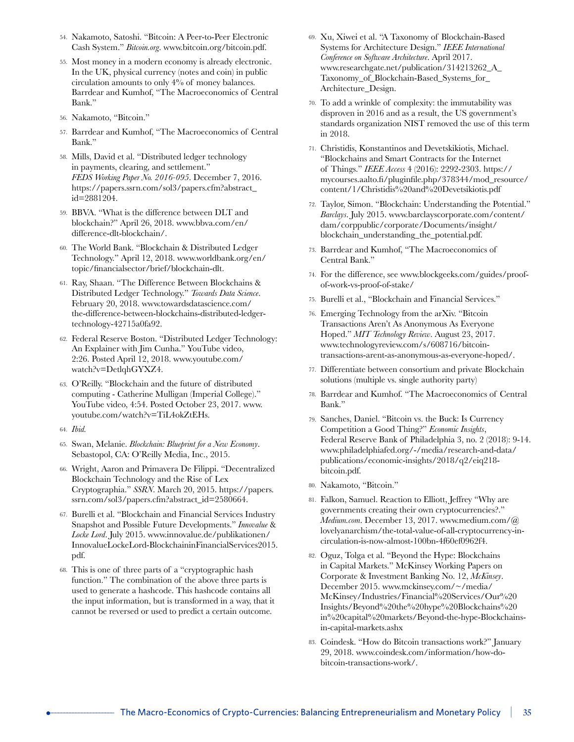54. Nakamoto, Satoshi. "Bitcoin: A Peer-to-Peer Electronic Cash System." *Bitcoin.org*. www.bitcoin.org/bitcoin.pdf.
55. Most money in a modern economy is already electronic. In the UK, physical currency (notes and coin) in public circulation amounts to only 4% of money balances. Barrdear and Kumhof, "The Macroeconomics of Central Bank."
56. Nakamoto, "Bitcoin."
57. Barrdear and Kumhof, "The Macroeconomics of Central Bank."
58. Mills, David et al. "Distributed ledger technology in payments, clearing, and settlement." *FEDS Working Paper No. 2016-095*. December 7, 2016. https://papers.ssrn.com/sol3/papers.cfm?abstract_id=2881204.
59. BBVA. "What is the difference between DLT and blockchain?" April 26, 2018. www.bbva.com/en/difference-dlt-blockchain/.
60. The World Bank. "Blockchain & Distributed Ledger Technology." April 12, 2018. www.worldbank.org/en/topic/financialsector/brief/blockchain-dlt.
61. Ray, Shaan. "The Difference Between Blockchains & Distributed Ledger Technology." *Towards Data Science*. February 20, 2018. www.towardsdatascience.com/the-difference-between-blockchains-distributed-ledger-technology-42715a0fa92.
62. Federal Reserve Boston. "Distributed Ledger Technology: An Explainer with Jim Cunha." YouTube video, 2:26. Posted April 12, 2018. www.youtube.com/watch?v=DetlqhGYXZ4.
63. O'Reilly. "Blockchain and the future of distributed computing - Catherine Mulligan (Imperial College)." YouTube video, 4:54. Posted October 23, 2017. www.youtube.com/watch?v=TiL4okZtEHs.
64. *Ibid.*
65. Swan, Melanie. *Blockchain: Blueprint for a New Economy*. Sebastopol, CA: O'Reilly Media, Inc., 2015.
66. Wright, Aaron and Primavera De Filippi. "Decentralized Blockchain Technology and the Rise of Lex Cryptographia." *SSRN*. March 20, 2015. https://papers.ssrn.com/sol3/papers.cfm?abstract_id=2580664.
67. Burelli et al. "Blockchain and Financial Services Industry Snapshot and Possible Future Developments." *Innovalue* & *Locke Lord*. July 2015. www.innovalue.de/publikationen/InnovalueLockeLord-BlockchaininFinancialServices2015.pdf.
68. This is one of three parts of a "cryptographic hash function." The combination of the above three parts is used to generate a hashcode. This hashcode contains all the input information, but is transformed in a way, that it cannot be reversed or used to predict a certain outcome.
69. Xu, Xiwei et al. "A Taxonomy of Blockchain-Based Systems for Architecture Design." *IEEE International Conference on Software Architecture*. April 2017. www.researchgate.net/publication/314213262_A_Taxonomy_of_Blockchain-Based_Systems_for_Architecture_Design.
70. To add a wrinkle of complexity: the immutability was disproven in 2016 and as a result, the US government's standards organization NIST removed the use of this term in 2018.
71. Christidis, Konstantinos and Devetskikiotis, Michael. "Blockchains and Smart Contracts for the Internet of Things." *IEEE Access* 4 (2016): 2292-2303. https://mycourses.aalto.fi/pluginfile.php/378344/mod_resource/content/1/Christidis%20and%20Devetsikiotis.pdf
72. Taylor, Simon. "Blockchain: Understanding the Potential." *Barclays*. July 2015. www.barclayscorporate.com/content/dam/corppublic/corporate/Documents/insight/blockchain_understanding_the_potential.pdf.
73. Barrdear and Kumhof, "The Macroeconomics of Central Bank."
74. For the difference, see www.blockgeeks.com/guides/proof-of-work-vs-proof-of-stake/
75. Burelli et al., "Blockchain and Financial Services."
76. Emerging Technology from the arXiv. "Bitcoin Transactions Aren't As Anonymous As Everyone Hoped." *MIT Technology Review*. August 23, 2017. www.technologyreview.com/s/608716/bitcoin-transactions-arent-as-anonymous-as-everyone-hoped/.
77. Differentiate between consortium and private Blockchain solutions (multiple vs. single authority party)
78. Barrdear and Kumhof. "The Macroeconomics of Central Bank."
79. Sanches, Daniel. "Bitcoin vs. the Buck: Is Currency Competition a Good Thing?" *Economic Insights*, Federal Reserve Bank of Philadelphia 3, no. 2 (2018): 9-14. www.philadelphiafed.org/-/media/research-and-data/publications/economic-insights/2018/q2/eiq218-bitcoin.pdf.
80. Nakamoto, "Bitcoin."
81. Falkon, Samuel. Reaction to Elliott, Jeffrey "Why are governments creating their own cryptocurrencies?." *Medium.com*. December 13, 2017. www.medium.com/@lovelyanarchism/the-total-value-of-all-cryptocurrency-in-circulation-is-now-almost-100bn-4f60ef0962f4.
82. Oguz, Tolga et al. "Beyond the Hype: Blockchains in Capital Markets." McKinsey Working Papers on Corporate & Investment Banking No. 12, *McKinsey*. December 2015. www.mckinsey.com/~/media/McKinsey/Industries/Financial%20Services/Our%20Insights/Beyond%20the%20hype%20Blockchains%20in%20capital%20markets/Beyond-the-hype-Blockchains-in-capital-markets.ashx
83. Coindesk. "How do Bitcoin transactions work?" January 29, 2018. www.coindesk.com/information/how-do-bitcoin-transactions-work/.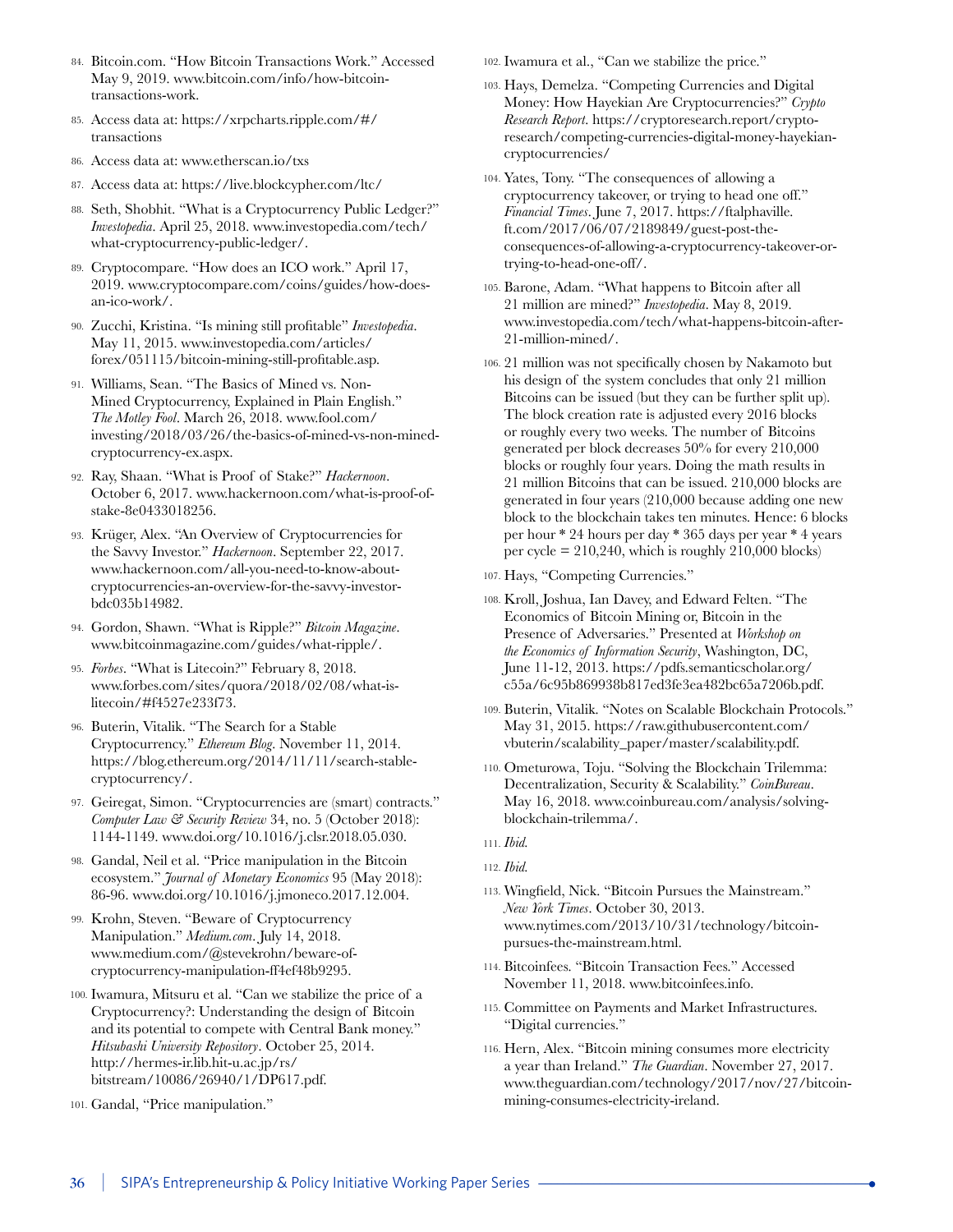84. Bitcoin.com. "How Bitcoin Transactions Work." Accessed May 9, 2019. www.bitcoin.com/info/how-bitcoin-transactions-work.
85. Access data at: https://xrpcharts.ripple.com/#/transactions
86. Access data at: www.etherscan.io/txs
87. Access data at: https://live.blockcypher.com/ltc/
88. Seth, Shobhit. "What is a Cryptocurrency Public Ledger?" *Investopedia*. April 25, 2018. www.investopedia.com/tech/what-cryptocurrency-public-ledger/.
89. Cryptocompare. "How does an ICO work." April 17, 2019. www.cryptocompare.com/coins/guides/how-does-an-ico-work/.
90. Zucchi, Kristina. "Is mining still profitable" *Investopedia*. May 11, 2015. www.investopedia.com/articles/forex/051115/bitcoin-mining-still-profitable.asp.
91. Williams, Sean. "The Basics of Mined vs. Non-Mined Cryptocurrency, Explained in Plain English." *The Motley Fool*. March 26, 2018. www.fool.com/investing/2018/03/26/the-basics-of-mined-vs-non-mined-cryptocurrency-ex.aspx.
92. Ray, Shaan. "What is Proof of Stake?" *Hackernoon*. October 6, 2017. www.hackernoon.com/what-is-proof-of-stake-8e0433018256.
93. Krüger, Alex. "An Overview of Cryptocurrencies for the Savvy Investor." *Hackernoon*. September 22, 2017. www.hackernoon.com/all-you-need-to-know-about-cryptocurrencies-an-overview-for-the-savvy-investor-bdc035b14982.
94. Gordon, Shawn. "What is Ripple?" *Bitcoin Magazine*. www.bitcoinmagazine.com/guides/what-ripple/.
95. *Forbes*. "What is Litecoin?" February 8, 2018. www.forbes.com/sites/quora/2018/02/08/what-is-litecoin/#f4527e233f73.
96. Buterin, Vitalik. "The Search for a Stable Cryptocurrency." *Ethereum Blog*. November 11, 2014. https://blog.ethereum.org/2014/11/11/search-stable-cryptocurrency/.
97. Geiregat, Simon. "Cryptocurrencies are (smart) contracts." *Computer Law & Security Review* 34, no. 5 (October 2018): 1144-1149. www.doi.org/10.1016/j.clsr.2018.05.030.
98. Gandal, Neil et al. "Price manipulation in the Bitcoin ecosystem." *Journal of Monetary Economics* 95 (May 2018): 86-96. www.doi.org/10.1016/j.jmoneco.2017.12.004.
99. Krohn, Steven. "Beware of Cryptocurrency Manipulation." *Medium.com*. July 14, 2018. www.medium.com/@stevekrohn/beware-of-cryptocurrency-manipulation-ff4ef48b9295.
100. Iwamura, Mitsuru et al. "Can we stabilize the price of a Cryptocurrency?: Understanding the design of Bitcoin and its potential to compete with Central Bank money." *Hitsubashi University Repository*. October 25, 2014. http://hermes-ir.lib.hit-u.ac.jp/rs/bitstream/10086/26940/1/DP617.pdf.
101. Gandal, "Price manipulation."
102. Iwamura et al., "Can we stabilize the price."
103. Hays, Demelza. "Competing Currencies and Digital Money: How Hayekian Are Cryptocurrencies?" *Crypto Research Report*. https://cryptoresearch.report/crypto-research/competing-currencies-digital-money-hayekian-cryptocurrencies/
104. Yates, Tony. "The consequences of allowing a cryptocurrency takeover, or trying to head one off." *Financial Times*. June 7, 2017. https://ftalphaville.ft.com/2017/06/07/2189849/guest-post-the-consequences-of-allowing-a-cryptocurrency-takeover-or-trying-to-head-one-off/.
105. Barone, Adam. "What happens to Bitcoin after all 21 million are mined?" *Investopedia*. May 8, 2019. www.investopedia.com/tech/what-happens-bitcoin-after-21-million-mined/.
106. 21 million was not specifically chosen by Nakamoto but his design of the system concludes that only 21 million Bitcoins can be issued (but they can be further split up). The block creation rate is adjusted every 2016 blocks or roughly every two weeks. The number of Bitcoins generated per block decreases 50% for every 210,000 blocks or roughly four years. Doing the math results in 21 million Bitcoins that can be issued. 210,000 blocks are generated in four years (210,000 because adding one new block to the blockchain takes ten minutes. Hence: 6 blocks per hour * 24 hours per day * 365 days per year * 4 years per cycle = 210,240, which is roughly 210,000 blocks)
107. Hays, "Competing Currencies."
108. Kroll, Joshua, Ian Davey, and Edward Felten. "The Economics of Bitcoin Mining or, Bitcoin in the Presence of Adversaries." Presented at *Workshop on the Economics of Information Security*, Washington, DC, June 11-12, 2013. https://pdfs.semanticscholar.org/c55a/6c95b869938b817ed3fe3ea482bc65a7206b.pdf.
109. Buterin, Vitalik. "Notes on Scalable Blockchain Protocols." May 31, 2015. https://raw.githubusercontent.com/vbuterin/scalability_paper/master/scalability.pdf.
110. Ometurowa, Toju. "Solving the Blockchain Trilemma: Decentralization, Security & Scalability." *CoinBureau*. May 16, 2018. www.coinbureau.com/analysis/solving-blockchain-trilemma/.
111. *Ibid.*
112. *Ibid.*
113. Wingfield, Nick. "Bitcoin Pursues the Mainstream." *New York Times*. October 30, 2013. www.nytimes.com/2013/10/31/technology/bitcoin-pursues-the-mainstream.html.
114. Bitcoinfees. "Bitcoin Transaction Fees." Accessed November 11, 2018. www.bitcoinfees.info.
115. Committee on Payments and Market Infrastructures. "Digital currencies."
116. Hern, Alex. "Bitcoin mining consumes more electricity a year than Ireland." *The Guardian*. November 27, 2017. www.theguardian.com/technology/2017/nov/27/bitcoin-mining-consumes-electricity-ireland.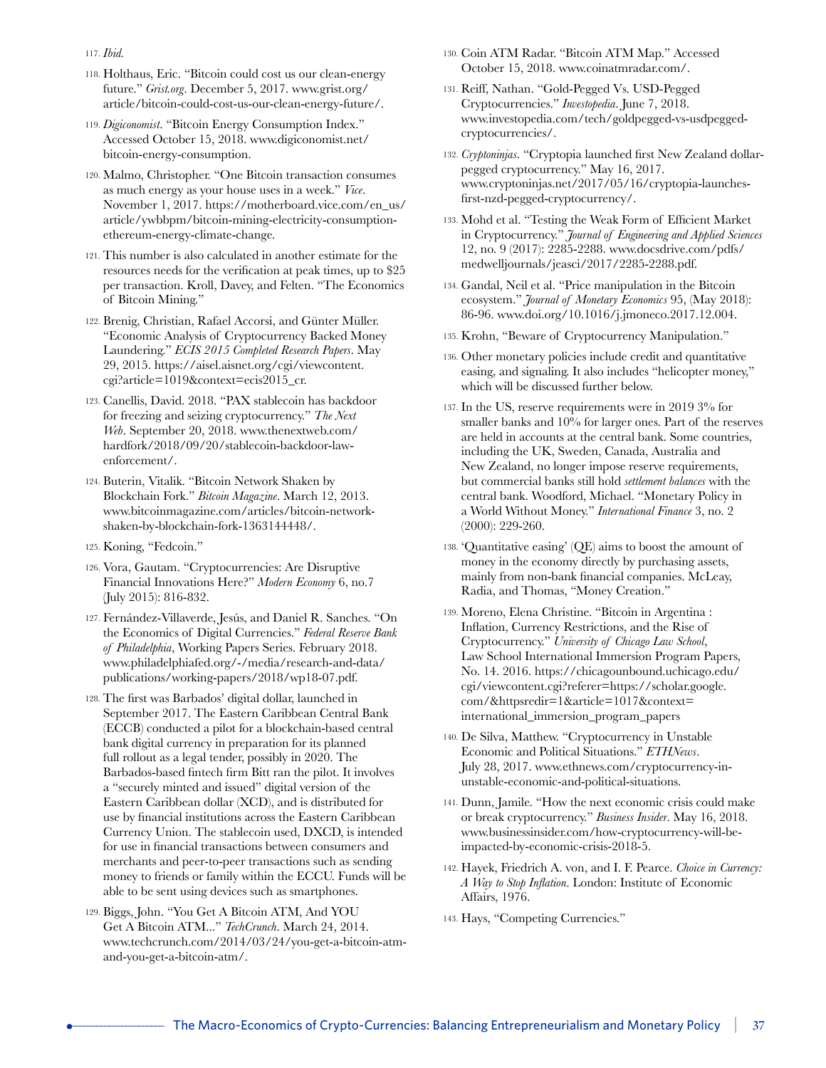117. *Ibid.*

118. Holthaus, Eric. "Bitcoin could cost us our clean-energy future." *Grist.org*. December 5, 2017. www.grist.org/article/bitcoin-could-cost-us-our-clean-energy-future/.

119. *Digiconomist*. "Bitcoin Energy Consumption Index." Accessed October 15, 2018. www.digiconomist.net/bitcoin-energy-consumption.

120. Malmo, Christopher. "One Bitcoin transaction consumes as much energy as your house uses in a week." *Vice*. November 1, 2017. https://motherboard.vice.com/en_us/article/ywbbpm/bitcoin-mining-electricity-consumption-ethereum-energy-climate-change.

121. This number is also calculated in another estimate for the resources needs for the verification at peak times, up to $25 per transaction. Kroll, Davey, and Felten. "The Economics of Bitcoin Mining."

122. Brenig, Christian, Rafael Accorsi, and Günter Müller. "Economic Analysis of Cryptocurrency Backed Money Laundering." *ECIS 2015 Completed Research Papers*. May 29, 2015. https://aisel.aisnet.org/cgi/viewcontent.cgi?article=1019&context=ecis2015_cr.

123. Canellis, David. 2018. "PAX stablecoin has backdoor for freezing and seizing cryptocurrency." *The Next Web*. September 20, 2018. www.thenextweb.com/hardfork/2018/09/20/stablecoin-backdoor-law-enforcement/.

124. Buterin, Vitalik. "Bitcoin Network Shaken by Blockchain Fork." *Bitcoin Magazine*. March 12, 2013. www.bitcoinmagazine.com/articles/bitcoin-network-shaken-by-blockchain-fork-1363144448/.

125. Koning, "Fedcoin."

126. Vora, Gautam. "Cryptocurrencies: Are Disruptive Financial Innovations Here?" *Modern Economy* 6, no.7 (July 2015): 816-832.

127. Fernández-Villaverde, Jesús, and Daniel R. Sanches. "On the Economics of Digital Currencies." *Federal Reserve Bank of Philadelphia*, Working Papers Series. February 2018. www.philadelphiafed.org/-/media/research-and-data/publications/working-papers/2018/wp18-07.pdf.

128. The first was Barbados' digital dollar, launched in September 2017. The Eastern Caribbean Central Bank (ECCB) conducted a pilot for a blockchain-based central bank digital currency in preparation for its planned full rollout as a legal tender, possibly in 2020. The Barbados-based fintech firm Bitt ran the pilot. It involves a "securely minted and issued" digital version of the Eastern Caribbean dollar (XCD), and is distributed for use by financial institutions across the Eastern Caribbean Currency Union. The stablecoin used, DXCD, is intended for use in financial transactions between consumers and merchants and peer-to-peer transactions such as sending money to friends or family within the ECCU. Funds will be able to be sent using devices such as smartphones.

129. Biggs, John. "You Get A Bitcoin ATM, And YOU Get A Bitcoin ATM..." *TechCrunch*. March 24, 2014. www.techcrunch.com/2014/03/24/you-get-a-bitcoin-atm-and-you-get-a-bitcoin-atm/.

130. Coin ATM Radar. "Bitcoin ATM Map." Accessed October 15, 2018. www.coinatmradar.com/.

131. Reiff, Nathan. "Gold-Pegged Vs. USD-Pegged Cryptocurrencies." *Investopedia*. June 7, 2018. www.investopedia.com/tech/goldpegged-vs-usdpegged-cryptocurrencies/.

132. *Cryptoninjas*. "Cryptopia launched first New Zealand dollar-pegged cryptocurrency." May 16, 2017. www.cryptoninjas.net/2017/05/16/cryptopia-launches-first-nzd-pegged-cryptocurrency/.

133. Mohd et al. "Testing the Weak Form of Efficient Market in Cryptocurrency." *Journal of Engineering and Applied Sciences* 12, no. 9 (2017): 2285-2288. www.docsdrive.com/pdfs/medwelljournals/jeasci/2017/2285-2288.pdf.

134. Gandal, Neil et al. "Price manipulation in the Bitcoin ecosystem." *Journal of Monetary Economics* 95, (May 2018): 86-96. www.doi.org/10.1016/j.jmoneco.2017.12.004.

135. Krohn, "Beware of Cryptocurrency Manipulation."

136. Other monetary policies include credit and quantitative easing, and signaling. It also includes "helicopter money," which will be discussed further below.

137. In the US, reserve requirements were in 2019 3% for smaller banks and 10% for larger ones. Part of the reserves are held in accounts at the central bank. Some countries, including the UK, Sweden, Canada, Australia and New Zealand, no longer impose reserve requirements, but commercial banks still hold *settlement balances* with the central bank. Woodford, Michael. "Monetary Policy in a World Without Money." *International Finance* 3, no. 2 (2000): 229-260.

138. 'Quantitative easing' (QE) aims to boost the amount of money in the economy directly by purchasing assets, mainly from non-bank financial companies. McLeay, Radia, and Thomas, "Money Creation."

139. Moreno, Elena Christine. "Bitcoin in Argentina : Inflation, Currency Restrictions, and the Rise of Cryptocurrency." *University of Chicago Law School*, Law School International Immersion Program Papers, No. 14. 2016. https://chicagounbound.uchicago.edu/cgi/viewcontent.cgi?referer=https://scholar.google.com/&httpsredir=1&article=1017&context=international_immersion_program_papers

140. De Silva, Matthew. "Cryptocurrency in Unstable Economic and Political Situations." *ETHNews*. July 28, 2017. www.ethnews.com/cryptocurrency-in-unstable-economic-and-political-situations.

141. Dunn, Jamile. "How the next economic crisis could make or break cryptocurrency." *Business Insider*. May 16, 2018. www.businessinsider.com/how-cryptocurrency-will-be-impacted-by-economic-crisis-2018-5.

142. Hayek, Friedrich A. von, and I. F. Pearce. *Choice in Currency: A Way to Stop Inflation*. London: Institute of Economic Affairs, 1976.

143. Hays, "Competing Currencies."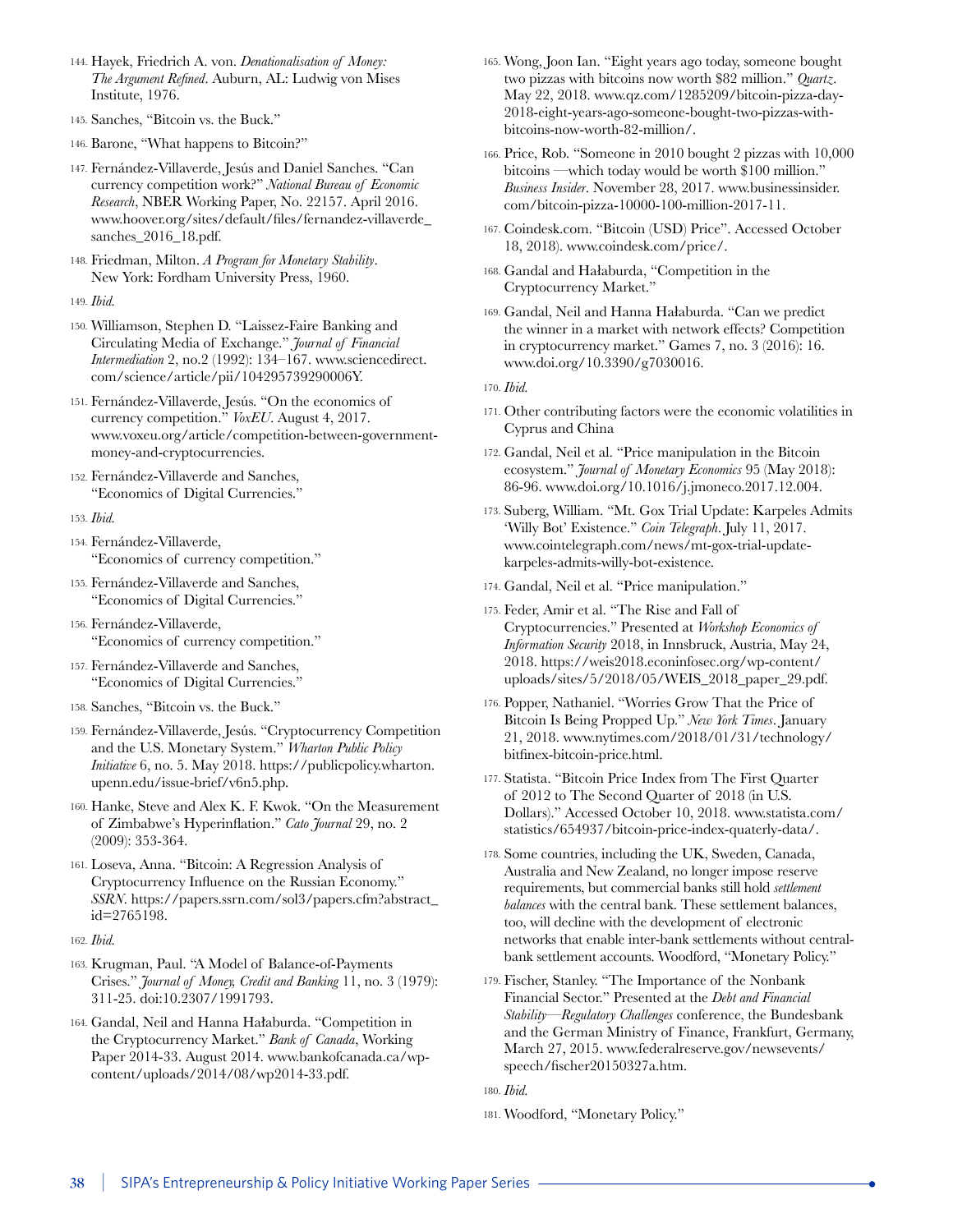144. Hayek, Friedrich A. von. *Denationalisation of Money: The Argument Refined*. Auburn, AL: Ludwig von Mises Institute, 1976.

145. Sanches, "Bitcoin vs. the Buck."

146. Barone, "What happens to Bitcoin?"

147. Fernández-Villaverde, Jesús and Daniel Sanches. "Can currency competition work?" *National Bureau of Economic Research*, NBER Working Paper, No. 22157. April 2016. www.hoover.org/sites/default/files/fernandez-villaverde_sanches_2016_18.pdf.

148. Friedman, Milton. *A Program for Monetary Stability*. New York: Fordham University Press, 1960.

149. *Ibid.*

150. Williamson, Stephen D. "Laissez-Faire Banking and Circulating Media of Exchange." *Journal of Financial Intermediation* 2, no.2 (1992): 134–167. www.sciencedirect.com/science/article/pii/104295739290006Y.

151. Fernández-Villaverde, Jesús. "On the economics of currency competition." *VoxEU*. August 4, 2017. www.voxeu.org/article/competition-between-government-money-and-cryptocurrencies.

152. Fernández-Villaverde and Sanches, "Economics of Digital Currencies."

153. *Ibid.*

154. Fernández-Villaverde, "Economics of currency competition."

155. Fernández-Villaverde and Sanches, "Economics of Digital Currencies."

156. Fernández-Villaverde, "Economics of currency competition."

157. Fernández-Villaverde and Sanches, "Economics of Digital Currencies."

158. Sanches, "Bitcoin vs. the Buck."

159. Fernández-Villaverde, Jesús. "Cryptocurrency Competition and the U.S. Monetary System." *Wharton Public Policy Initiative* 6, no. 5. May 2018. https://publicpolicy.wharton.upenn.edu/issue-brief/v6n5.php.

160. Hanke, Steve and Alex K. F. Kwok. "On the Measurement of Zimbabwe's Hyperinflation." *Cato Journal* 29, no. 2 (2009): 353-364.

161. Loseva, Anna. "Bitcoin: A Regression Analysis of Cryptocurrency Influence on the Russian Economy." *SSRN*. https://papers.ssrn.com/sol3/papers.cfm?abstract_id=2765198.

162. *Ibid.*

163. Krugman, Paul. "A Model of Balance-of-Payments Crises." *Journal of Money, Credit and Banking* 11, no. 3 (1979): 311-25. doi:10.2307/1991793.

164. Gandal, Neil and Hanna Hałaburda. "Competition in the Cryptocurrency Market." *Bank of Canada*, Working Paper 2014-33. August 2014. www.bankofcanada.ca/wp-content/uploads/2014/08/wp2014-33.pdf.

165. Wong, Joon Ian. "Eight years ago today, someone bought two pizzas with bitcoins now worth $82 million." *Quartz*. May 22, 2018. www.qz.com/1285209/bitcoin-pizza-day-2018-eight-years-ago-someone-bought-two-pizzas-with-bitcoins-now-worth-82-million/.

166. Price, Rob. "Someone in 2010 bought 2 pizzas with 10,000 bitcoins —which today would be worth $100 million." *Business Insider*. November 28, 2017. www.businessinsider.com/bitcoin-pizza-10000-100-million-2017-11.

167. Coindesk.com. "Bitcoin (USD) Price". Accessed October 18, 2018). www.coindesk.com/price/.

168. Gandal and Hałaburda, "Competition in the Cryptocurrency Market."

169. Gandal, Neil and Hanna Hałaburda. "Can we predict the winner in a market with network effects? Competition in cryptocurrency market." Games 7, no. 3 (2016): 16. www.doi.org/10.3390/g7030016.

170. *Ibid.*

171. Other contributing factors were the economic volatilities in Cyprus and China

172. Gandal, Neil et al. "Price manipulation in the Bitcoin ecosystem." *Journal of Monetary Economics* 95 (May 2018): 86-96. www.doi.org/10.1016/j.jmoneco.2017.12.004.

173. Suberg, William. "Mt. Gox Trial Update: Karpeles Admits 'Willy Bot' Existence." *Coin Telegraph*. July 11, 2017. www.cointelegraph.com/news/mt-gox-trial-update-karpeles-admits-willy-bot-existence.

174. Gandal, Neil et al. "Price manipulation."

175. Feder, Amir et al. "The Rise and Fall of Cryptocurrencies." Presented at *Workshop Economics of Information Security* 2018, in Innsbruck, Austria, May 24, 2018. https://weis2018.econinfosec.org/wp-content/uploads/sites/5/2018/05/WEIS_2018_paper_29.pdf.

176. Popper, Nathaniel. "Worries Grow That the Price of Bitcoin Is Being Propped Up." *New York Times*. January 21, 2018. www.nytimes.com/2018/01/31/technology/bitfinex-bitcoin-price.html.

177. Statista. "Bitcoin Price Index from The First Quarter of 2012 to The Second Quarter of 2018 (in U.S. Dollars)." Accessed October 10, 2018. www.statista.com/statistics/654937/bitcoin-price-index-quaterly-data/.

178. Some countries, including the UK, Sweden, Canada, Australia and New Zealand, no longer impose reserve requirements, but commercial banks still hold *settlement balances* with the central bank. These settlement balances, too, will decline with the development of electronic networks that enable inter-bank settlements without central-bank settlement accounts. Woodford, "Monetary Policy."

179. Fischer, Stanley. "The Importance of the Nonbank Financial Sector." Presented at the *Debt and Financial Stability—Regulatory Challenges* conference, the Bundesbank and the German Ministry of Finance, Frankfurt, Germany, March 27, 2015. www.federalreserve.gov/newsevents/speech/fischer20150327a.htm.

180. *Ibid.*

181. Woodford, "Monetary Policy."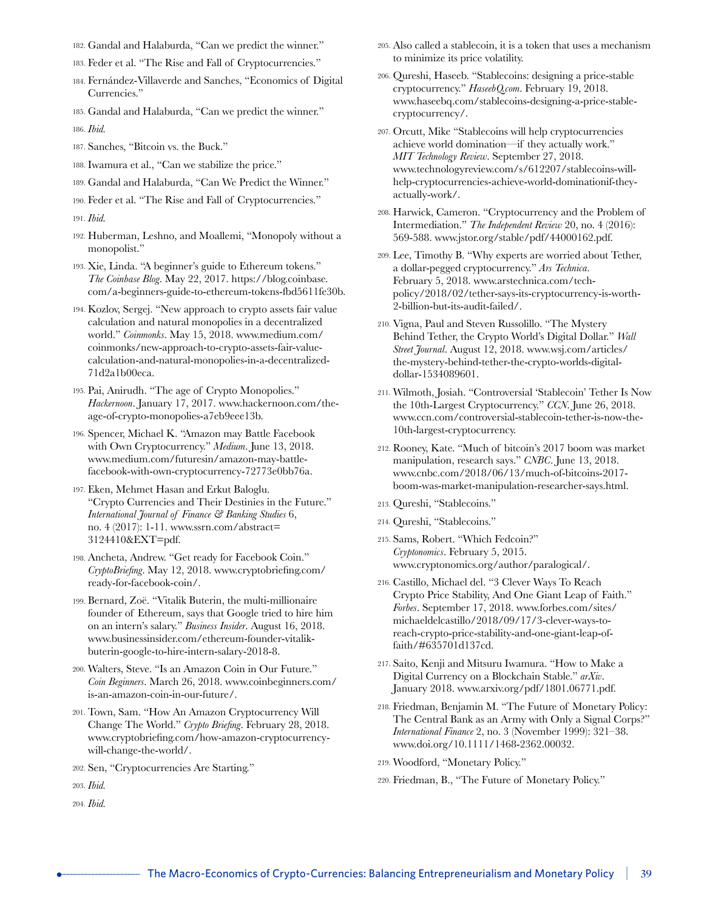182. Gandal and Halaburda, "Can we predict the winner."

183. Feder et al. "The Rise and Fall of Cryptocurrencies."

184. Fernández-Villaverde and Sanches, "Economics of Digital Currencies."

185. Gandal and Halaburda, "Can we predict the winner."

186. *Ibid.*

187. Sanches, "Bitcoin vs. the Buck."

188. Iwamura et al., "Can we stabilize the price."

189. Gandal and Halaburda, "Can We Predict the Winner."

190. Feder et al. "The Rise and Fall of Cryptocurrencies."

191. *Ibid.*

192. Huberman, Leshno, and Moallemi, "Monopoly without a monopolist."

193. Xie, Linda. "A beginner's guide to Ethereum tokens." *The Coinbase Blog*. May 22, 2017. https://blog.coinbase.com/a-beginners-guide-to-ethereum-tokens-fbd5611fe30b.

194. Kozlov, Sergej. "New approach to crypto assets fair value calculation and natural monopolies in a decentralized world." *Coinmonks*. May 15, 2018. www.medium.com/coinmonks/new-approach-to-crypto-assets-fair-value-calculation-and-natural-monopolies-in-a-decentralized-71d2a1b00eca.

195. Pai, Anirudh. "The age of Crypto Monopolies." *Hackernoon*. January 17, 2017. www.hackernoon.com/the-age-of-crypto-monopolies-a7eb9eee13b.

196. Spencer, Michael K. "Amazon may Battle Facebook with Own Cryptocurrency." *Medium*. June 13, 2018. www.medium.com/futuresin/amazon-may-battle-facebook-with-own-cryptocurrency-72773e0bb76a.

197. Eken, Mehmet Hasan and Erkut Baloglu. "Crypto Currencies and Their Destinies in the Future." *International Journal of Finance & Banking Studies* 6, no. 4 (2017): 1-11. www.ssrn.com/abstract=3124410&EXT=pdf.

198. Ancheta, Andrew. "Get ready for Facebook Coin." *CryptoBriefing*. May 12, 2018. www.cryptobriefing.com/ready-for-facebook-coin/.

199. Bernard, Zoë. "Vitalik Buterin, the multi-millionaire founder of Ethereum, says that Google tried to hire him on an intern's salary." *Business Insider*. August 16, 2018. www.businessinsider.com/ethereum-founder-vitalik-buterin-google-to-hire-intern-salary-2018-8.

200. Walters, Steve. "Is an Amazon Coin in Our Future." *Coin Beginners*. March 26, 2018. www.coinbeginners.com/is-an-amazon-coin-in-our-future/.

201. Town, Sam. "How An Amazon Cryptocurrency Will Change The World." *Crypto Briefing*. February 28, 2018. www.cryptobriefing.com/how-amazon-cryptocurrency-will-change-the-world/.

202. Sen, "Cryptocurrencies Are Starting."

203. *Ibid.*

204. *Ibid.*

205. Also called a stablecoin, it is a token that uses a mechanism to minimize its price volatility.

206. Qureshi, Haseeb. "Stablecoins: designing a price-stable cryptocurrency." *HaseebQ.com*. February 19, 2018. www.haseebq.com/stablecoins-designing-a-price-stable-cryptocurrency/.

207. Orcutt, Mike "Stablecoins will help cryptocurrencies achieve world domination—if they actually work." *MIT Technology Review*. September 27, 2018. www.technologyreview.com/s/612207/stablecoins-will-help-cryptocurrencies-achieve-world-dominationif-they-actually-work/.

208. Harwick, Cameron. "Cryptocurrency and the Problem of Intermediation." *The Independent Review* 20, no. 4 (2016): 569-588. www.jstor.org/stable/pdf/44000162.pdf.

209. Lee, Timothy B. "Why experts are worried about Tether, a dollar-pegged cryptocurrency." *Ars Technica*. February 5, 2018. www.arstechnica.com/tech-policy/2018/02/tether-says-its-cryptocurrency-is-worth-2-billion-but-its-audit-failed/.

210. Vigna, Paul and Steven Russolillo. "The Mystery Behind Tether, the Crypto World's Digital Dollar." *Wall Street Journal*. August 12, 2018. www.wsj.com/articles/the-mystery-behind-tether-the-crypto-worlds-digital-dollar-1534089601.

211. Wilmoth, Josiah. "Controversial 'Stablecoin' Tether Is Now the 10th-Largest Cryptocurrency." *CCN*. June 26, 2018. www.ccn.com/controversial-stablecoin-tether-is-now-the-10th-largest-cryptocurrency.

212. Rooney, Kate. "Much of bitcoin's 2017 boom was market manipulation, research says." *CNBC*. June 13, 2018. www.cnbc.com/2018/06/13/much-of-bitcoins-2017-boom-was-market-manipulation-researcher-says.html.

213. Qureshi, "Stablecoins."

214. Qureshi, "Stablecoins."

215. Sams, Robert. "Which Fedcoin?" *Cryptonomics*. February 5, 2015. www.cryptonomics.org/author/paralogical/.

216. Castillo, Michael del. "3 Clever Ways To Reach Crypto Price Stability, And One Giant Leap of Faith." *Forbes*. September 17, 2018. www.forbes.com/sites/michaeldelcastillo/2018/09/17/3-clever-ways-to-reach-crypto-price-stability-and-one-giant-leap-of-faith/#635701d137cd.

217. Saito, Kenji and Mitsuru Iwamura. "How to Make a Digital Currency on a Blockchain Stable." *arXiv*. January 2018. www.arxiv.org/pdf/1801.06771.pdf.

218. Friedman, Benjamin M. "The Future of Monetary Policy: The Central Bank as an Army with Only a Signal Corps?" *International Finance* 2, no. 3 (November 1999): 321–38. www.doi.org/10.1111/1468-2362.00032.

219. Woodford, "Monetary Policy."

220. Friedman, B., "The Future of Monetary Policy."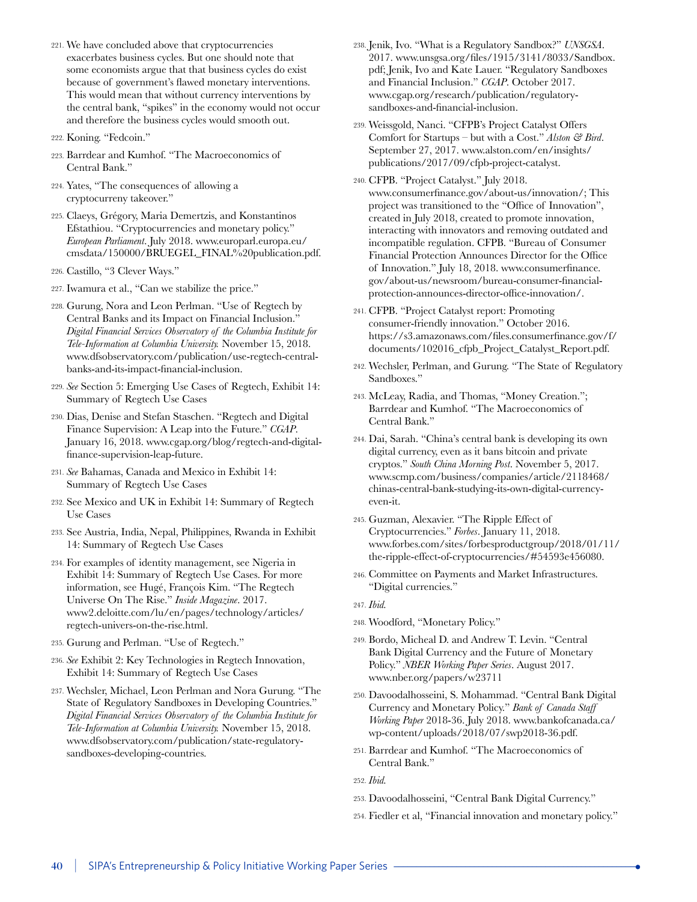221. We have concluded above that cryptocurrencies exacerbates business cycles. But one should note that some economists argue that that business cycles do exist because of government's flawed monetary interventions. This would mean that without currency interventions by the central bank, "spikes" in the economy would not occur and therefore the business cycles would smooth out.

222. Koning. "Fedcoin."

223. Barrdear and Kumhof. "The Macroeconomics of Central Bank."

224. Yates, "The consequences of allowing a cryptocurreny takeover."

225. Claeys, Grégory, Maria Demertzis, and Konstantinos Efstathiou. "Cryptocurrencies and monetary policy." *European Parliament*. July 2018. www.europarl.europa.eu/cmsdata/150000/BRUEGEL_FINAL%20publication.pdf.

226. Castillo, "3 Clever Ways."

227. Iwamura et al., "Can we stabilize the price."

228. Gurung, Nora and Leon Perlman. "Use of Regtech by Central Banks and its Impact on Financial Inclusion." *Digital Financial Services Observatory of the Columbia Institute for Tele-Information at Columbia University.* November 15, 2018. www.dfsobservatory.com/publication/use-regtech-central-banks-and-its-impact-financial-inclusion.

229. *See* Section 5: Emerging Use Cases of Regtech, Exhibit 14: Summary of Regtech Use Cases

230. Dias, Denise and Stefan Staschen. "Regtech and Digital Finance Supervision: A Leap into the Future." *CGAP*. January 16, 2018. www.cgap.org/blog/regtech-and-digital-finance-supervision-leap-future.

231. *See* Bahamas, Canada and Mexico in Exhibit 14: Summary of Regtech Use Cases

232. See Mexico and UK in Exhibit 14: Summary of Regtech Use Cases

233. See Austria, India, Nepal, Philippines, Rwanda in Exhibit 14: Summary of Regtech Use Cases

234. For examples of identity management, see Nigeria in Exhibit 14: Summary of Regtech Use Cases. For more information, see Hugé, François Kim. "The Regtech Universe On The Rise." *Inside Magazine*. 2017. www2.deloitte.com/lu/en/pages/technology/articles/regtech-univers-on-the-rise.html.

235. Gurung and Perlman. "Use of Regtech."

236. *See* Exhibit 2: Key Technologies in Regtech Innovation, Exhibit 14: Summary of Regtech Use Cases

237. Wechsler, Michael, Leon Perlman and Nora Gurung. "The State of Regulatory Sandboxes in Developing Countries." *Digital Financial Services Observatory of the Columbia Institute for Tele-Information at Columbia University.* November 15, 2018. www.dfsobservatory.com/publication/state-regulatory-sandboxes-developing-countries.

238. Jenik, Ivo. "What is a Regulatory Sandbox?" *UNSGSA*. 2017. www.unsgsa.org/files/1915/3141/8033/Sandbox.pdf; Jenik, Ivo and Kate Lauer. "Regulatory Sandboxes and Financial Inclusion." *CGAP*. October 2017. www.cgap.org/research/publication/regulatory-sandboxes-and-financial-inclusion.

239. Weissgold, Nanci. "CFPB's Project Catalyst Offers Comfort for Startups – but with a Cost." *Alston & Bird*. September 27, 2017. www.alston.com/en/insights/publications/2017/09/cfpb-project-catalyst.

240. CFPB. "Project Catalyst." July 2018. www.consumerfinance.gov/about-us/innovation/; This project was transitioned to the "Office of Innovation", created in July 2018, created to promote innovation, interacting with innovators and removing outdated and incompatible regulation. CFPB. "Bureau of Consumer Financial Protection Announces Director for the Office of Innovation." July 18, 2018. www.consumerfinance.gov/about-us/newsroom/bureau-consumer-financial-protection-announces-director-office-innovation/.

241. CFPB. "Project Catalyst report: Promoting consumer-friendly innovation." October 2016. https://s3.amazonaws.com/files.consumerfinance.gov/f/documents/102016_cfpb_Project_Catalyst_Report.pdf.

242. Wechsler, Perlman, and Gurung. "The State of Regulatory Sandboxes."

243. McLeay, Radia, and Thomas, "Money Creation."; Barrdear and Kumhof. "The Macroeconomics of Central Bank."

244. Dai, Sarah. "China's central bank is developing its own digital currency, even as it bans bitcoin and private cryptos." *South China Morning Post*. November 5, 2017. www.scmp.com/business/companies/article/2118468/chinas-central-bank-studying-its-own-digital-currency-even-it.

245. Guzman, Alexavier. "The Ripple Effect of Cryptocurrencies." *Forbes*. January 11, 2018. www.forbes.com/sites/forbesproductgroup/2018/01/11/the-ripple-effect-of-cryptocurrencies/#54593e456080.

246. Committee on Payments and Market Infrastructures. "Digital currencies."

247. *Ibid.*

248. Woodford, "Monetary Policy."

249. Bordo, Micheal D. and Andrew T. Levin. "Central Bank Digital Currency and the Future of Monetary Policy." *NBER Working Paper Series*. August 2017. www.nber.org/papers/w23711

250. Davoodalhosseini, S. Mohammad. "Central Bank Digital Currency and Monetary Policy." *Bank of Canada Staff Working Paper* 2018-36. July 2018. www.bankofcanada.ca/wp-content/uploads/2018/07/swp2018-36.pdf.

251. Barrdear and Kumhof. "The Macroeconomics of Central Bank."

252. *Ibid.*

253. Davoodalhosseini, "Central Bank Digital Currency."

254. Fiedler et al, "Financial innovation and monetary policy."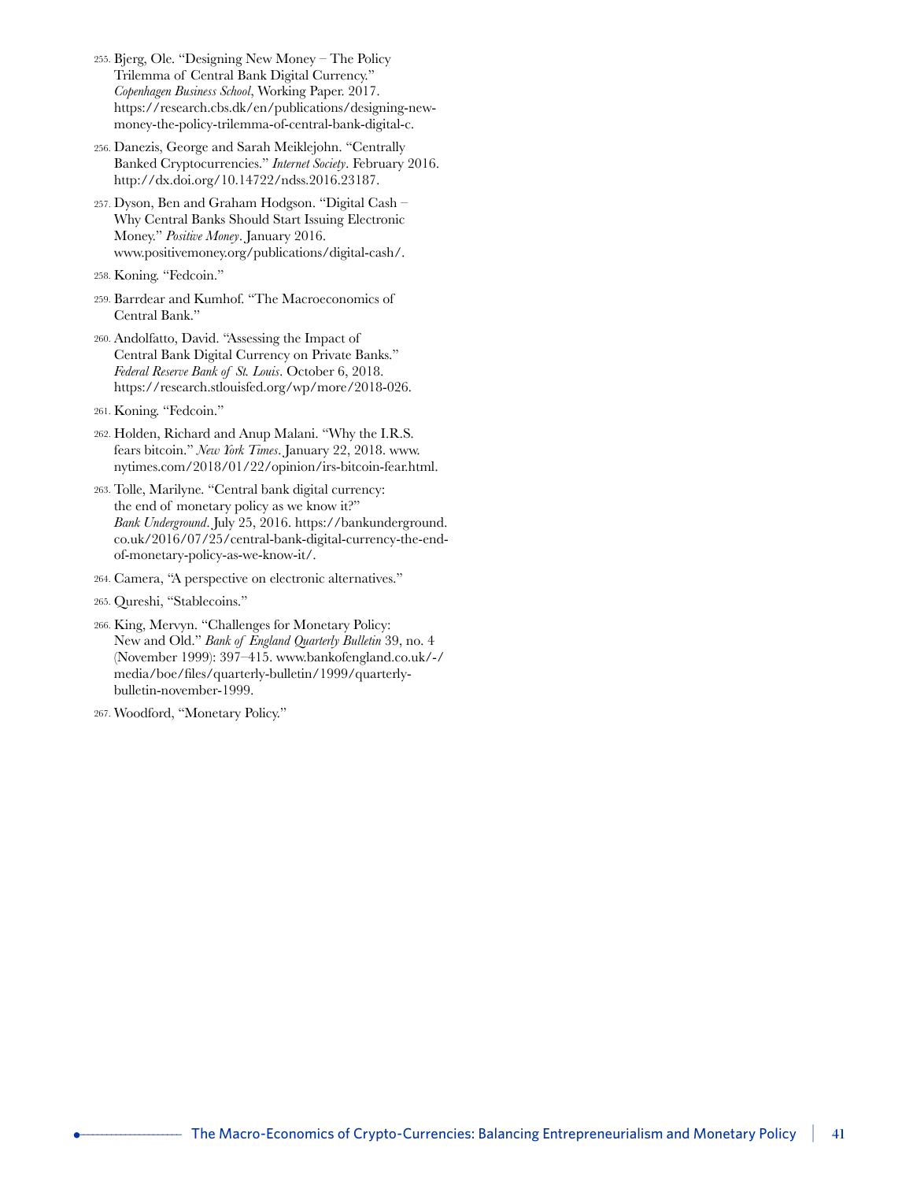255. Bjerg, Ole. "Designing New Money – The Policy Trilemma of Central Bank Digital Currency." *Copenhagen Business School*, Working Paper. 2017. https://research.cbs.dk/en/publications/designing-new-money-the-policy-trilemma-of-central-bank-digital-c.

256. Danezis, George and Sarah Meiklejohn. "Centrally Banked Cryptocurrencies." *Internet Society*. February 2016. http://dx.doi.org/10.14722/ndss.2016.23187.

257. Dyson, Ben and Graham Hodgson. "Digital Cash – Why Central Banks Should Start Issuing Electronic Money." *Positive Money*. January 2016. www.positivemoney.org/publications/digital-cash/.

258. Koning. "Fedcoin."

259. Barrdear and Kumhof. "The Macroeconomics of Central Bank."

260. Andolfatto, David. "Assessing the Impact of Central Bank Digital Currency on Private Banks." *Federal Reserve Bank of St. Louis*. October 6, 2018. https://research.stlouisfed.org/wp/more/2018-026.

261. Koning. "Fedcoin."

262. Holden, Richard and Anup Malani. "Why the I.R.S. fears bitcoin." *New York Times*. January 22, 2018. www.nytimes.com/2018/01/22/opinion/irs-bitcoin-fear.html.

263. Tolle, Marilyne. "Central bank digital currency: the end of monetary policy as we know it?" *Bank Underground*. July 25, 2016. https://bankunderground.co.uk/2016/07/25/central-bank-digital-currency-the-end-of-monetary-policy-as-we-know-it/.

264. Camera, "A perspective on electronic alternatives."

265. Qureshi, "Stablecoins."

266. King, Mervyn. "Challenges for Monetary Policy: New and Old." *Bank of England Quarterly Bulletin* 39, no. 4 (November 1999): 397–415. www.bankofengland.co.uk/-/media/boe/files/quarterly-bulletin/1999/quarterly-bulletin-november-1999.

267. Woodford, "Monetary Policy."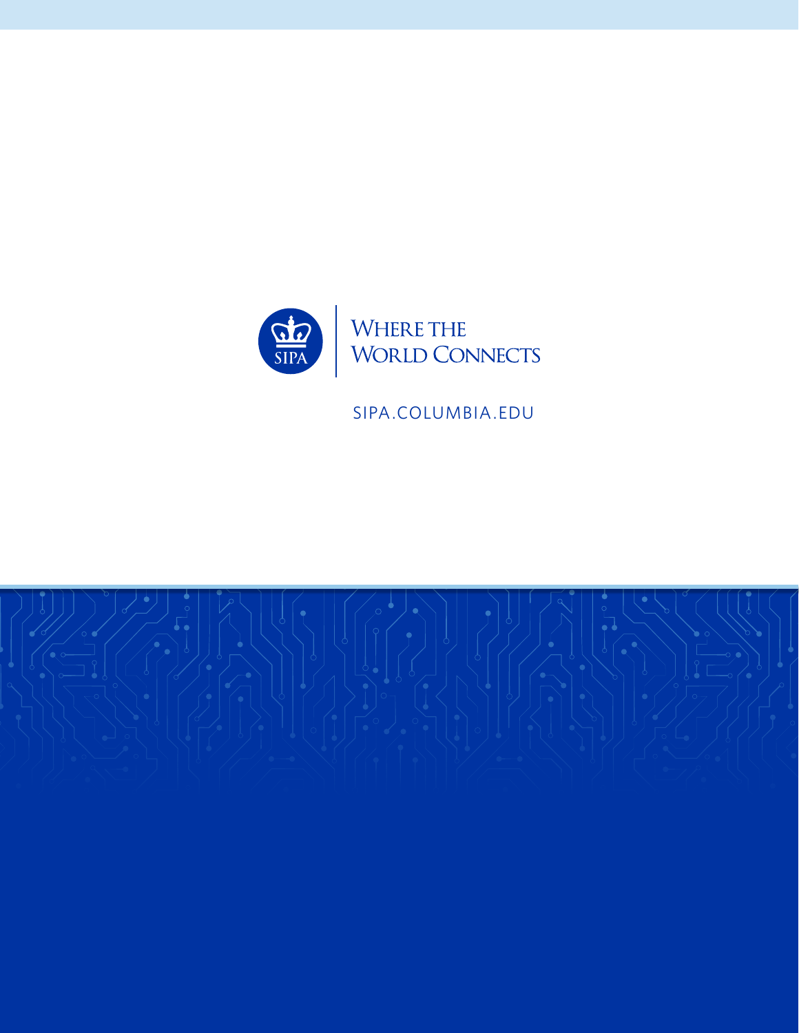SIPA

Where the World Connects

SIPA.COLUMBIA.EDU